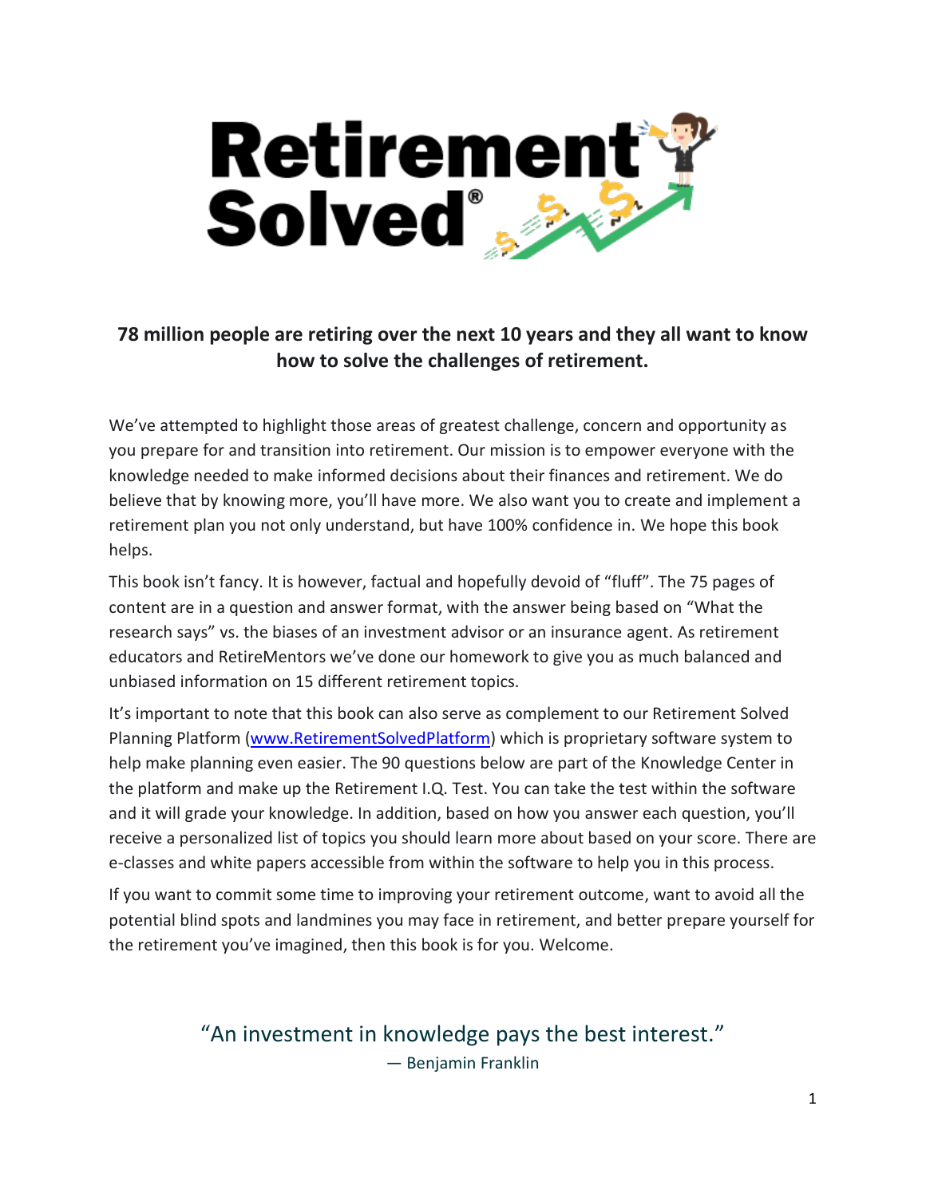# Retirement Solved®

**78 million people are retiring over the next 10 years and they all want to know how to solve the challenges of retirement.**

We've attempted to highlight those areas of greatest challenge, concern and opportunity as you prepare for and transition into retirement. Our mission is to empower everyone with the knowledge needed to make informed decisions about their finances and retirement. We do believe that by knowing more, you'll have more. We also want you to create and implement a retirement plan you not only understand, but have 100% confidence in. We hope this book helps.

This book isn't fancy. It is however, factual and hopefully devoid of "fluff". The 75 pages of content are in a question and answer format, with the answer being based on "What the research says" vs. the biases of an investment advisor or an insurance agent. As retirement educators and RetireMentors we've done our homework to give you as much balanced and unbiased information on 15 different retirement topics.

It's important to note that this book can also serve as complement to our Retirement Solved Planning Platform ([www.RetirementSolvedPlatform](www.RetirementSolvedPlatform)) which is proprietary software system to help make planning even easier. The 90 questions below are part of the Knowledge Center in the platform and make up the Retirement I.Q. Test. You can take the test within the software and it will grade your knowledge. In addition, based on how you answer each question, you'll receive a personalized list of topics you should learn more about based on your score. There are e-classes and white papers accessible from within the software to help you in this process.

If you want to commit some time to improving your retirement outcome, want to avoid all the potential blind spots and landmines you may face in retirement, and better prepare yourself for the retirement you've imagined, then this book is for you. Welcome.

"An investment in knowledge pays the best interest."
— Benjamin Franklin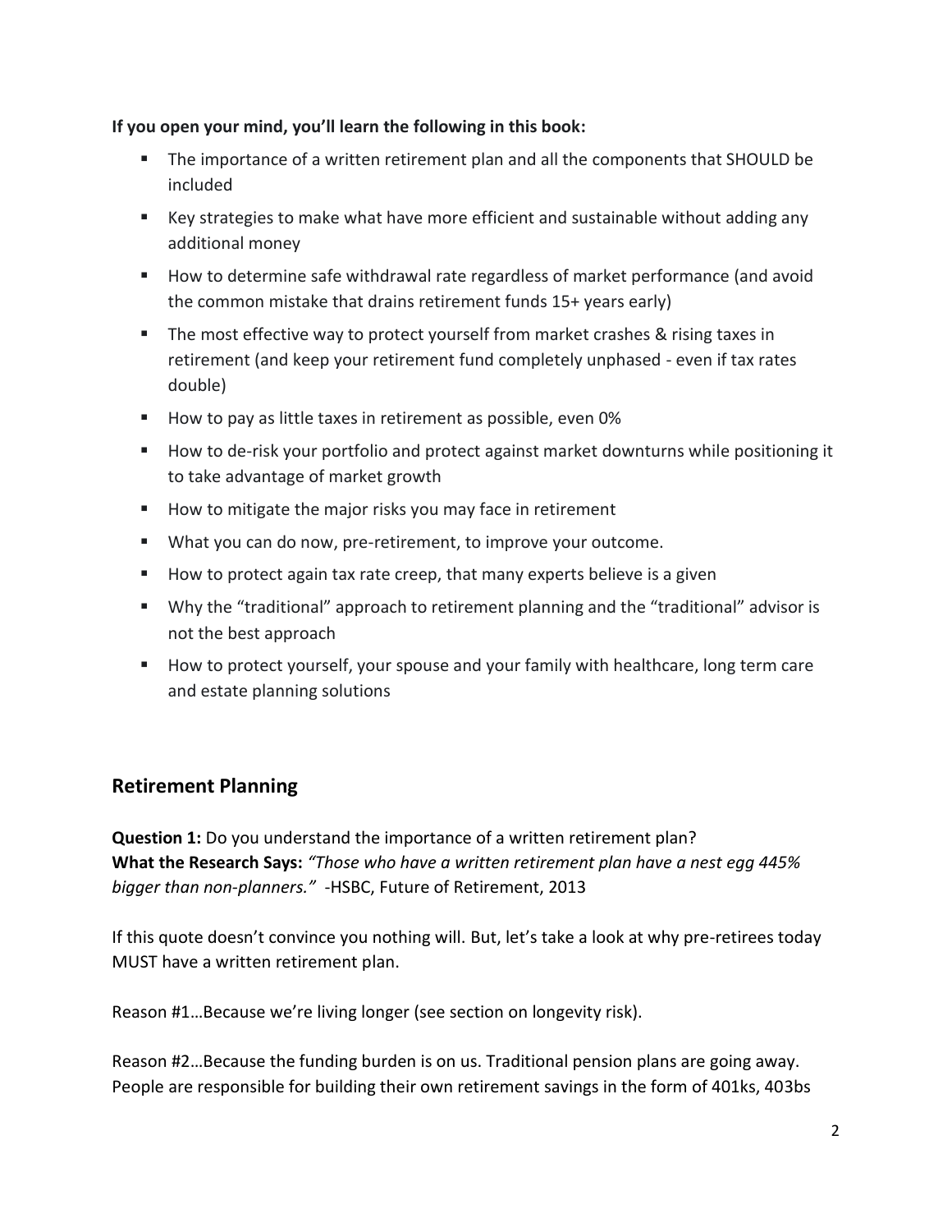**If you open your mind, you'll learn the following in this book:**

- The importance of a written retirement plan and all the components that SHOULD be included
- Key strategies to make what have more efficient and sustainable without adding any additional money
- How to determine safe withdrawal rate regardless of market performance (and avoid the common mistake that drains retirement funds 15+ years early)
- The most effective way to protect yourself from market crashes & rising taxes in retirement (and keep your retirement fund completely unphased - even if tax rates double)
- How to pay as little taxes in retirement as possible, even 0%
- How to de-risk your portfolio and protect against market downturns while positioning it to take advantage of market growth
- How to mitigate the major risks you may face in retirement
- What you can do now, pre-retirement, to improve your outcome.
- How to protect again tax rate creep, that many experts believe is a given
- Why the "traditional" approach to retirement planning and the "traditional" advisor is not the best approach
- How to protect yourself, your spouse and your family with healthcare, long term care and estate planning solutions

## Retirement Planning

**Question 1:** Do you understand the importance of a written retirement plan?
**What the Research Says:** *"Those who have a written retirement plan have a nest egg 445% bigger than non-planners."* -HSBC, Future of Retirement, 2013

If this quote doesn't convince you nothing will. But, let's take a look at why pre-retirees today MUST have a written retirement plan.

Reason #1…Because we're living longer (see section on longevity risk).

Reason #2…Because the funding burden is on us. Traditional pension plans are going away. People are responsible for building their own retirement savings in the form of 401ks, 403bs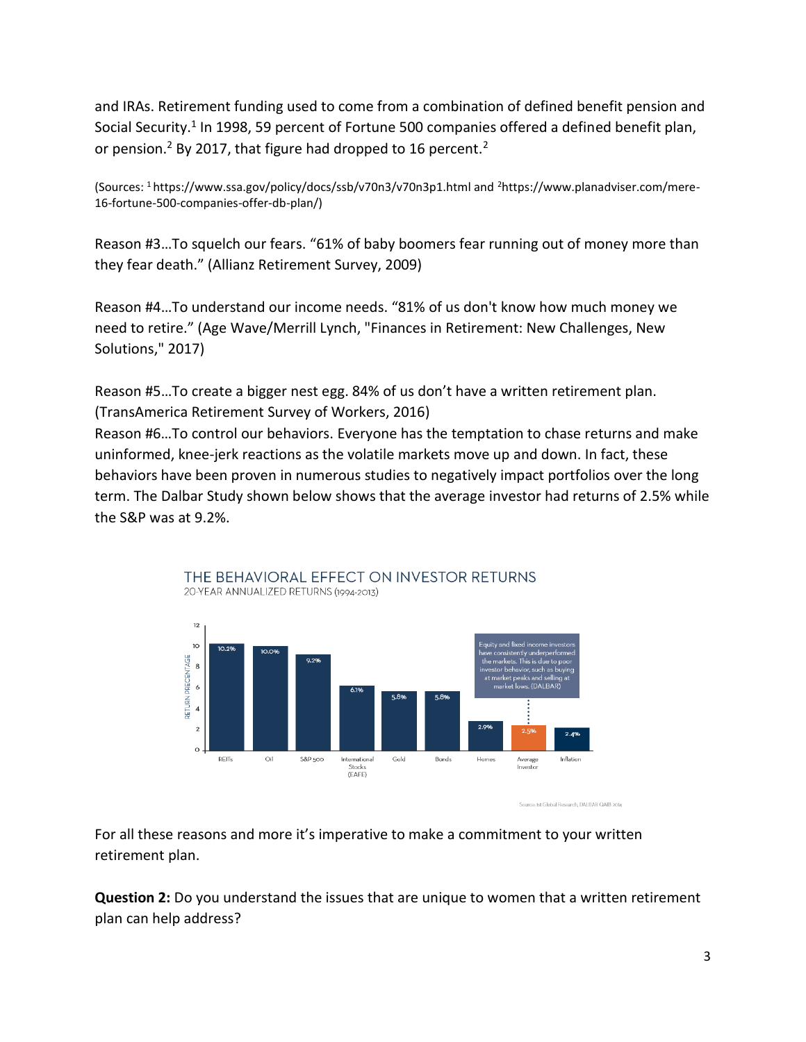and IRAs. Retirement funding used to come from a combination of defined benefit pension and Social Security.[1] In 1998, 59 percent of Fortune 500 companies offered a defined benefit plan, or pension.[2] By 2017, that figure had dropped to 16 percent.[2]

(Sources: [1] https://www.ssa.gov/policy/docs/ssb/v70n3/v70n3p1.html and [2]https://www.planadviser.com/mere-16-fortune-500-companies-offer-db-plan/)

Reason #3…To squelch our fears. "61% of baby boomers fear running out of money more than they fear death." (Allianz Retirement Survey, 2009)

Reason #4…To understand our income needs. "81% of us don't know how much money we need to retire." (Age Wave/Merrill Lynch, "Finances in Retirement: New Challenges, New Solutions," 2017)

Reason #5…To create a bigger nest egg. 84% of us don't have a written retirement plan. (TransAmerica Retirement Survey of Workers, 2016)

Reason #6…To control our behaviors. Everyone has the temptation to chase returns and make uninformed, knee-jerk reactions as the volatile markets move up and down. In fact, these behaviors have been proven in numerous studies to negatively impact portfolios over the long term. The Dalbar Study shown below shows that the average investor had returns of 2.5% while the S&P was at 9.2%.

**THE BEHAVIORAL EFFECT ON INVESTOR RETURNS**
20-YEAR ANNUALIZED RETURNS (1994-2013)

| Asset | Return Percentage |
| --- | --- |
| REITs | 10.2% |
| Oil | 10.0% |
| S&P 500 | 9.2% |
| International Stocks (EAFE) | 6.1% |
| Gold | 5.8% |
| Bonds | 5.8% |
| Homes | 2.9% |
| Average Investor | 2.5% |
| Inflation | 2.4% |

Equity and fixed income investors have consistently underperformed the markets. This is due to poor investor behavior, such as buying at market peaks and selling at market lows. (DALBAR)

Source: Ist Global Research, DALBAR QAIB 2014

For all these reasons and more it's imperative to make a commitment to your written retirement plan.

**Question 2:** Do you understand the issues that are unique to women that a written retirement plan can help address?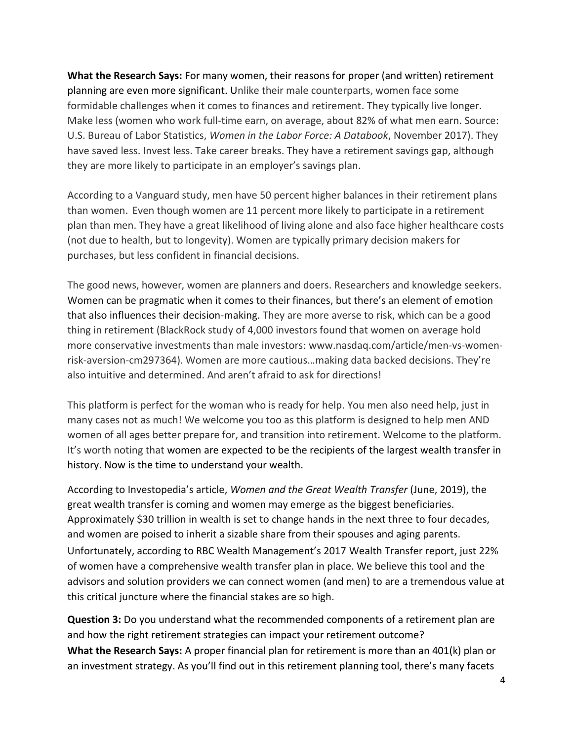**What the Research Says:** For many women, their reasons for proper (and written) retirement planning are even more significant. Unlike their male counterparts, women face some formidable challenges when it comes to finances and retirement. They typically live longer. Make less (women who work full-time earn, on average, about 82% of what men earn. Source: U.S. Bureau of Labor Statistics, *Women in the Labor Force: A Databook*, November 2017). They have saved less. Invest less. Take career breaks. They have a retirement savings gap, although they are more likely to participate in an employer's savings plan.

According to a Vanguard study, men have 50 percent higher balances in their retirement plans than women. Even though women are 11 percent more likely to participate in a retirement plan than men. They have a great likelihood of living alone and also face higher healthcare costs (not due to health, but to longevity). Women are typically primary decision makers for purchases, but less confident in financial decisions.

The good news, however, women are planners and doers. Researchers and knowledge seekers. Women can be pragmatic when it comes to their finances, but there's an element of emotion that also influences their decision-making. They are more averse to risk, which can be a good thing in retirement (BlackRock study of 4,000 investors found that women on average hold more conservative investments than male investors: www.nasdaq.com/article/men-vs-women-risk-aversion-cm297364). Women are more cautious…making data backed decisions. They're also intuitive and determined. And aren't afraid to ask for directions!

This platform is perfect for the woman who is ready for help. You men also need help, just in many cases not as much! We welcome you too as this platform is designed to help men AND women of all ages better prepare for, and transition into retirement. Welcome to the platform. It's worth noting that women are expected to be the recipients of the largest wealth transfer in history. Now is the time to understand your wealth.

According to Investopedia's article, *Women and the Great Wealth Transfer* (June, 2019), the great wealth transfer is coming and women may emerge as the biggest beneficiaries. Approximately $30 trillion in wealth is set to change hands in the next three to four decades, and women are poised to inherit a sizable share from their spouses and aging parents. Unfortunately, according to RBC Wealth Management's 2017 Wealth Transfer report, just 22% of women have a comprehensive wealth transfer plan in place. We believe this tool and the advisors and solution providers we can connect women (and men) to are a tremendous value at this critical juncture where the financial stakes are so high.

**Question 3:** Do you understand what the recommended components of a retirement plan are and how the right retirement strategies can impact your retirement outcome?
**What the Research Says:** A proper financial plan for retirement is more than an 401(k) plan or an investment strategy. As you'll find out in this retirement planning tool, there's many facets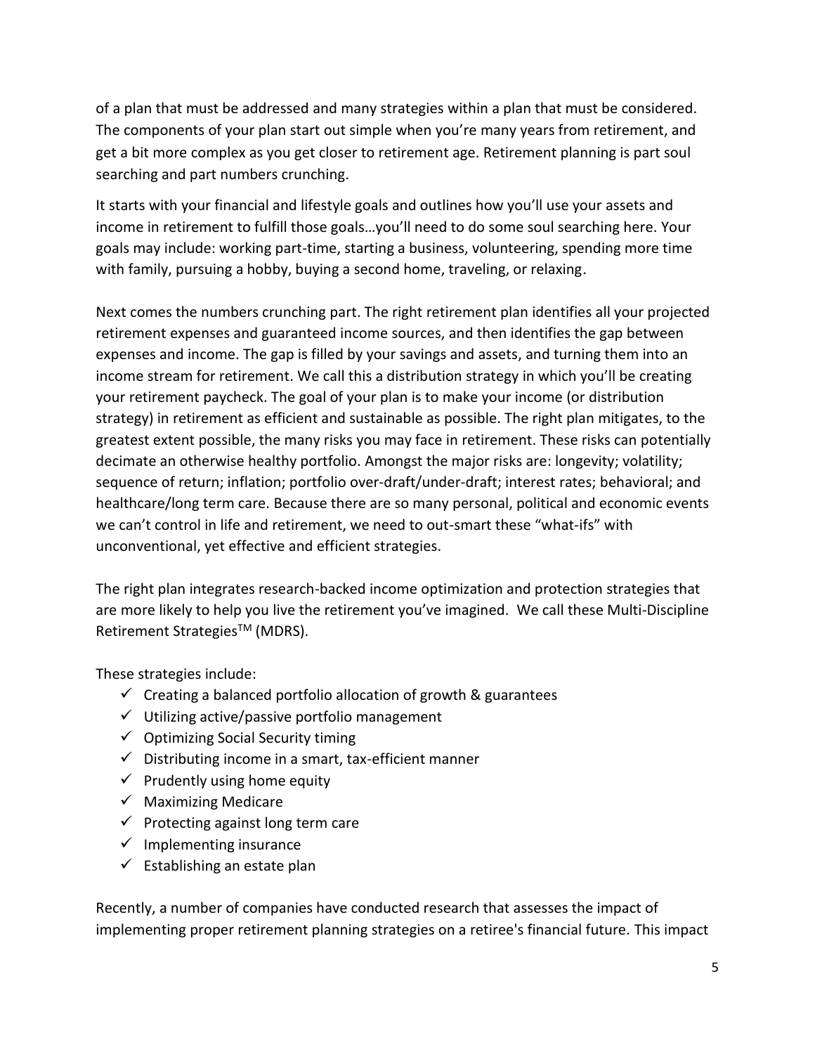of a plan that must be addressed and many strategies within a plan that must be considered. The components of your plan start out simple when you're many years from retirement, and get a bit more complex as you get closer to retirement age. Retirement planning is part soul searching and part numbers crunching.

It starts with your financial and lifestyle goals and outlines how you'll use your assets and income in retirement to fulfill those goals…you'll need to do some soul searching here. Your goals may include: working part-time, starting a business, volunteering, spending more time with family, pursuing a hobby, buying a second home, traveling, or relaxing.

Next comes the numbers crunching part. The right retirement plan identifies all your projected retirement expenses and guaranteed income sources, and then identifies the gap between expenses and income. The gap is filled by your savings and assets, and turning them into an income stream for retirement. We call this a distribution strategy in which you'll be creating your retirement paycheck. The goal of your plan is to make your income (or distribution strategy) in retirement as efficient and sustainable as possible. The right plan mitigates, to the greatest extent possible, the many risks you may face in retirement. These risks can potentially decimate an otherwise healthy portfolio. Amongst the major risks are: longevity; volatility; sequence of return; inflation; portfolio over-draft/under-draft; interest rates; behavioral; and healthcare/long term care. Because there are so many personal, political and economic events we can't control in life and retirement, we need to out-smart these "what-ifs" with unconventional, yet effective and efficient strategies.

The right plan integrates research-backed income optimization and protection strategies that are more likely to help you live the retirement you've imagined. We call these Multi-Discipline Retirement Strategies™ (MDRS).

These strategies include:

- ✓ Creating a balanced portfolio allocation of growth & guarantees
- ✓ Utilizing active/passive portfolio management
- ✓ Optimizing Social Security timing
- ✓ Distributing income in a smart, tax-efficient manner
- ✓ Prudently using home equity
- ✓ Maximizing Medicare
- ✓ Protecting against long term care
- ✓ Implementing insurance
- ✓ Establishing an estate plan

Recently, a number of companies have conducted research that assesses the impact of implementing proper retirement planning strategies on a retiree's financial future. This impact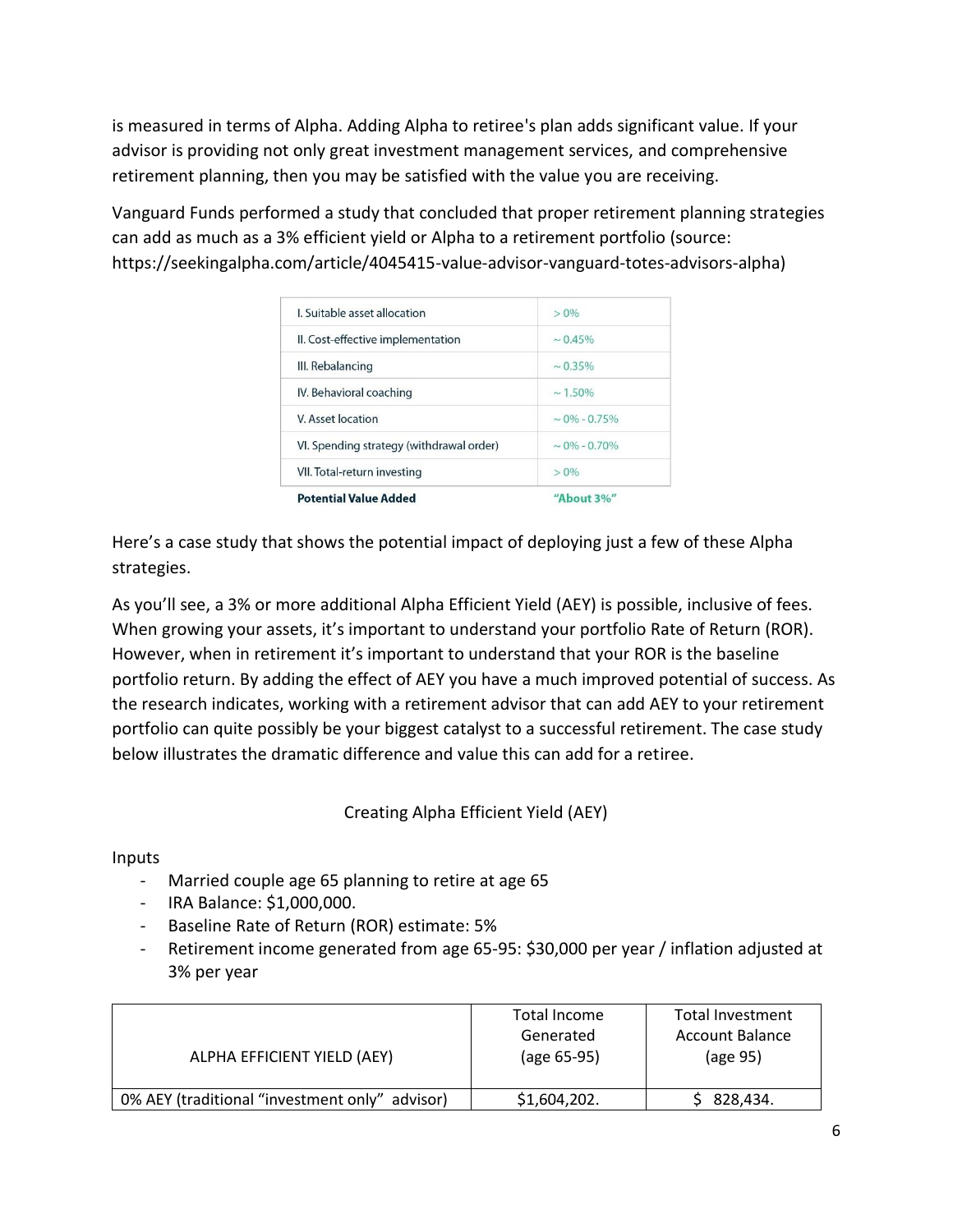is measured in terms of Alpha. Adding Alpha to retiree's plan adds significant value. If your advisor is providing not only great investment management services, and comprehensive retirement planning, then you may be satisfied with the value you are receiving.

Vanguard Funds performed a study that concluded that proper retirement planning strategies can add as much as a 3% efficient yield or Alpha to a retirement portfolio (source: https://seekingalpha.com/article/4045415-value-advisor-vanguard-totes-advisors-alpha)

| | |
|---|---|
| I. Suitable asset allocation | > 0% |
| II. Cost-effective implementation | ~ 0.45% |
| III. Rebalancing | ~ 0.35% |
| IV. Behavioral coaching | ~ 1.50% |
| V. Asset location | ~ 0% - 0.75% |
| VI. Spending strategy (withdrawal order) | ~ 0% - 0.70% |
| VII. Total-return investing | > 0% |
| **Potential Value Added** | **"About 3%"** |

Here's a case study that shows the potential impact of deploying just a few of these Alpha strategies.

As you'll see, a 3% or more additional Alpha Efficient Yield (AEY) is possible, inclusive of fees. When growing your assets, it's important to understand your portfolio Rate of Return (ROR). However, when in retirement it's important to understand that your ROR is the baseline portfolio return. By adding the effect of AEY you have a much improved potential of success. As the research indicates, working with a retirement advisor that can add AEY to your retirement portfolio can quite possibly be your biggest catalyst to a successful retirement. The case study below illustrates the dramatic difference and value this can add for a retiree.

Creating Alpha Efficient Yield (AEY)

Inputs

- Married couple age 65 planning to retire at age 65
- IRA Balance: $1,000,000.
- Baseline Rate of Return (ROR) estimate: 5%
- Retirement income generated from age 65-95: $30,000 per year / inflation adjusted at 3% per year

| ALPHA EFFICIENT YIELD (AEY) | Total Income Generated (age 65-95) | Total Investment Account Balance (age 95) |
|---|---|---|
| 0% AEY (traditional "investment only" advisor) | $1,604,202. | $ 828,434. |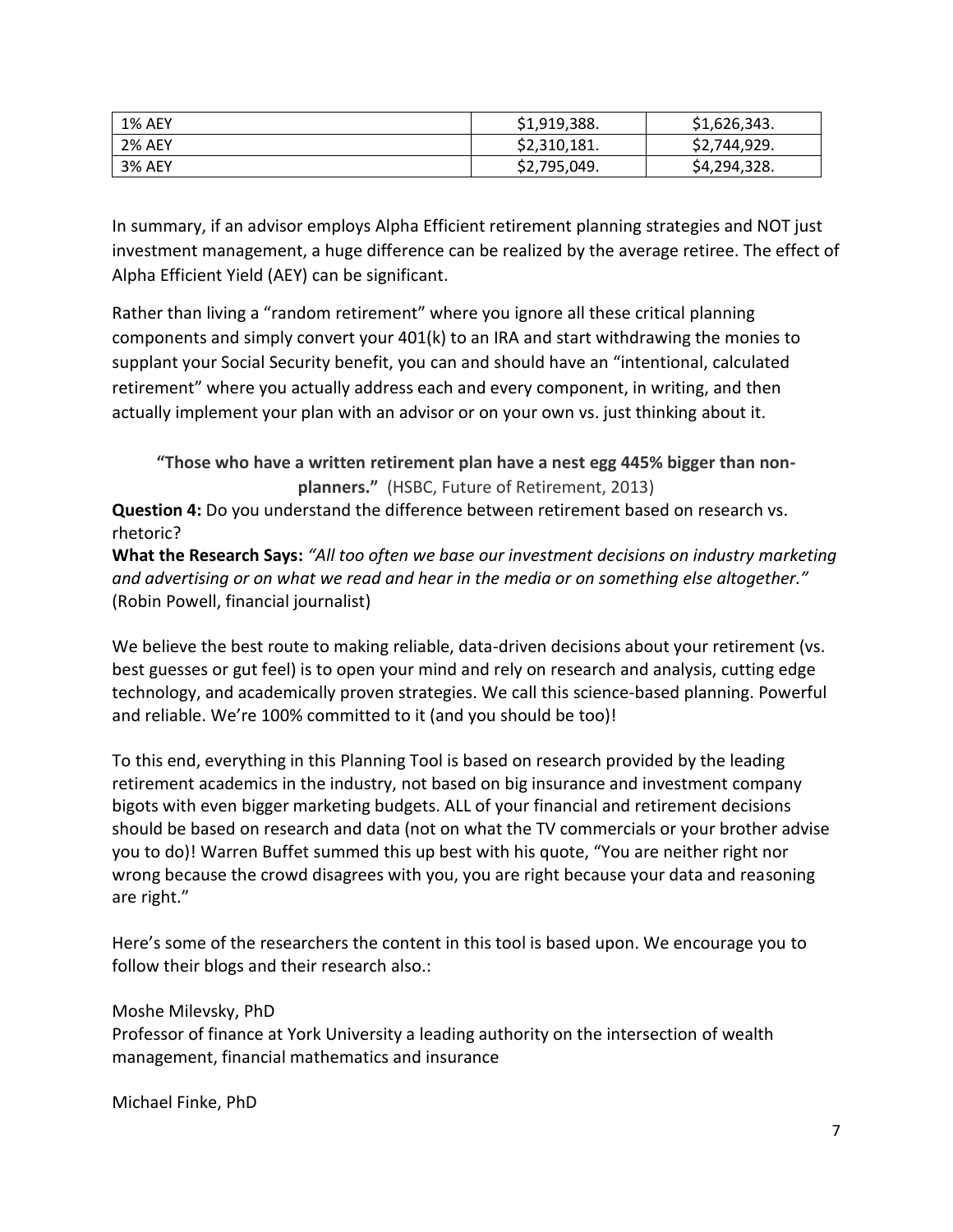| 1% AEY | $1,919,388. | $1,626,343. |
| --- | --- | --- |
| 2% AEY | $2,310,181. | $2,744,929. |
| 3% AEY | $2,795,049. | $4,294,328. |

In summary, if an advisor employs Alpha Efficient retirement planning strategies and NOT just investment management, a huge difference can be realized by the average retiree. The effect of Alpha Efficient Yield (AEY) can be significant.

Rather than living a "random retirement" where you ignore all these critical planning components and simply convert your 401(k) to an IRA and start withdrawing the monies to supplant your Social Security benefit, you can and should have an "intentional, calculated retirement" where you actually address each and every component, in writing, and then actually implement your plan with an advisor or on your own vs. just thinking about it.

**"Those who have a written retirement plan have a nest egg 445% bigger than non-planners."** (HSBC, Future of Retirement, 2013)

**Question 4:** Do you understand the difference between retirement based on research vs. rhetoric?

**What the Research Says:** *"All too often we base our investment decisions on industry marketing and advertising or on what we read and hear in the media or on something else altogether."* (Robin Powell, financial journalist)

We believe the best route to making reliable, data-driven decisions about your retirement (vs. best guesses or gut feel) is to open your mind and rely on research and analysis, cutting edge technology, and academically proven strategies. We call this science-based planning. Powerful and reliable. We're 100% committed to it (and you should be too)!

To this end, everything in this Planning Tool is based on research provided by the leading retirement academics in the industry, not based on big insurance and investment company bigots with even bigger marketing budgets. ALL of your financial and retirement decisions should be based on research and data (not on what the TV commercials or your brother advise you to do)! Warren Buffet summed this up best with his quote, "You are neither right nor wrong because the crowd disagrees with you, you are right because your data and reasoning are right."

Here's some of the researchers the content in this tool is based upon. We encourage you to follow their blogs and their research also.:

Moshe Milevsky, PhD
Professor of finance at York University a leading authority on the intersection of wealth management, financial mathematics and insurance

Michael Finke, PhD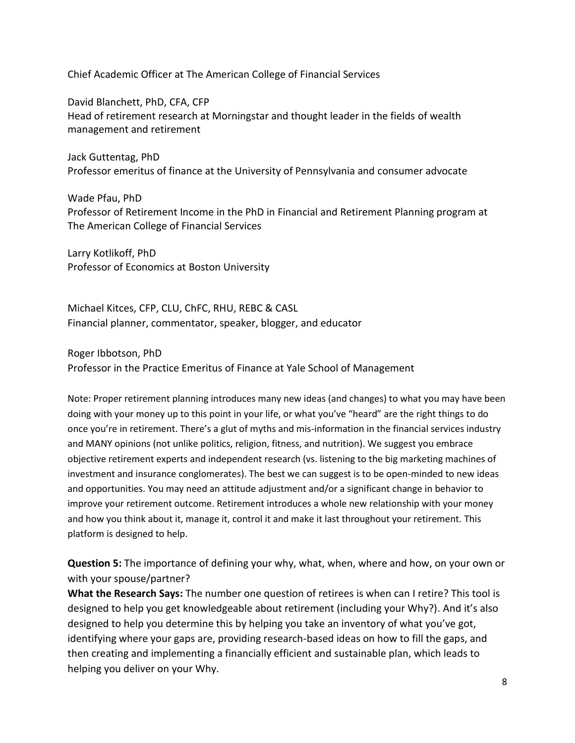Chief Academic Officer at The American College of Financial Services

David Blanchett, PhD, CFA, CFP
Head of retirement research at Morningstar and thought leader in the fields of wealth management and retirement

Jack Guttentag, PhD
Professor emeritus of finance at the University of Pennsylvania and consumer advocate

Wade Pfau, PhD
Professor of Retirement Income in the PhD in Financial and Retirement Planning program at The American College of Financial Services

Larry Kotlikoff, PhD
Professor of Economics at Boston University

Michael Kitces, CFP, CLU, ChFC, RHU, REBC & CASL
Financial planner, commentator, speaker, blogger, and educator

Roger Ibbotson, PhD
Professor in the Practice Emeritus of Finance at Yale School of Management

Note: Proper retirement planning introduces many new ideas (and changes) to what you may have been doing with your money up to this point in your life, or what you've "heard" are the right things to do once you're in retirement. There's a glut of myths and mis-information in the financial services industry and MANY opinions (not unlike politics, religion, fitness, and nutrition). We suggest you embrace objective retirement experts and independent research (vs. listening to the big marketing machines of investment and insurance conglomerates). The best we can suggest is to be open-minded to new ideas and opportunities. You may need an attitude adjustment and/or a significant change in behavior to improve your retirement outcome. Retirement introduces a whole new relationship with your money and how you think about it, manage it, control it and make it last throughout your retirement. This platform is designed to help.

**Question 5:** The importance of defining your why, what, when, where and how, on your own or with your spouse/partner?
**What the Research Says:** The number one question of retirees is when can I retire? This tool is designed to help you get knowledgeable about retirement (including your Why?). And it's also designed to help you determine this by helping you take an inventory of what you've got, identifying where your gaps are, providing research-based ideas on how to fill the gaps, and then creating and implementing a financially efficient and sustainable plan, which leads to helping you deliver on your Why.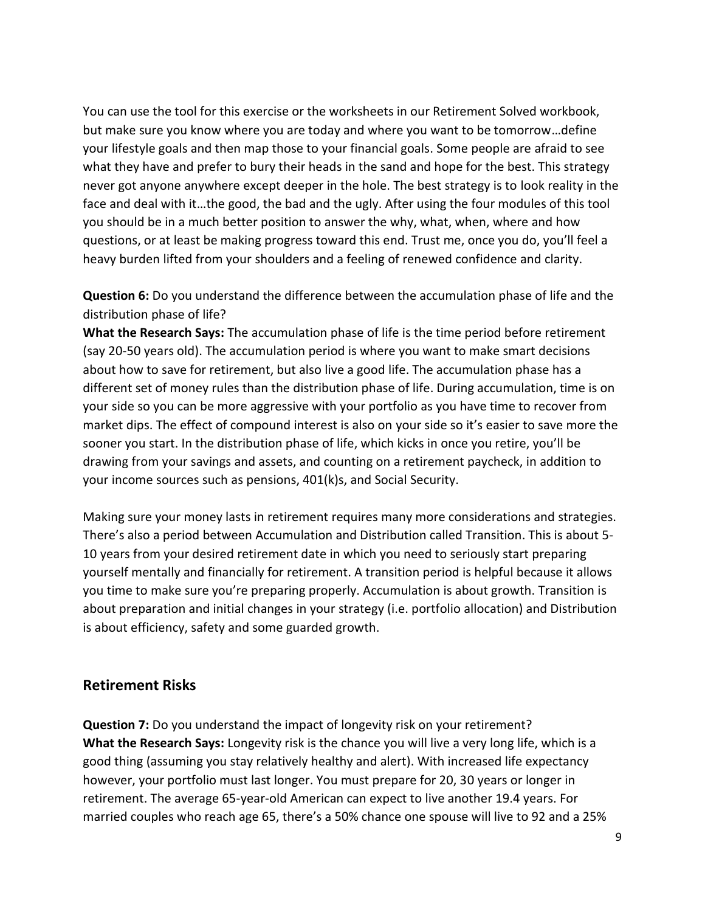You can use the tool for this exercise or the worksheets in our Retirement Solved workbook, but make sure you know where you are today and where you want to be tomorrow…define your lifestyle goals and then map those to your financial goals. Some people are afraid to see what they have and prefer to bury their heads in the sand and hope for the best. This strategy never got anyone anywhere except deeper in the hole. The best strategy is to look reality in the face and deal with it…the good, the bad and the ugly. After using the four modules of this tool you should be in a much better position to answer the why, what, when, where and how questions, or at least be making progress toward this end. Trust me, once you do, you'll feel a heavy burden lifted from your shoulders and a feeling of renewed confidence and clarity.

**Question 6:** Do you understand the difference between the accumulation phase of life and the distribution phase of life?
**What the Research Says:** The accumulation phase of life is the time period before retirement (say 20-50 years old). The accumulation period is where you want to make smart decisions about how to save for retirement, but also live a good life. The accumulation phase has a different set of money rules than the distribution phase of life. During accumulation, time is on your side so you can be more aggressive with your portfolio as you have time to recover from market dips. The effect of compound interest is also on your side so it's easier to save more the sooner you start. In the distribution phase of life, which kicks in once you retire, you'll be drawing from your savings and assets, and counting on a retirement paycheck, in addition to your income sources such as pensions, 401(k)s, and Social Security.

Making sure your money lasts in retirement requires many more considerations and strategies. There's also a period between Accumulation and Distribution called Transition. This is about 5-10 years from your desired retirement date in which you need to seriously start preparing yourself mentally and financially for retirement. A transition period is helpful because it allows you time to make sure you're preparing properly. Accumulation is about growth. Transition is about preparation and initial changes in your strategy (i.e. portfolio allocation) and Distribution is about efficiency, safety and some guarded growth.

## Retirement Risks

**Question 7:** Do you understand the impact of longevity risk on your retirement?
**What the Research Says:** Longevity risk is the chance you will live a very long life, which is a good thing (assuming you stay relatively healthy and alert). With increased life expectancy however, your portfolio must last longer. You must prepare for 20, 30 years or longer in retirement. The average 65-year-old American can expect to live another 19.4 years. For married couples who reach age 65, there's a 50% chance one spouse will live to 92 and a 25%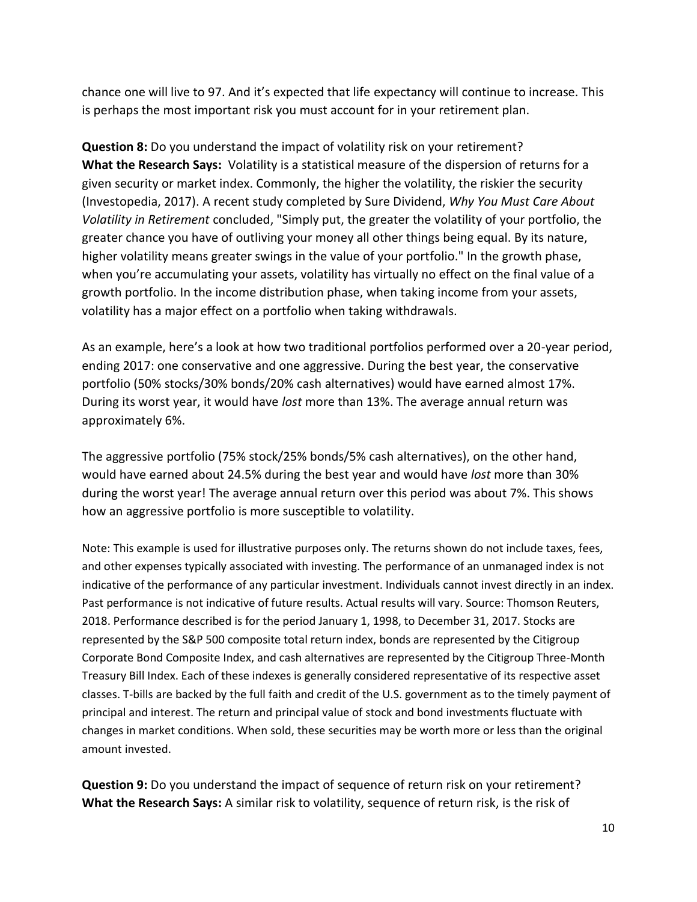chance one will live to 97. And it's expected that life expectancy will continue to increase. This is perhaps the most important risk you must account for in your retirement plan.

**Question 8:** Do you understand the impact of volatility risk on your retirement?
**What the Research Says:** Volatility is a statistical measure of the dispersion of returns for a given security or market index. Commonly, the higher the volatility, the riskier the security (Investopedia, 2017). A recent study completed by Sure Dividend, *Why You Must Care About Volatility in Retirement* concluded, "Simply put, the greater the volatility of your portfolio, the greater chance you have of outliving your money all other things being equal. By its nature, higher volatility means greater swings in the value of your portfolio." In the growth phase, when you're accumulating your assets, volatility has virtually no effect on the final value of a growth portfolio. In the income distribution phase, when taking income from your assets, volatility has a major effect on a portfolio when taking withdrawals.

As an example, here's a look at how two traditional portfolios performed over a 20-year period, ending 2017: one conservative and one aggressive. During the best year, the conservative portfolio (50% stocks/30% bonds/20% cash alternatives) would have earned almost 17%. During its worst year, it would have *lost* more than 13%. The average annual return was approximately 6%.

The aggressive portfolio (75% stock/25% bonds/5% cash alternatives), on the other hand, would have earned about 24.5% during the best year and would have *lost* more than 30% during the worst year! The average annual return over this period was about 7%. This shows how an aggressive portfolio is more susceptible to volatility.

Note: This example is used for illustrative purposes only. The returns shown do not include taxes, fees, and other expenses typically associated with investing. The performance of an unmanaged index is not indicative of the performance of any particular investment. Individuals cannot invest directly in an index. Past performance is not indicative of future results. Actual results will vary. Source: Thomson Reuters, 2018. Performance described is for the period January 1, 1998, to December 31, 2017. Stocks are represented by the S&P 500 composite total return index, bonds are represented by the Citigroup Corporate Bond Composite Index, and cash alternatives are represented by the Citigroup Three-Month Treasury Bill Index. Each of these indexes is generally considered representative of its respective asset classes. T-bills are backed by the full faith and credit of the U.S. government as to the timely payment of principal and interest. The return and principal value of stock and bond investments fluctuate with changes in market conditions. When sold, these securities may be worth more or less than the original amount invested.

**Question 9:** Do you understand the impact of sequence of return risk on your retirement?
**What the Research Says:** A similar risk to volatility, sequence of return risk, is the risk of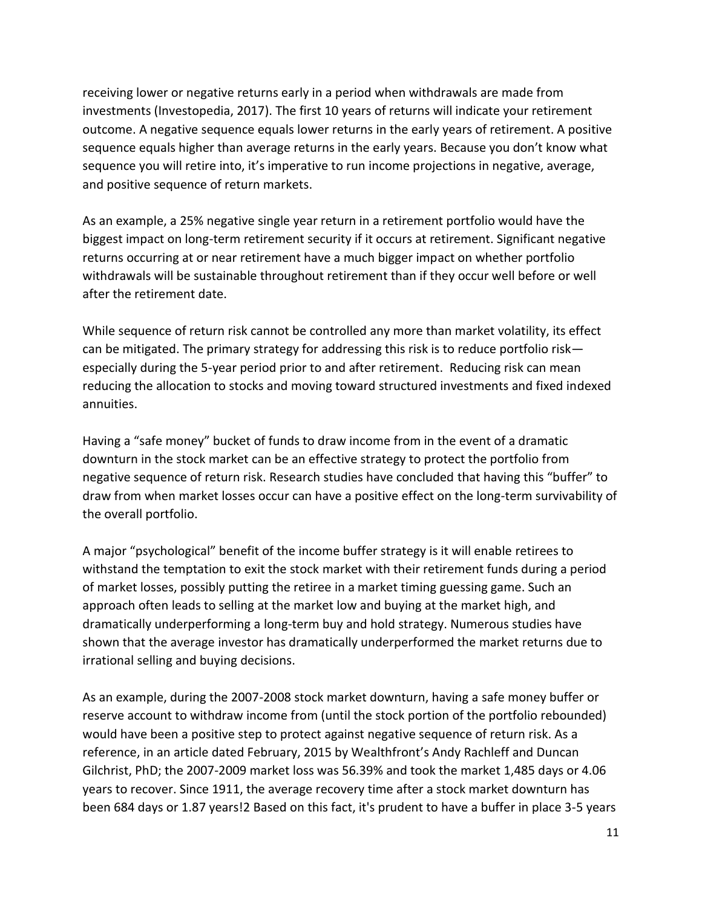receiving lower or negative returns early in a period when withdrawals are made from investments (Investopedia, 2017). The first 10 years of returns will indicate your retirement outcome. A negative sequence equals lower returns in the early years of retirement. A positive sequence equals higher than average returns in the early years. Because you don't know what sequence you will retire into, it's imperative to run income projections in negative, average, and positive sequence of return markets.

As an example, a 25% negative single year return in a retirement portfolio would have the biggest impact on long-term retirement security if it occurs at retirement. Significant negative returns occurring at or near retirement have a much bigger impact on whether portfolio withdrawals will be sustainable throughout retirement than if they occur well before or well after the retirement date.

While sequence of return risk cannot be controlled any more than market volatility, its effect can be mitigated. The primary strategy for addressing this risk is to reduce portfolio risk—especially during the 5-year period prior to and after retirement. Reducing risk can mean reducing the allocation to stocks and moving toward structured investments and fixed indexed annuities.

Having a "safe money" bucket of funds to draw income from in the event of a dramatic downturn in the stock market can be an effective strategy to protect the portfolio from negative sequence of return risk. Research studies have concluded that having this "buffer" to draw from when market losses occur can have a positive effect on the long-term survivability of the overall portfolio.

A major "psychological" benefit of the income buffer strategy is it will enable retirees to withstand the temptation to exit the stock market with their retirement funds during a period of market losses, possibly putting the retiree in a market timing guessing game. Such an approach often leads to selling at the market low and buying at the market high, and dramatically underperforming a long-term buy and hold strategy. Numerous studies have shown that the average investor has dramatically underperformed the market returns due to irrational selling and buying decisions.

As an example, during the 2007-2008 stock market downturn, having a safe money buffer or reserve account to withdraw income from (until the stock portion of the portfolio rebounded) would have been a positive step to protect against negative sequence of return risk. As a reference, in an article dated February, 2015 by Wealthfront's Andy Rachleff and Duncan Gilchrist, PhD; the 2007-2009 market loss was 56.39% and took the market 1,485 days or 4.06 years to recover. Since 1911, the average recovery time after a stock market downturn has been 684 days or 1.87 years![2] Based on this fact, it's prudent to have a buffer in place 3-5 years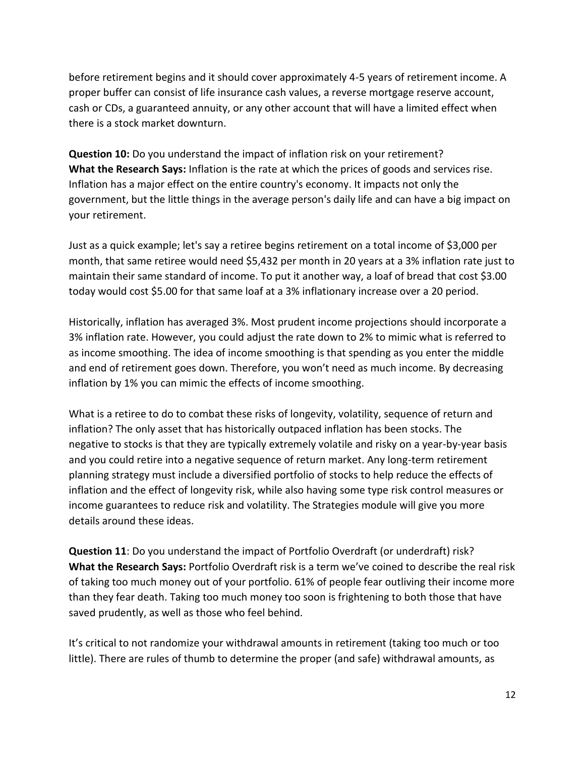before retirement begins and it should cover approximately 4-5 years of retirement income. A proper buffer can consist of life insurance cash values, a reverse mortgage reserve account, cash or CDs, a guaranteed annuity, or any other account that will have a limited effect when there is a stock market downturn.

**Question 10:** Do you understand the impact of inflation risk on your retirement?
**What the Research Says:** Inflation is the rate at which the prices of goods and services rise. Inflation has a major effect on the entire country's economy. It impacts not only the government, but the little things in the average person's daily life and can have a big impact on your retirement.

Just as a quick example; let's say a retiree begins retirement on a total income of $3,000 per month, that same retiree would need $5,432 per month in 20 years at a 3% inflation rate just to maintain their same standard of income. To put it another way, a loaf of bread that cost $3.00 today would cost $5.00 for that same loaf at a 3% inflationary increase over a 20 period.

Historically, inflation has averaged 3%. Most prudent income projections should incorporate a 3% inflation rate. However, you could adjust the rate down to 2% to mimic what is referred to as income smoothing. The idea of income smoothing is that spending as you enter the middle and end of retirement goes down. Therefore, you won't need as much income. By decreasing inflation by 1% you can mimic the effects of income smoothing.

What is a retiree to do to combat these risks of longevity, volatility, sequence of return and inflation? The only asset that has historically outpaced inflation has been stocks. The negative to stocks is that they are typically extremely volatile and risky on a year-by-year basis and you could retire into a negative sequence of return market. Any long-term retirement planning strategy must include a diversified portfolio of stocks to help reduce the effects of inflation and the effect of longevity risk, while also having some type risk control measures or income guarantees to reduce risk and volatility. The Strategies module will give you more details around these ideas.

**Question 11**: Do you understand the impact of Portfolio Overdraft (or underdraft) risk?
**What the Research Says:** Portfolio Overdraft risk is a term we've coined to describe the real risk of taking too much money out of your portfolio. 61% of people fear outliving their income more than they fear death. Taking too much money too soon is frightening to both those that have saved prudently, as well as those who feel behind.

It's critical to not randomize your withdrawal amounts in retirement (taking too much or too little). There are rules of thumb to determine the proper (and safe) withdrawal amounts, as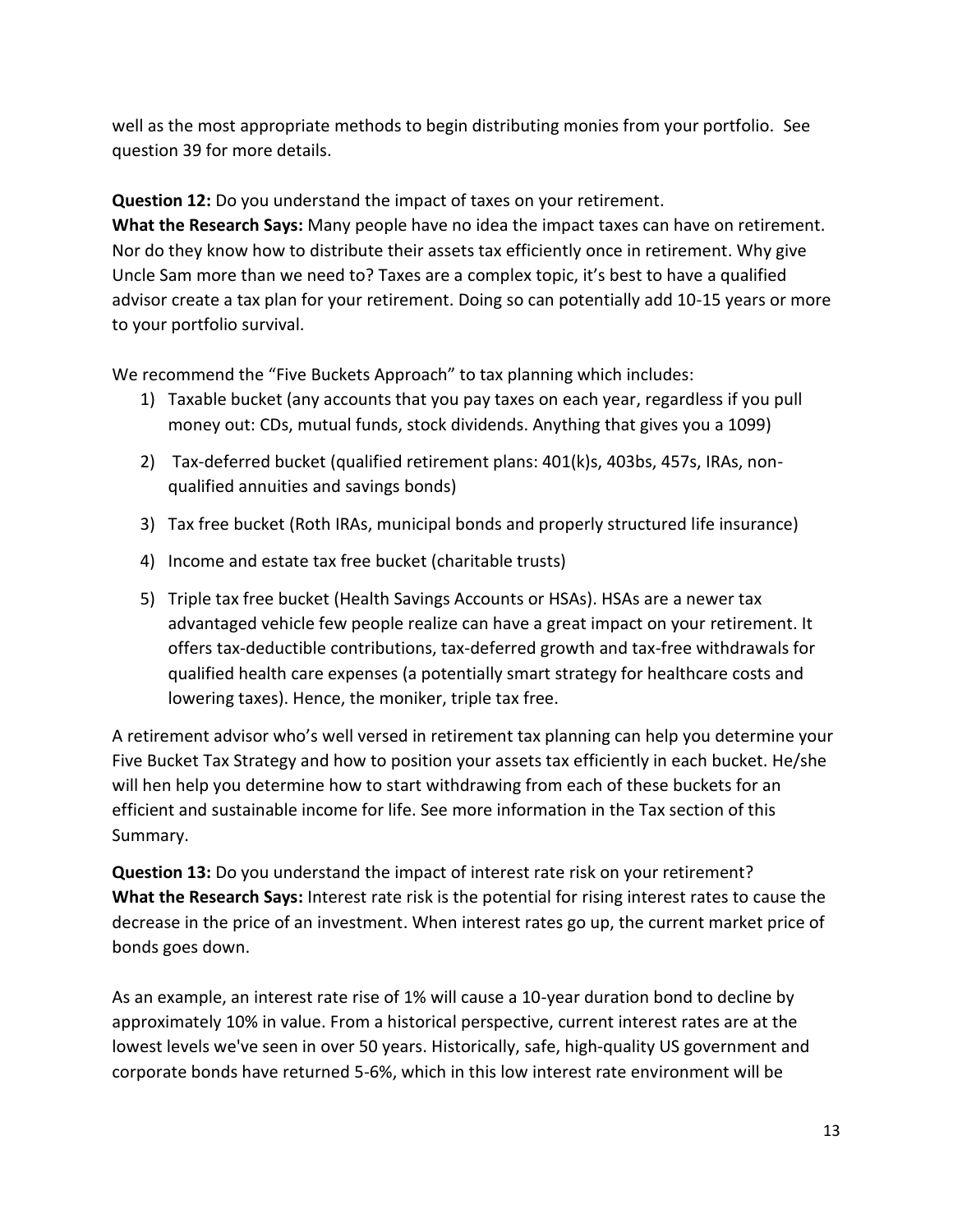well as the most appropriate methods to begin distributing monies from your portfolio. See question 39 for more details.

**Question 12:** Do you understand the impact of taxes on your retirement.
**What the Research Says:** Many people have no idea the impact taxes can have on retirement. Nor do they know how to distribute their assets tax efficiently once in retirement. Why give Uncle Sam more than we need to? Taxes are a complex topic, it's best to have a qualified advisor create a tax plan for your retirement. Doing so can potentially add 10-15 years or more to your portfolio survival.

We recommend the "Five Buckets Approach" to tax planning which includes:

1) Taxable bucket (any accounts that you pay taxes on each year, regardless if you pull money out: CDs, mutual funds, stock dividends. Anything that gives you a 1099)
2) Tax-deferred bucket (qualified retirement plans: 401(k)s, 403bs, 457s, IRAs, non-qualified annuities and savings bonds)
3) Tax free bucket (Roth IRAs, municipal bonds and properly structured life insurance)
4) Income and estate tax free bucket (charitable trusts)
5) Triple tax free bucket (Health Savings Accounts or HSAs). HSAs are a newer tax advantaged vehicle few people realize can have a great impact on your retirement. It offers tax-deductible contributions, tax-deferred growth and tax-free withdrawals for qualified health care expenses (a potentially smart strategy for healthcare costs and lowering taxes). Hence, the moniker, triple tax free.

A retirement advisor who's well versed in retirement tax planning can help you determine your Five Bucket Tax Strategy and how to position your assets tax efficiently in each bucket. He/she will hen help you determine how to start withdrawing from each of these buckets for an efficient and sustainable income for life. See more information in the Tax section of this Summary.

**Question 13:** Do you understand the impact of interest rate risk on your retirement?
**What the Research Says:** Interest rate risk is the potential for rising interest rates to cause the decrease in the price of an investment. When interest rates go up, the current market price of bonds goes down.

As an example, an interest rate rise of 1% will cause a 10-year duration bond to decline by approximately 10% in value. From a historical perspective, current interest rates are at the lowest levels we've seen in over 50 years. Historically, safe, high-quality US government and corporate bonds have returned 5-6%, which in this low interest rate environment will be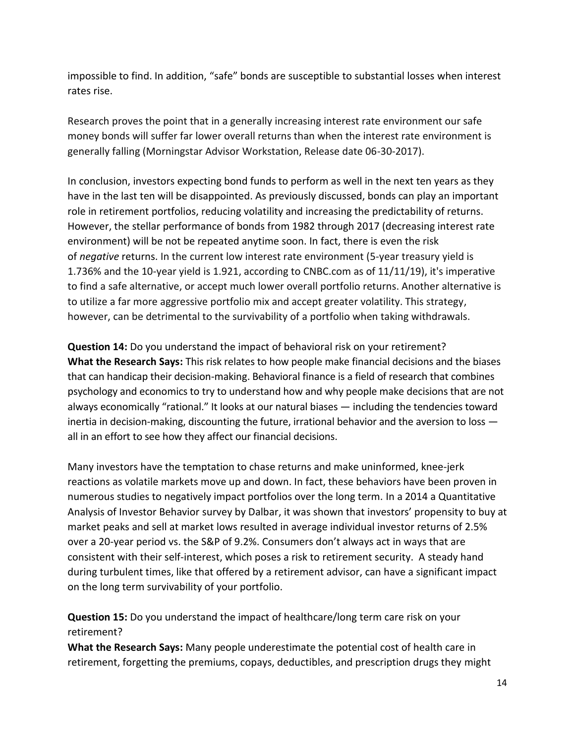impossible to find. In addition, "safe" bonds are susceptible to substantial losses when interest rates rise.

Research proves the point that in a generally increasing interest rate environment our safe money bonds will suffer far lower overall returns than when the interest rate environment is generally falling (Morningstar Advisor Workstation, Release date 06-30-2017).

In conclusion, investors expecting bond funds to perform as well in the next ten years as they have in the last ten will be disappointed. As previously discussed, bonds can play an important role in retirement portfolios, reducing volatility and increasing the predictability of returns. However, the stellar performance of bonds from 1982 through 2017 (decreasing interest rate environment) will be not be repeated anytime soon. In fact, there is even the risk of *negative* returns. In the current low interest rate environment (5-year treasury yield is 1.736% and the 10-year yield is 1.921, according to CNBC.com as of 11/11/19), it's imperative to find a safe alternative, or accept much lower overall portfolio returns. Another alternative is to utilize a far more aggressive portfolio mix and accept greater volatility. This strategy, however, can be detrimental to the survivability of a portfolio when taking withdrawals.

**Question 14:** Do you understand the impact of behavioral risk on your retirement?
**What the Research Says:** This risk relates to how people make financial decisions and the biases that can handicap their decision-making. Behavioral finance is a field of research that combines psychology and economics to try to understand how and why people make decisions that are not always economically "rational." It looks at our natural biases — including the tendencies toward inertia in decision-making, discounting the future, irrational behavior and the aversion to loss — all in an effort to see how they affect our financial decisions.

Many investors have the temptation to chase returns and make uninformed, knee-jerk reactions as volatile markets move up and down. In fact, these behaviors have been proven in numerous studies to negatively impact portfolios over the long term. In a 2014 a Quantitative Analysis of Investor Behavior survey by Dalbar, it was shown that investors' propensity to buy at market peaks and sell at market lows resulted in average individual investor returns of 2.5% over a 20-year period vs. the S&P of 9.2%. Consumers don't always act in ways that are consistent with their self-interest, which poses a risk to retirement security. A steady hand during turbulent times, like that offered by a retirement advisor, can have a significant impact on the long term survivability of your portfolio.

**Question 15:** Do you understand the impact of healthcare/long term care risk on your retirement?
**What the Research Says:** Many people underestimate the potential cost of health care in retirement, forgetting the premiums, copays, deductibles, and prescription drugs they might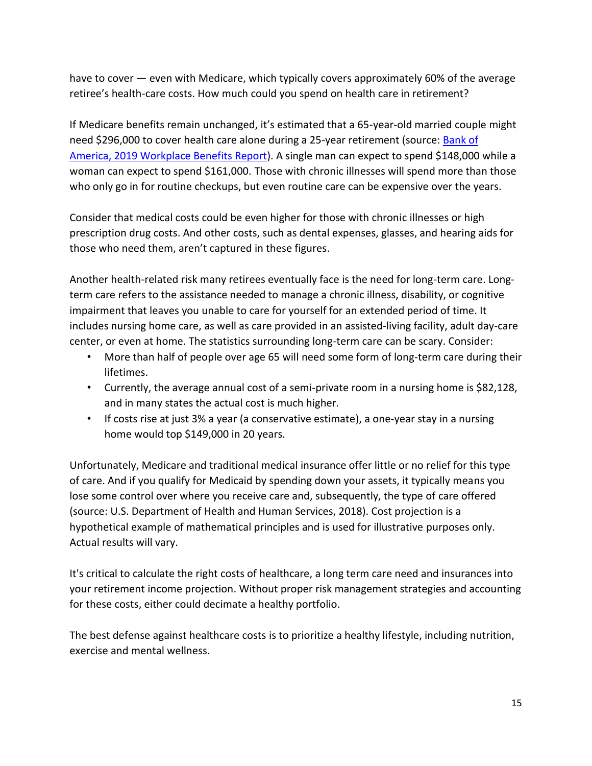have to cover — even with Medicare, which typically covers approximately 60% of the average retiree's health-care costs. How much could you spend on health care in retirement?

If Medicare benefits remain unchanged, it's estimated that a 65-year-old married couple might need $296,000 to cover health care alone during a 25-year retirement (source: [Bank of America, 2019 Workplace Benefits Report](#)). A single man can expect to spend $148,000 while a woman can expect to spend $161,000. Those with chronic illnesses will spend more than those who only go in for routine checkups, but even routine care can be expensive over the years.

Consider that medical costs could be even higher for those with chronic illnesses or high prescription drug costs. And other costs, such as dental expenses, glasses, and hearing aids for those who need them, aren't captured in these figures.

Another health-related risk many retirees eventually face is the need for long-term care. Long-term care refers to the assistance needed to manage a chronic illness, disability, or cognitive impairment that leaves you unable to care for yourself for an extended period of time. It includes nursing home care, as well as care provided in an assisted-living facility, adult day-care center, or even at home. The statistics surrounding long-term care can be scary. Consider:

- More than half of people over age 65 will need some form of long-term care during their lifetimes.
- Currently, the average annual cost of a semi-private room in a nursing home is $82,128, and in many states the actual cost is much higher.
- If costs rise at just 3% a year (a conservative estimate), a one-year stay in a nursing home would top $149,000 in 20 years.

Unfortunately, Medicare and traditional medical insurance offer little or no relief for this type of care. And if you qualify for Medicaid by spending down your assets, it typically means you lose some control over where you receive care and, subsequently, the type of care offered (source: U.S. Department of Health and Human Services, 2018). Cost projection is a hypothetical example of mathematical principles and is used for illustrative purposes only. Actual results will vary.

It's critical to calculate the right costs of healthcare, a long term care need and insurances into your retirement income projection. Without proper risk management strategies and accounting for these costs, either could decimate a healthy portfolio.

The best defense against healthcare costs is to prioritize a healthy lifestyle, including nutrition, exercise and mental wellness.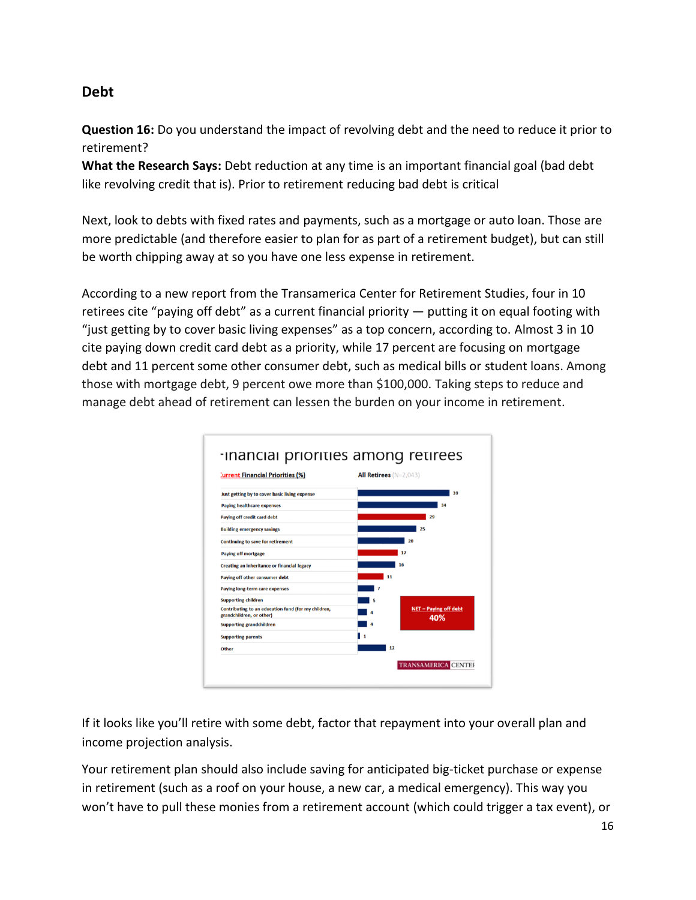## Debt

**Question 16:** Do you understand the impact of revolving debt and the need to reduce it prior to retirement?
**What the Research Says:** Debt reduction at any time is an important financial goal (bad debt like revolving credit that is). Prior to retirement reducing bad debt is critical

Next, look to debts with fixed rates and payments, such as a mortgage or auto loan. Those are more predictable (and therefore easier to plan for as part of a retirement budget), but can still be worth chipping away at so you have one less expense in retirement.

According to a new report from the Transamerica Center for Retirement Studies, four in 10 retirees cite "paying off debt" as a current financial priority — putting it on equal footing with "just getting by to cover basic living expenses" as a top concern, according to. Almost 3 in 10 cite paying down credit card debt as a priority, while 17 percent are focusing on mortgage debt and 11 percent some other consumer debt, such as medical bills or student loans. Among those with mortgage debt, 9 percent owe more than $100,000. Taking steps to reduce and manage debt ahead of retirement can lessen the burden on your income in retirement.

**Financial priorities among retirees**

| Current Financial Priorities (%) | All Retirees (N=2,043) |
| --- | --- |
| Just getting by to cover basic living expense | 39 |
| Paying healthcare expenses | 34 |
| Paying off credit card debt | 29 |
| Building emergency savings | 25 |
| Continuing to save for retirement | 20 |
| Paying off mortgage | 17 |
| Creating an inheritance or financial legacy | 16 |
| Paying off other consumer debt | 11 |
| Paying long-term care expenses | 7 |
| Supporting children | 5 |
| Contributing to an education fund (for my children, grandchildren, or other) | 4 |
| Supporting grandchildren | 4 |
| Supporting parents | 1 |
| Other | 12 |

NET – Paying off debt: 40%

TRANSAMERICA CENTER

If it looks like you'll retire with some debt, factor that repayment into your overall plan and income projection analysis.

Your retirement plan should also include saving for anticipated big-ticket purchase or expense in retirement (such as a roof on your house, a new car, a medical emergency). This way you won't have to pull these monies from a retirement account (which could trigger a tax event), or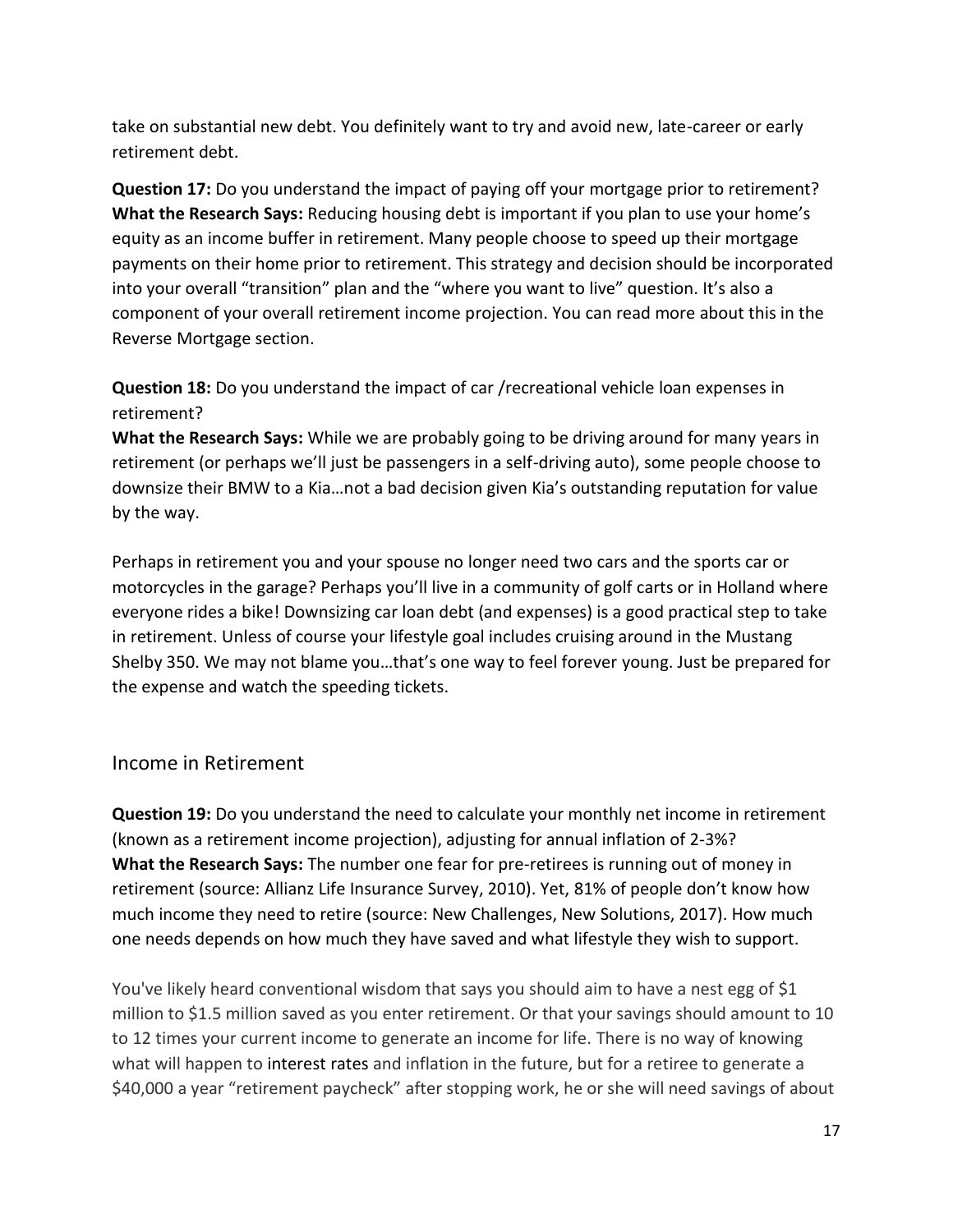take on substantial new debt. You definitely want to try and avoid new, late-career or early retirement debt.

**Question 17:** Do you understand the impact of paying off your mortgage prior to retirement?
**What the Research Says:** Reducing housing debt is important if you plan to use your home's equity as an income buffer in retirement. Many people choose to speed up their mortgage payments on their home prior to retirement. This strategy and decision should be incorporated into your overall "transition" plan and the "where you want to live" question. It's also a component of your overall retirement income projection. You can read more about this in the Reverse Mortgage section.

**Question 18:** Do you understand the impact of car /recreational vehicle loan expenses in retirement?
**What the Research Says:** While we are probably going to be driving around for many years in retirement (or perhaps we'll just be passengers in a self-driving auto), some people choose to downsize their BMW to a Kia…not a bad decision given Kia's outstanding reputation for value by the way.

Perhaps in retirement you and your spouse no longer need two cars and the sports car or motorcycles in the garage? Perhaps you'll live in a community of golf carts or in Holland where everyone rides a bike! Downsizing car loan debt (and expenses) is a good practical step to take in retirement. Unless of course your lifestyle goal includes cruising around in the Mustang Shelby 350. We may not blame you…that's one way to feel forever young. Just be prepared for the expense and watch the speeding tickets.

## Income in Retirement

**Question 19:** Do you understand the need to calculate your monthly net income in retirement (known as a retirement income projection), adjusting for annual inflation of 2-3%?
**What the Research Says:** The number one fear for pre-retirees is running out of money in retirement (source: Allianz Life Insurance Survey, 2010). Yet, 81% of people don't know how much income they need to retire (source: New Challenges, New Solutions, 2017). How much one needs depends on how much they have saved and what lifestyle they wish to support.

You've likely heard conventional wisdom that says you should aim to have a nest egg of $1 million to $1.5 million saved as you enter retirement. Or that your savings should amount to 10 to 12 times your current income to generate an income for life. There is no way of knowing what will happen to interest rates and inflation in the future, but for a retiree to generate a $40,000 a year "retirement paycheck" after stopping work, he or she will need savings of about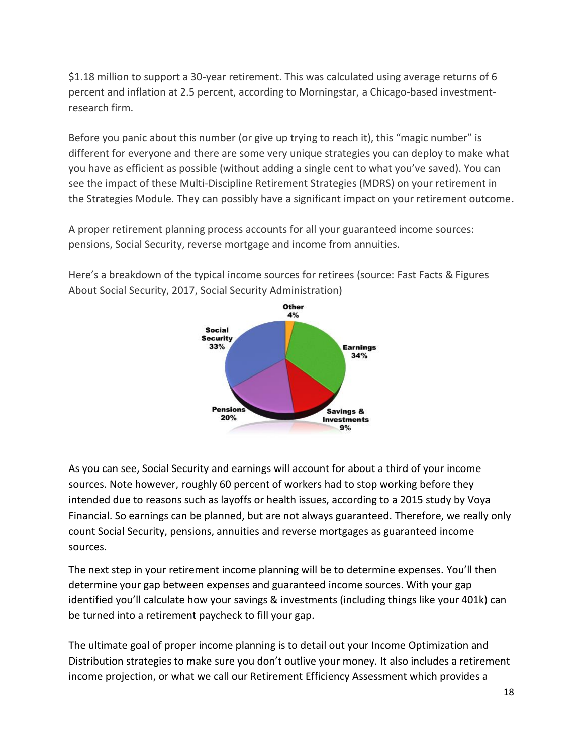$1.18 million to support a 30-year retirement. This was calculated using average returns of 6 percent and inflation at 2.5 percent, according to Morningstar, a Chicago-based investment-research firm.

Before you panic about this number (or give up trying to reach it), this "magic number" is different for everyone and there are some very unique strategies you can deploy to make what you have as efficient as possible (without adding a single cent to what you've saved). You can see the impact of these Multi-Discipline Retirement Strategies (MDRS) on your retirement in the Strategies Module. They can possibly have a significant impact on your retirement outcome.

A proper retirement planning process accounts for all your guaranteed income sources: pensions, Social Security, reverse mortgage and income from annuities.

Here's a breakdown of the typical income sources for retirees (source: Fast Facts & Figures About Social Security, 2017, Social Security Administration)

Other 4%
Social Security 33%
Earnings 34%
Pensions 20%
Savings & Investments 9%

As you can see, Social Security and earnings will account for about a third of your income sources. Note however, roughly 60 percent of workers had to stop working before they intended due to reasons such as layoffs or health issues, according to a 2015 study by Voya Financial. So earnings can be planned, but are not always guaranteed. Therefore, we really only count Social Security, pensions, annuities and reverse mortgages as guaranteed income sources.

The next step in your retirement income planning will be to determine expenses. You'll then determine your gap between expenses and guaranteed income sources. With your gap identified you'll calculate how your savings & investments (including things like your 401k) can be turned into a retirement paycheck to fill your gap.

The ultimate goal of proper income planning is to detail out your Income Optimization and Distribution strategies to make sure you don't outlive your money. It also includes a retirement income projection, or what we call our Retirement Efficiency Assessment which provides a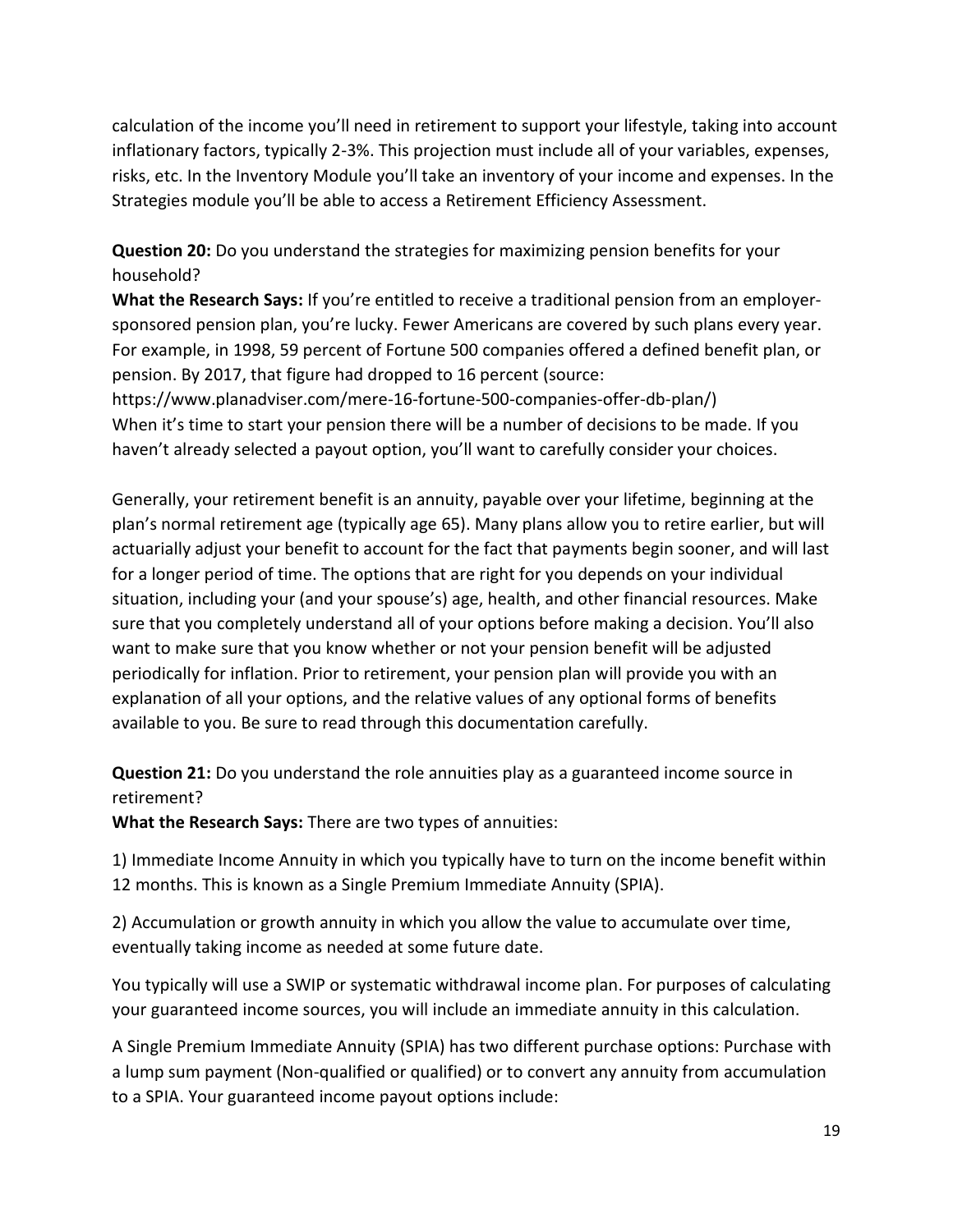calculation of the income you'll need in retirement to support your lifestyle, taking into account inflationary factors, typically 2-3%. This projection must include all of your variables, expenses, risks, etc. In the Inventory Module you'll take an inventory of your income and expenses. In the Strategies module you'll be able to access a Retirement Efficiency Assessment.

**Question 20:** Do you understand the strategies for maximizing pension benefits for your household?
**What the Research Says:** If you're entitled to receive a traditional pension from an employer-sponsored pension plan, you're lucky. Fewer Americans are covered by such plans every year. For example, in 1998, 59 percent of Fortune 500 companies offered a defined benefit plan, or pension. By 2017, that figure had dropped to 16 percent (source: https://www.planadviser.com/mere-16-fortune-500-companies-offer-db-plan/)
When it's time to start your pension there will be a number of decisions to be made. If you haven't already selected a payout option, you'll want to carefully consider your choices.

Generally, your retirement benefit is an annuity, payable over your lifetime, beginning at the plan's normal retirement age (typically age 65). Many plans allow you to retire earlier, but will actuarially adjust your benefit to account for the fact that payments begin sooner, and will last for a longer period of time. The options that are right for you depends on your individual situation, including your (and your spouse's) age, health, and other financial resources. Make sure that you completely understand all of your options before making a decision. You'll also want to make sure that you know whether or not your pension benefit will be adjusted periodically for inflation. Prior to retirement, your pension plan will provide you with an explanation of all your options, and the relative values of any optional forms of benefits available to you. Be sure to read through this documentation carefully.

**Question 21:** Do you understand the role annuities play as a guaranteed income source in retirement?
**What the Research Says:** There are two types of annuities:

1) Immediate Income Annuity in which you typically have to turn on the income benefit within 12 months. This is known as a Single Premium Immediate Annuity (SPIA).

2) Accumulation or growth annuity in which you allow the value to accumulate over time, eventually taking income as needed at some future date.

You typically will use a SWIP or systematic withdrawal income plan. For purposes of calculating your guaranteed income sources, you will include an immediate annuity in this calculation.

A Single Premium Immediate Annuity (SPIA) has two different purchase options: Purchase with a lump sum payment (Non-qualified or qualified) or to convert any annuity from accumulation to a SPIA. Your guaranteed income payout options include: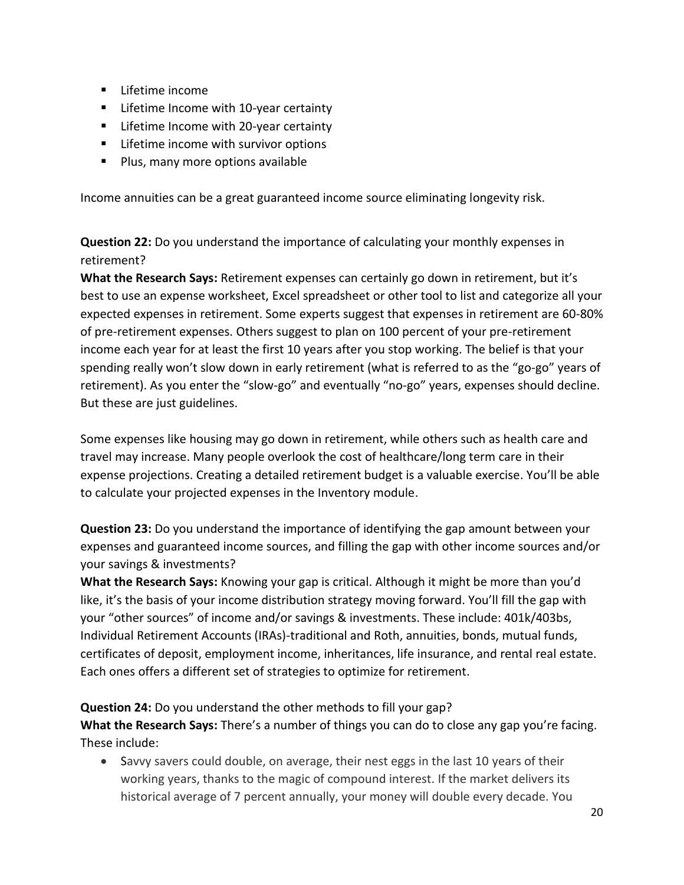- Lifetime income
- Lifetime Income with 10-year certainty
- Lifetime Income with 20-year certainty
- Lifetime income with survivor options
- Plus, many more options available

Income annuities can be a great guaranteed income source eliminating longevity risk.

**Question 22:** Do you understand the importance of calculating your monthly expenses in retirement?
**What the Research Says:** Retirement expenses can certainly go down in retirement, but it's best to use an expense worksheet, Excel spreadsheet or other tool to list and categorize all your expected expenses in retirement. Some experts suggest that expenses in retirement are 60-80% of pre-retirement expenses. Others suggest to plan on 100 percent of your pre-retirement income each year for at least the first 10 years after you stop working. The belief is that your spending really won't slow down in early retirement (what is referred to as the "go-go" years of retirement). As you enter the "slow-go" and eventually "no-go" years, expenses should decline. But these are just guidelines.

Some expenses like housing may go down in retirement, while others such as health care and travel may increase. Many people overlook the cost of healthcare/long term care in their expense projections. Creating a detailed retirement budget is a valuable exercise. You'll be able to calculate your projected expenses in the Inventory module.

**Question 23:** Do you understand the importance of identifying the gap amount between your expenses and guaranteed income sources, and filling the gap with other income sources and/or your savings & investments?
**What the Research Says:** Knowing your gap is critical. Although it might be more than you'd like, it's the basis of your income distribution strategy moving forward. You'll fill the gap with your "other sources" of income and/or savings & investments. These include: 401k/403bs, Individual Retirement Accounts (IRAs)-traditional and Roth, annuities, bonds, mutual funds, certificates of deposit, employment income, inheritances, life insurance, and rental real estate. Each ones offers a different set of strategies to optimize for retirement.

**Question 24:** Do you understand the other methods to fill your gap?
**What the Research Says:** There's a number of things you can do to close any gap you're facing. These include:

- Savvy savers could double, on average, their nest eggs in the last 10 years of their working years, thanks to the magic of compound interest. If the market delivers its historical average of 7 percent annually, your money will double every decade. You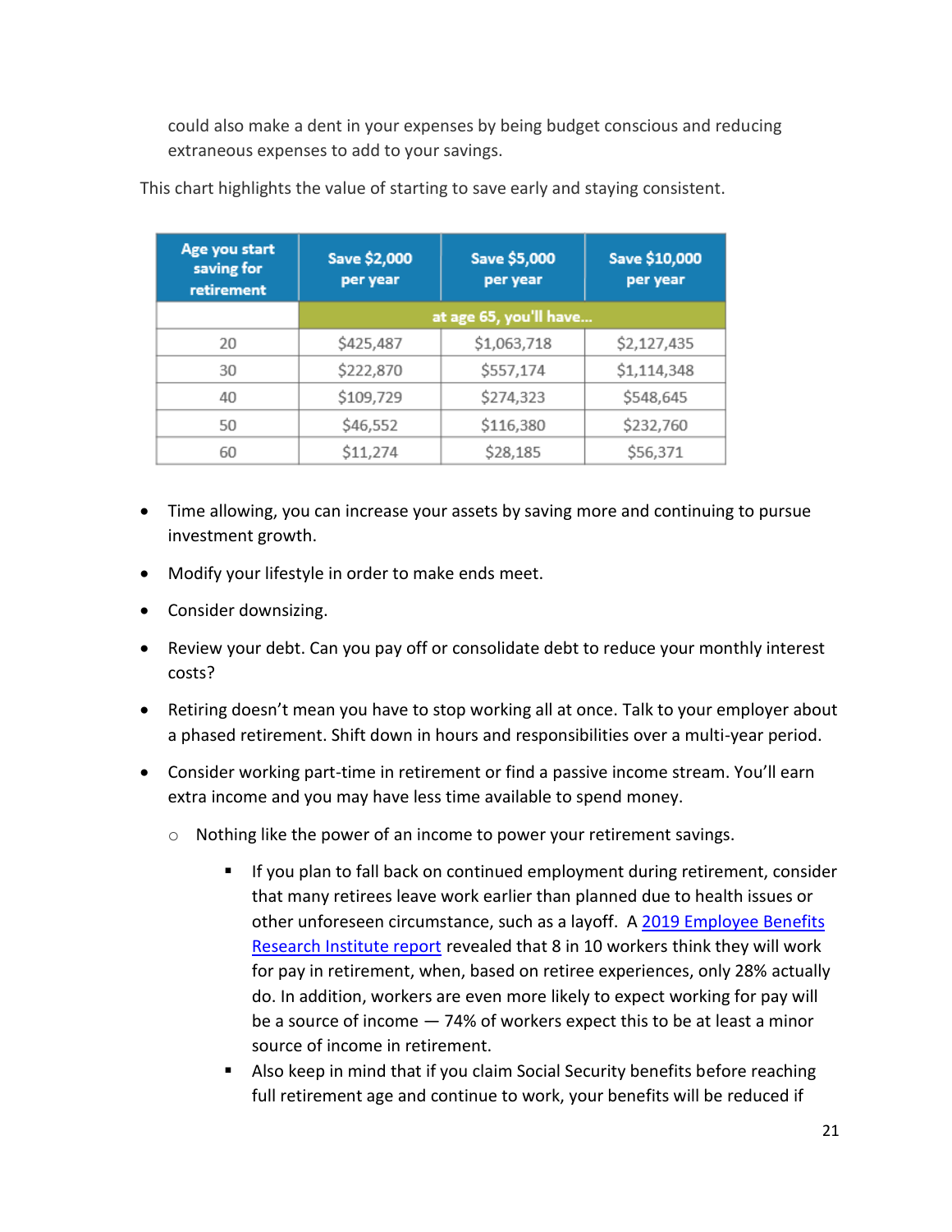could also make a dent in your expenses by being budget conscious and reducing extraneous expenses to add to your savings.

This chart highlights the value of starting to save early and staying consistent.

| Age you start saving for retirement | Save $2,000 per year | Save $5,000 per year | Save $10,000 per year |
|---|---|---|---|
| | at age 65, you'll have... | | |
| 20 | $425,487 | $1,063,718 | $2,127,435 |
| 30 | $222,870 | $557,174 | $1,114,348 |
| 40 | $109,729 | $274,323 | $548,645 |
| 50 | $46,552 | $116,380 | $232,760 |
| 60 | $11,274 | $28,185 | $56,371 |

- Time allowing, you can increase your assets by saving more and continuing to pursue investment growth.
- Modify your lifestyle in order to make ends meet.
- Consider downsizing.
- Review your debt. Can you pay off or consolidate debt to reduce your monthly interest costs?
- Retiring doesn't mean you have to stop working all at once. Talk to your employer about a phased retirement. Shift down in hours and responsibilities over a multi-year period.
- Consider working part-time in retirement or find a passive income stream. You'll earn extra income and you may have less time available to spend money.
  - Nothing like the power of an income to power your retirement savings.
    - If you plan to fall back on continued employment during retirement, consider that many retirees leave work earlier than planned due to health issues or other unforeseen circumstance, such as a layoff. A 2019 Employee Benefits Research Institute report revealed that 8 in 10 workers think they will work for pay in retirement, when, based on retiree experiences, only 28% actually do. In addition, workers are even more likely to expect working for pay will be a source of income — 74% of workers expect this to be at least a minor source of income in retirement.
    - Also keep in mind that if you claim Social Security benefits before reaching full retirement age and continue to work, your benefits will be reduced if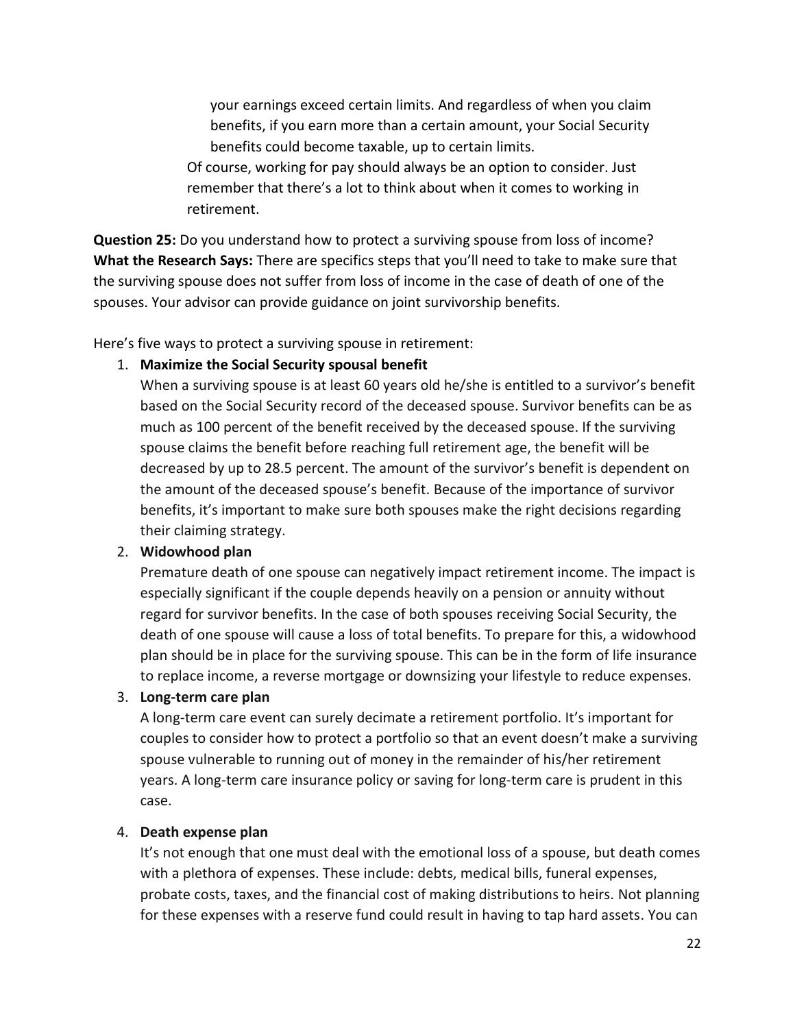your earnings exceed certain limits. And regardless of when you claim benefits, if you earn more than a certain amount, your Social Security benefits could become taxable, up to certain limits.

Of course, working for pay should always be an option to consider. Just remember that there's a lot to think about when it comes to working in retirement.

**Question 25:** Do you understand how to protect a surviving spouse from loss of income?
**What the Research Says:** There are specifics steps that you'll need to take to make sure that the surviving spouse does not suffer from loss of income in the case of death of one of the spouses. Your advisor can provide guidance on joint survivorship benefits.

Here's five ways to protect a surviving spouse in retirement:

1. **Maximize the Social Security spousal benefit**
   When a surviving spouse is at least 60 years old he/she is entitled to a survivor's benefit based on the Social Security record of the deceased spouse. Survivor benefits can be as much as 100 percent of the benefit received by the deceased spouse. If the surviving spouse claims the benefit before reaching full retirement age, the benefit will be decreased by up to 28.5 percent. The amount of the survivor's benefit is dependent on the amount of the deceased spouse's benefit. Because of the importance of survivor benefits, it's important to make sure both spouses make the right decisions regarding their claiming strategy.
2. **Widowhood plan**
   Premature death of one spouse can negatively impact retirement income. The impact is especially significant if the couple depends heavily on a pension or annuity without regard for survivor benefits. In the case of both spouses receiving Social Security, the death of one spouse will cause a loss of total benefits. To prepare for this, a widowhood plan should be in place for the surviving spouse. This can be in the form of life insurance to replace income, a reverse mortgage or downsizing your lifestyle to reduce expenses.
3. **Long-term care plan**
   A long-term care event can surely decimate a retirement portfolio. It's important for couples to consider how to protect a portfolio so that an event doesn't make a surviving spouse vulnerable to running out of money in the remainder of his/her retirement years. A long-term care insurance policy or saving for long-term care is prudent in this case.
4. **Death expense plan**
   It's not enough that one must deal with the emotional loss of a spouse, but death comes with a plethora of expenses. These include: debts, medical bills, funeral expenses, probate costs, taxes, and the financial cost of making distributions to heirs. Not planning for these expenses with a reserve fund could result in having to tap hard assets. You can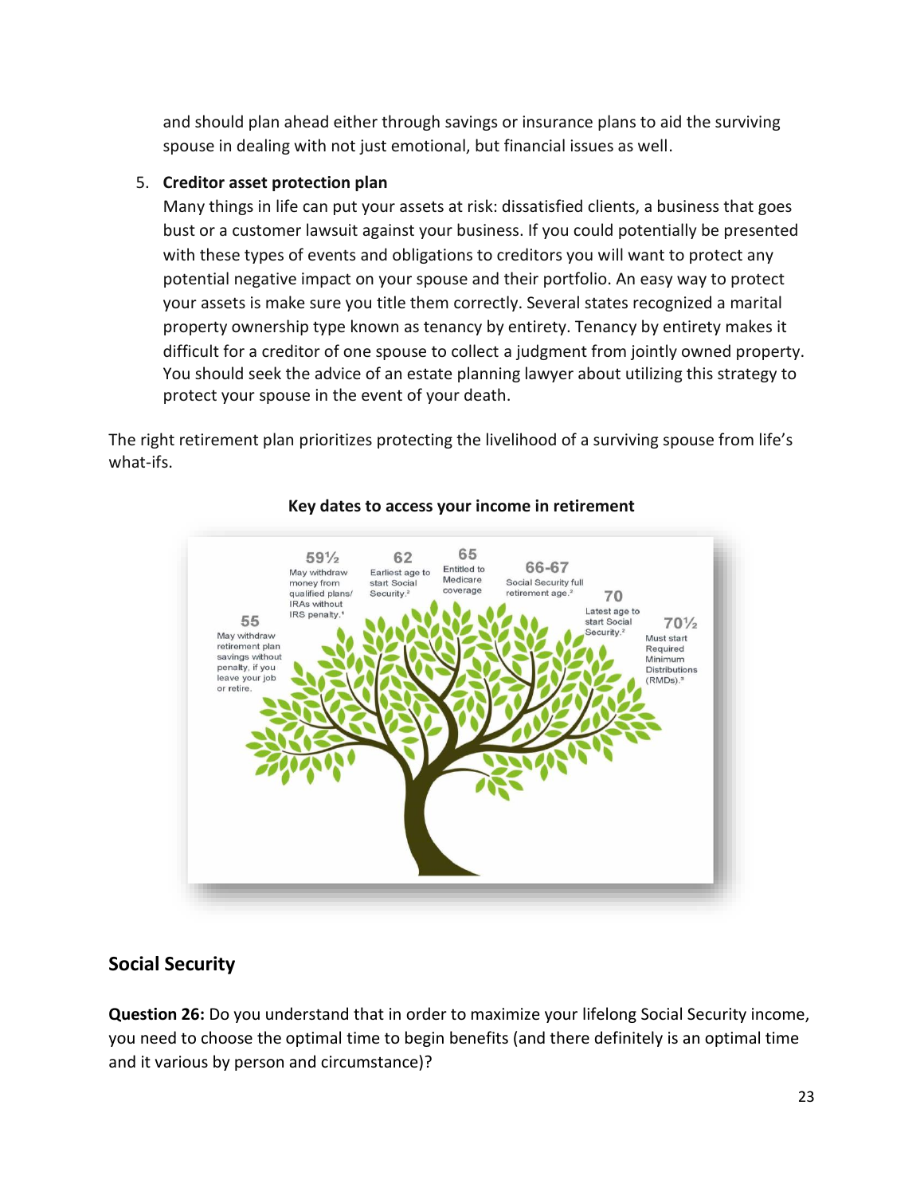and should plan ahead either through savings or insurance plans to aid the surviving spouse in dealing with not just emotional, but financial issues as well.

5. **Creditor asset protection plan**
   Many things in life can put your assets at risk: dissatisfied clients, a business that goes bust or a customer lawsuit against your business. If you could potentially be presented with these types of events and obligations to creditors you will want to protect any potential negative impact on your spouse and their portfolio. An easy way to protect your assets is make sure you title them correctly. Several states recognized a marital property ownership type known as tenancy by entirety. Tenancy by entirety makes it difficult for a creditor of one spouse to collect a judgment from jointly owned property. You should seek the advice of an estate planning lawyer about utilizing this strategy to protect your spouse in the event of your death.

The right retirement plan prioritizes protecting the livelihood of a surviving spouse from life's what-ifs.

**Key dates to access your income in retirement**

- **55** May withdraw retirement plan savings without penalty, if you leave your job or retire.
- **59½** May withdraw money from qualified plans/ IRAs without IRS penalty.[1]
- **62** Earliest age to start Social Security.[2]
- **65** Entitled to Medicare coverage
- **66-67** Social Security full retirement age.[2]
- **70** Latest age to start Social Security.[2]
- **70½** Must start Required Minimum Distributions (RMDs).[3]

## Social Security

**Question 26:** Do you understand that in order to maximize your lifelong Social Security income, you need to choose the optimal time to begin benefits (and there definitely is an optimal time and it various by person and circumstance)?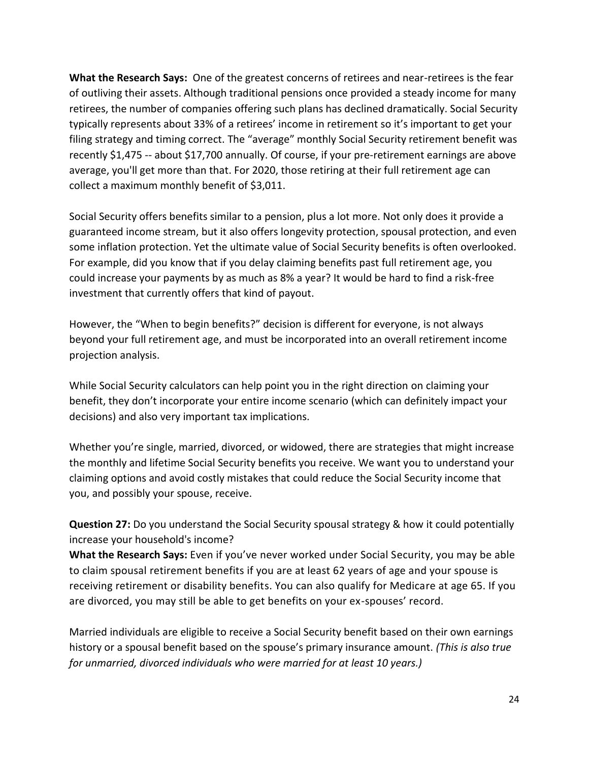**What the Research Says:** One of the greatest concerns of retirees and near-retirees is the fear of outliving their assets. Although traditional pensions once provided a steady income for many retirees, the number of companies offering such plans has declined dramatically. Social Security typically represents about 33% of a retirees' income in retirement so it's important to get your filing strategy and timing correct. The "average" monthly Social Security retirement benefit was recently $1,475 -- about $17,700 annually. Of course, if your pre-retirement earnings are above average, you'll get more than that. For 2020, those retiring at their full retirement age can collect a maximum monthly benefit of $3,011.

Social Security offers benefits similar to a pension, plus a lot more. Not only does it provide a guaranteed income stream, but it also offers longevity protection, spousal protection, and even some inflation protection. Yet the ultimate value of Social Security benefits is often overlooked. For example, did you know that if you delay claiming benefits past full retirement age, you could increase your payments by as much as 8% a year? It would be hard to find a risk-free investment that currently offers that kind of payout.

However, the "When to begin benefits?" decision is different for everyone, is not always beyond your full retirement age, and must be incorporated into an overall retirement income projection analysis.

While Social Security calculators can help point you in the right direction on claiming your benefit, they don't incorporate your entire income scenario (which can definitely impact your decisions) and also very important tax implications.

Whether you're single, married, divorced, or widowed, there are strategies that might increase the monthly and lifetime Social Security benefits you receive. We want you to understand your claiming options and avoid costly mistakes that could reduce the Social Security income that you, and possibly your spouse, receive.

**Question 27:** Do you understand the Social Security spousal strategy & how it could potentially increase your household's income?
**What the Research Says:** Even if you've never worked under Social Security, you may be able to claim spousal retirement benefits if you are at least 62 years of age and your spouse is receiving retirement or disability benefits. You can also qualify for Medicare at age 65. If you are divorced, you may still be able to get benefits on your ex-spouses' record.

Married individuals are eligible to receive a Social Security benefit based on their own earnings history or a spousal benefit based on the spouse's primary insurance amount. *(This is also true for unmarried, divorced individuals who were married for at least 10 years.)*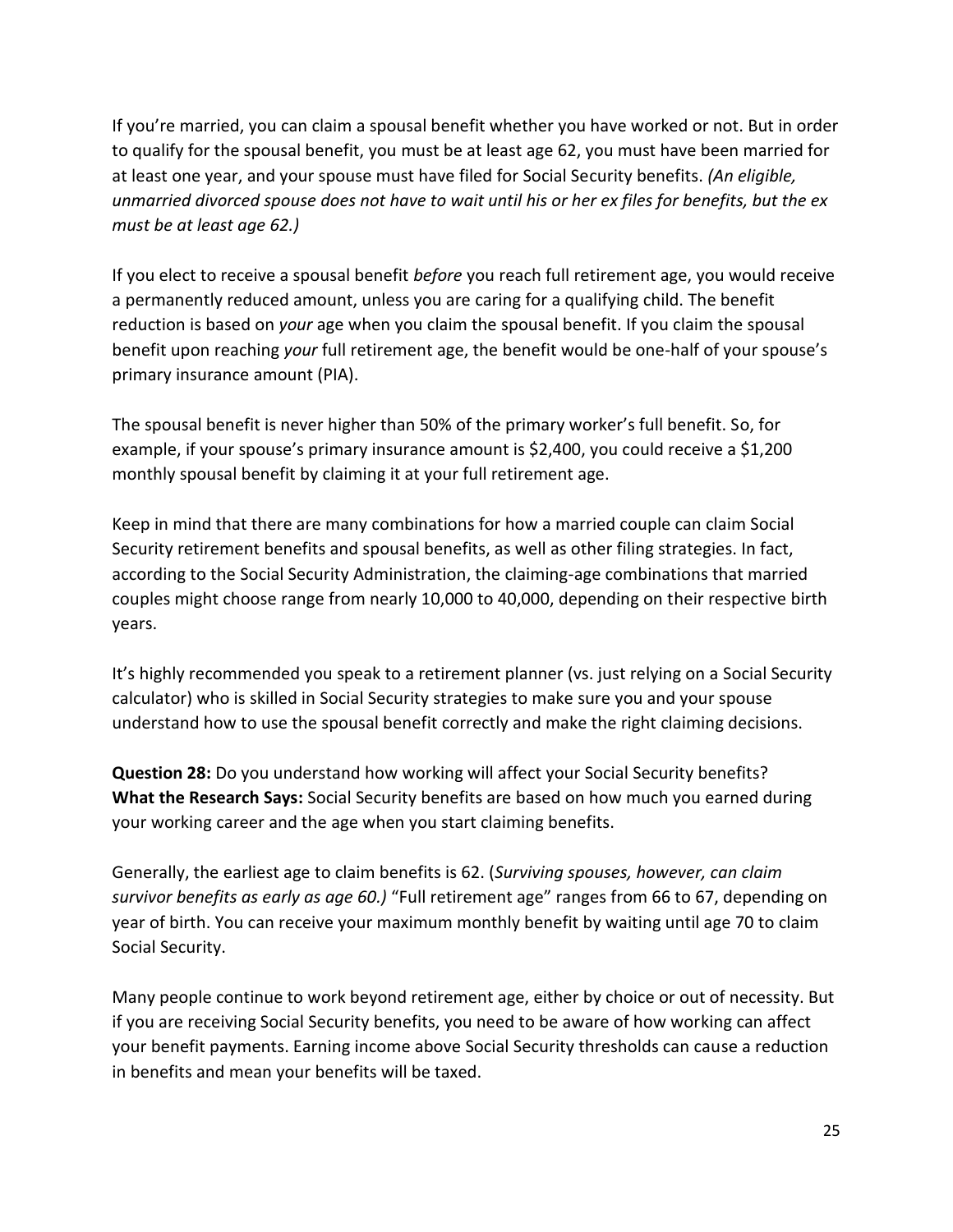If you're married, you can claim a spousal benefit whether you have worked or not. But in order to qualify for the spousal benefit, you must be at least age 62, you must have been married for at least one year, and your spouse must have filed for Social Security benefits. *(An eligible, unmarried divorced spouse does not have to wait until his or her ex files for benefits, but the ex must be at least age 62.)*

If you elect to receive a spousal benefit *before* you reach full retirement age, you would receive a permanently reduced amount, unless you are caring for a qualifying child. The benefit reduction is based on *your* age when you claim the spousal benefit. If you claim the spousal benefit upon reaching *your* full retirement age, the benefit would be one-half of your spouse's primary insurance amount (PIA).

The spousal benefit is never higher than 50% of the primary worker's full benefit. So, for example, if your spouse's primary insurance amount is $2,400, you could receive a $1,200 monthly spousal benefit by claiming it at your full retirement age.

Keep in mind that there are many combinations for how a married couple can claim Social Security retirement benefits and spousal benefits, as well as other filing strategies. In fact, according to the Social Security Administration, the claiming-age combinations that married couples might choose range from nearly 10,000 to 40,000, depending on their respective birth years.

It's highly recommended you speak to a retirement planner (vs. just relying on a Social Security calculator) who is skilled in Social Security strategies to make sure you and your spouse understand how to use the spousal benefit correctly and make the right claiming decisions.

**Question 28:** Do you understand how working will affect your Social Security benefits?
**What the Research Says:** Social Security benefits are based on how much you earned during your working career and the age when you start claiming benefits.

Generally, the earliest age to claim benefits is 62. (*Surviving spouses, however, can claim survivor benefits as early as age 60.)* "Full retirement age" ranges from 66 to 67, depending on year of birth. You can receive your maximum monthly benefit by waiting until age 70 to claim Social Security.

Many people continue to work beyond retirement age, either by choice or out of necessity. But if you are receiving Social Security benefits, you need to be aware of how working can affect your benefit payments. Earning income above Social Security thresholds can cause a reduction in benefits and mean your benefits will be taxed.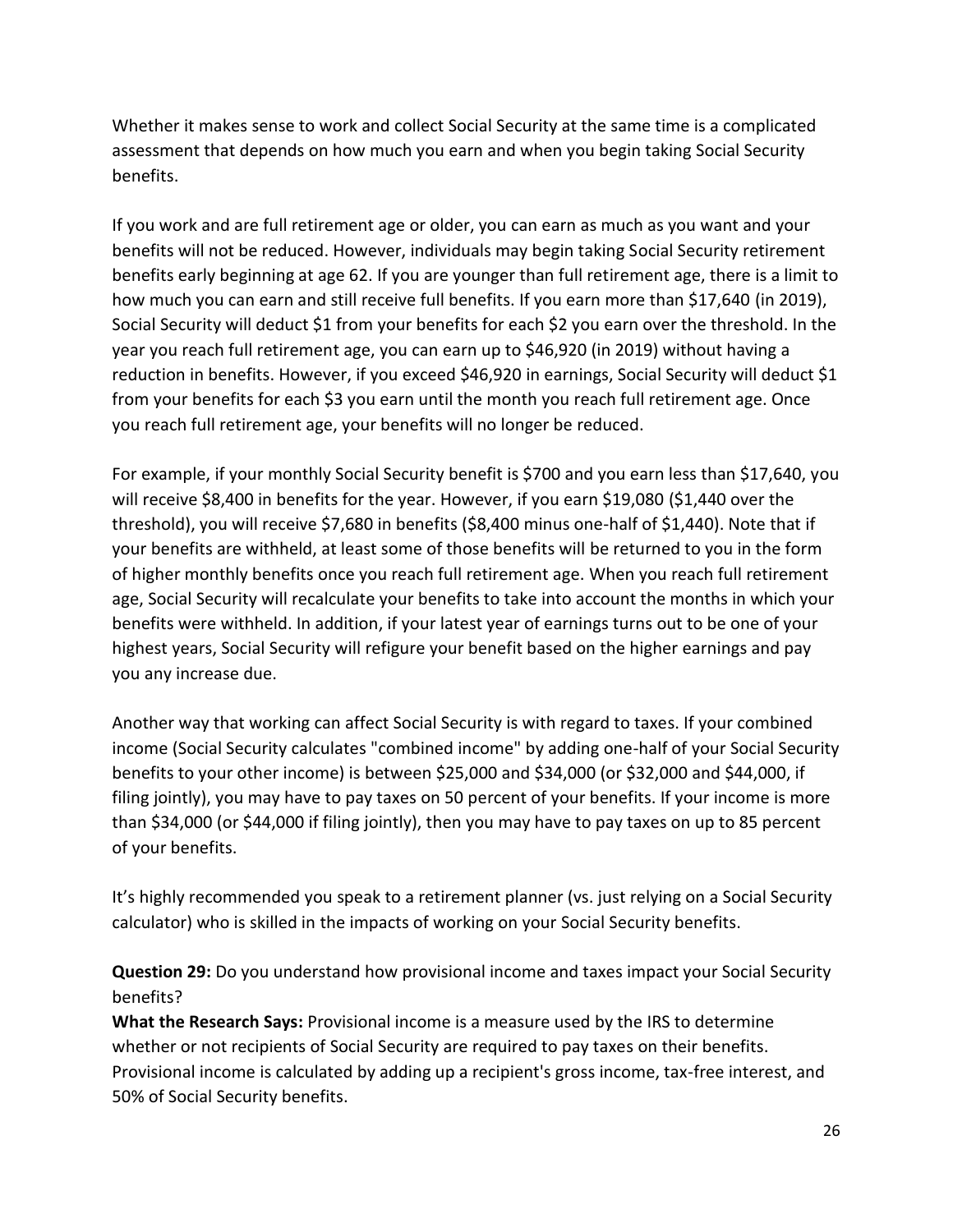Whether it makes sense to work and collect Social Security at the same time is a complicated assessment that depends on how much you earn and when you begin taking Social Security benefits.

If you work and are full retirement age or older, you can earn as much as you want and your benefits will not be reduced. However, individuals may begin taking Social Security retirement benefits early beginning at age 62. If you are younger than full retirement age, there is a limit to how much you can earn and still receive full benefits. If you earn more than $17,640 (in 2019), Social Security will deduct $1 from your benefits for each $2 you earn over the threshold. In the year you reach full retirement age, you can earn up to $46,920 (in 2019) without having a reduction in benefits. However, if you exceed $46,920 in earnings, Social Security will deduct $1 from your benefits for each $3 you earn until the month you reach full retirement age. Once you reach full retirement age, your benefits will no longer be reduced.

For example, if your monthly Social Security benefit is $700 and you earn less than $17,640, you will receive $8,400 in benefits for the year. However, if you earn $19,080 ($1,440 over the threshold), you will receive $7,680 in benefits ($8,400 minus one-half of $1,440). Note that if your benefits are withheld, at least some of those benefits will be returned to you in the form of higher monthly benefits once you reach full retirement age. When you reach full retirement age, Social Security will recalculate your benefits to take into account the months in which your benefits were withheld. In addition, if your latest year of earnings turns out to be one of your highest years, Social Security will refigure your benefit based on the higher earnings and pay you any increase due.

Another way that working can affect Social Security is with regard to taxes. If your combined income (Social Security calculates "combined income" by adding one-half of your Social Security benefits to your other income) is between $25,000 and $34,000 (or $32,000 and $44,000, if filing jointly), you may have to pay taxes on 50 percent of your benefits. If your income is more than $34,000 (or $44,000 if filing jointly), then you may have to pay taxes on up to 85 percent of your benefits.

It's highly recommended you speak to a retirement planner (vs. just relying on a Social Security calculator) who is skilled in the impacts of working on your Social Security benefits.

**Question 29:** Do you understand how provisional income and taxes impact your Social Security benefits?
**What the Research Says:** Provisional income is a measure used by the IRS to determine whether or not recipients of Social Security are required to pay taxes on their benefits. Provisional income is calculated by adding up a recipient's gross income, tax-free interest, and 50% of Social Security benefits.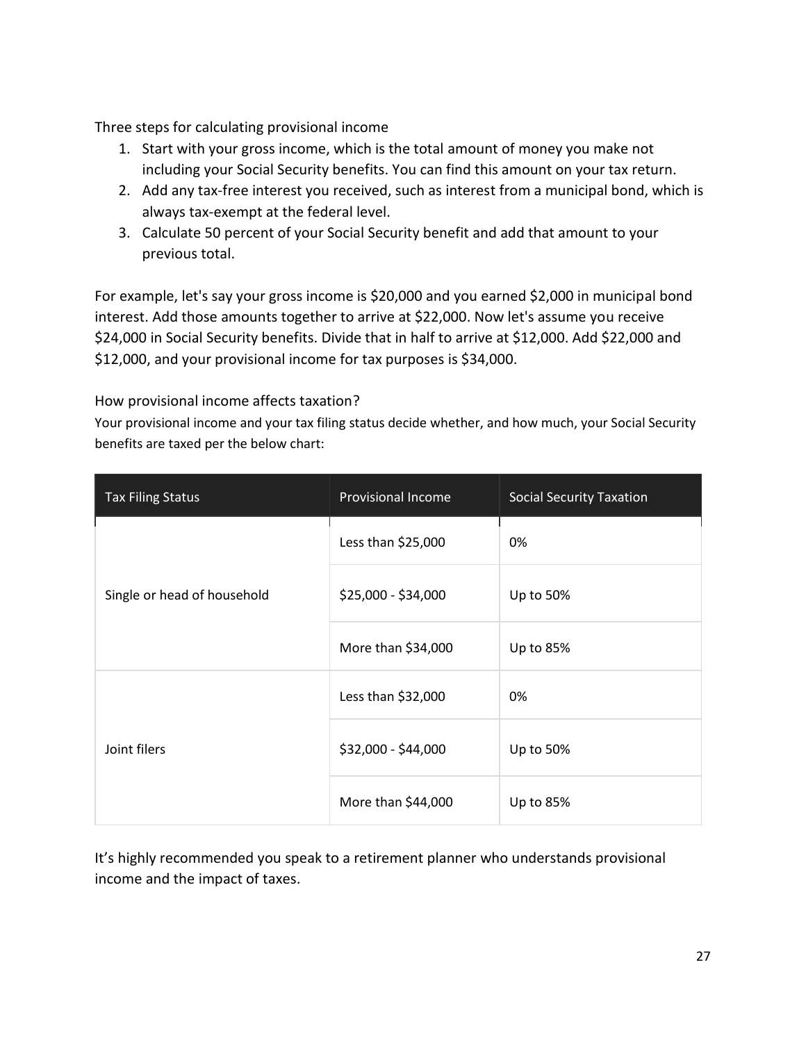### Three steps for calculating provisional income

1. Start with your gross income, which is the total amount of money you make not including your Social Security benefits. You can find this amount on your tax return.
2. Add any tax-free interest you received, such as interest from a municipal bond, which is always tax-exempt at the federal level.
3. Calculate 50 percent of your Social Security benefit and add that amount to your previous total.

For example, let's say your gross income is $20,000 and you earned $2,000 in municipal bond interest. Add those amounts together to arrive at $22,000. Now let's assume you receive $24,000 in Social Security benefits. Divide that in half to arrive at $12,000. Add $22,000 and $12,000, and your provisional income for tax purposes is $34,000.

### How provisional income affects taxation?

Your provisional income and your tax filing status decide whether, and how much, your Social Security benefits are taxed per the below chart:

| Tax Filing Status | Provisional Income | Social Security Taxation |
|---|---|---|
| Single or head of household | Less than $25,000 | 0% |
| | $25,000 - $34,000 | Up to 50% |
| | More than $34,000 | Up to 85% |
| Joint filers | Less than $32,000 | 0% |
| | $32,000 - $44,000 | Up to 50% |
| | More than $44,000 | Up to 85% |

It's highly recommended you speak to a retirement planner who understands provisional income and the impact of taxes.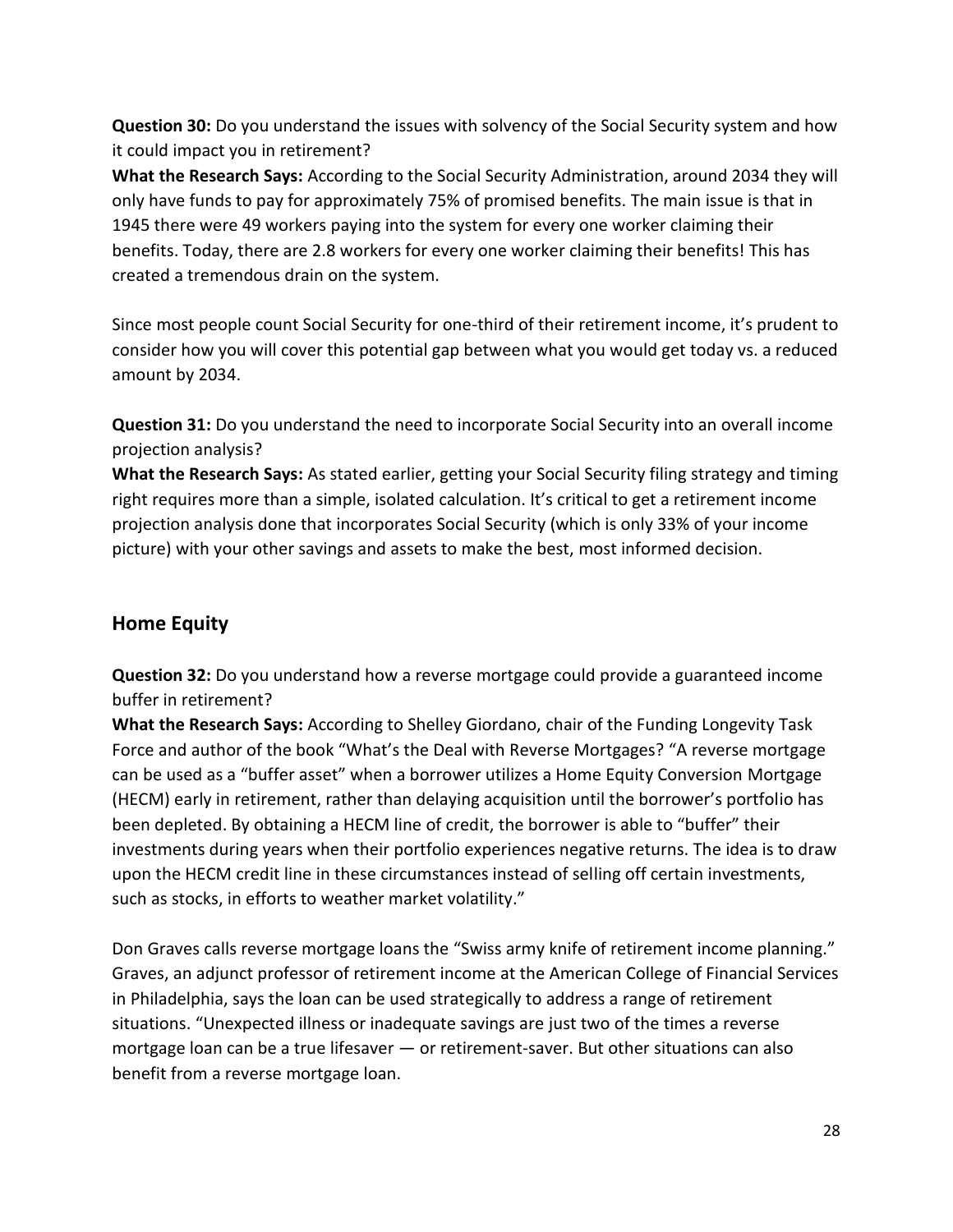**Question 30:** Do you understand the issues with solvency of the Social Security system and how it could impact you in retirement?
**What the Research Says:** According to the Social Security Administration, around 2034 they will only have funds to pay for approximately 75% of promised benefits. The main issue is that in 1945 there were 49 workers paying into the system for every one worker claiming their benefits. Today, there are 2.8 workers for every one worker claiming their benefits! This has created a tremendous drain on the system.

Since most people count Social Security for one-third of their retirement income, it's prudent to consider how you will cover this potential gap between what you would get today vs. a reduced amount by 2034.

**Question 31:** Do you understand the need to incorporate Social Security into an overall income projection analysis?
**What the Research Says:** As stated earlier, getting your Social Security filing strategy and timing right requires more than a simple, isolated calculation. It's critical to get a retirement income projection analysis done that incorporates Social Security (which is only 33% of your income picture) with your other savings and assets to make the best, most informed decision.

## Home Equity

**Question 32:** Do you understand how a reverse mortgage could provide a guaranteed income buffer in retirement?
**What the Research Says:** According to Shelley Giordano, chair of the Funding Longevity Task Force and author of the book "What's the Deal with Reverse Mortgages? "A reverse mortgage can be used as a "buffer asset" when a borrower utilizes a Home Equity Conversion Mortgage (HECM) early in retirement, rather than delaying acquisition until the borrower's portfolio has been depleted. By obtaining a HECM line of credit, the borrower is able to "buffer" their investments during years when their portfolio experiences negative returns. The idea is to draw upon the HECM credit line in these circumstances instead of selling off certain investments, such as stocks, in efforts to weather market volatility."

Don Graves calls reverse mortgage loans the "Swiss army knife of retirement income planning." Graves, an adjunct professor of retirement income at the American College of Financial Services in Philadelphia, says the loan can be used strategically to address a range of retirement situations. "Unexpected illness or inadequate savings are just two of the times a reverse mortgage loan can be a true lifesaver — or retirement-saver. But other situations can also benefit from a reverse mortgage loan.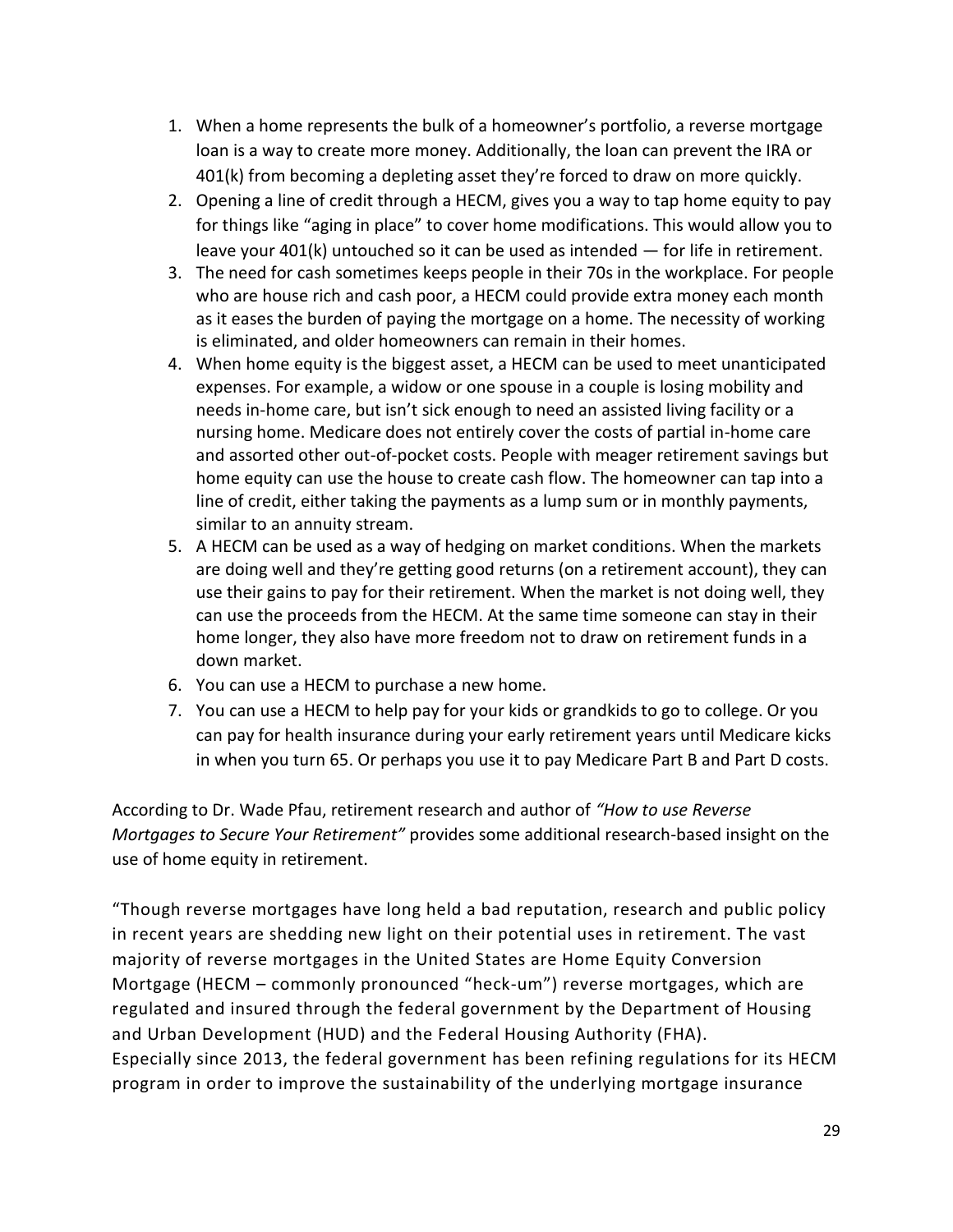1. When a home represents the bulk of a homeowner's portfolio, a reverse mortgage loan is a way to create more money. Additionally, the loan can prevent the IRA or 401(k) from becoming a depleting asset they're forced to draw on more quickly.
2. Opening a line of credit through a HECM, gives you a way to tap home equity to pay for things like "aging in place" to cover home modifications. This would allow you to leave your 401(k) untouched so it can be used as intended — for life in retirement.
3. The need for cash sometimes keeps people in their 70s in the workplace. For people who are house rich and cash poor, a HECM could provide extra money each month as it eases the burden of paying the mortgage on a home. The necessity of working is eliminated, and older homeowners can remain in their homes.
4. When home equity is the biggest asset, a HECM can be used to meet unanticipated expenses. For example, a widow or one spouse in a couple is losing mobility and needs in-home care, but isn't sick enough to need an assisted living facility or a nursing home. Medicare does not entirely cover the costs of partial in-home care and assorted other out-of-pocket costs. People with meager retirement savings but home equity can use the house to create cash flow. The homeowner can tap into a line of credit, either taking the payments as a lump sum or in monthly payments, similar to an annuity stream.
5. A HECM can be used as a way of hedging on market conditions. When the markets are doing well and they're getting good returns (on a retirement account), they can use their gains to pay for their retirement. When the market is not doing well, they can use the proceeds from the HECM. At the same time someone can stay in their home longer, they also have more freedom not to draw on retirement funds in a down market.
6. You can use a HECM to purchase a new home.
7. You can use a HECM to help pay for your kids or grandkids to go to college. Or you can pay for health insurance during your early retirement years until Medicare kicks in when you turn 65. Or perhaps you use it to pay Medicare Part B and Part D costs.

According to Dr. Wade Pfau, retirement research and author of *"How to use Reverse Mortgages to Secure Your Retirement"* provides some additional research-based insight on the use of home equity in retirement.

"Though reverse mortgages have long held a bad reputation, research and public policy in recent years are shedding new light on their potential uses in retirement. The vast majority of reverse mortgages in the United States are Home Equity Conversion Mortgage (HECM – commonly pronounced "heck-um") reverse mortgages, which are regulated and insured through the federal government by the Department of Housing and Urban Development (HUD) and the Federal Housing Authority (FHA).
Especially since 2013, the federal government has been refining regulations for its HECM program in order to improve the sustainability of the underlying mortgage insurance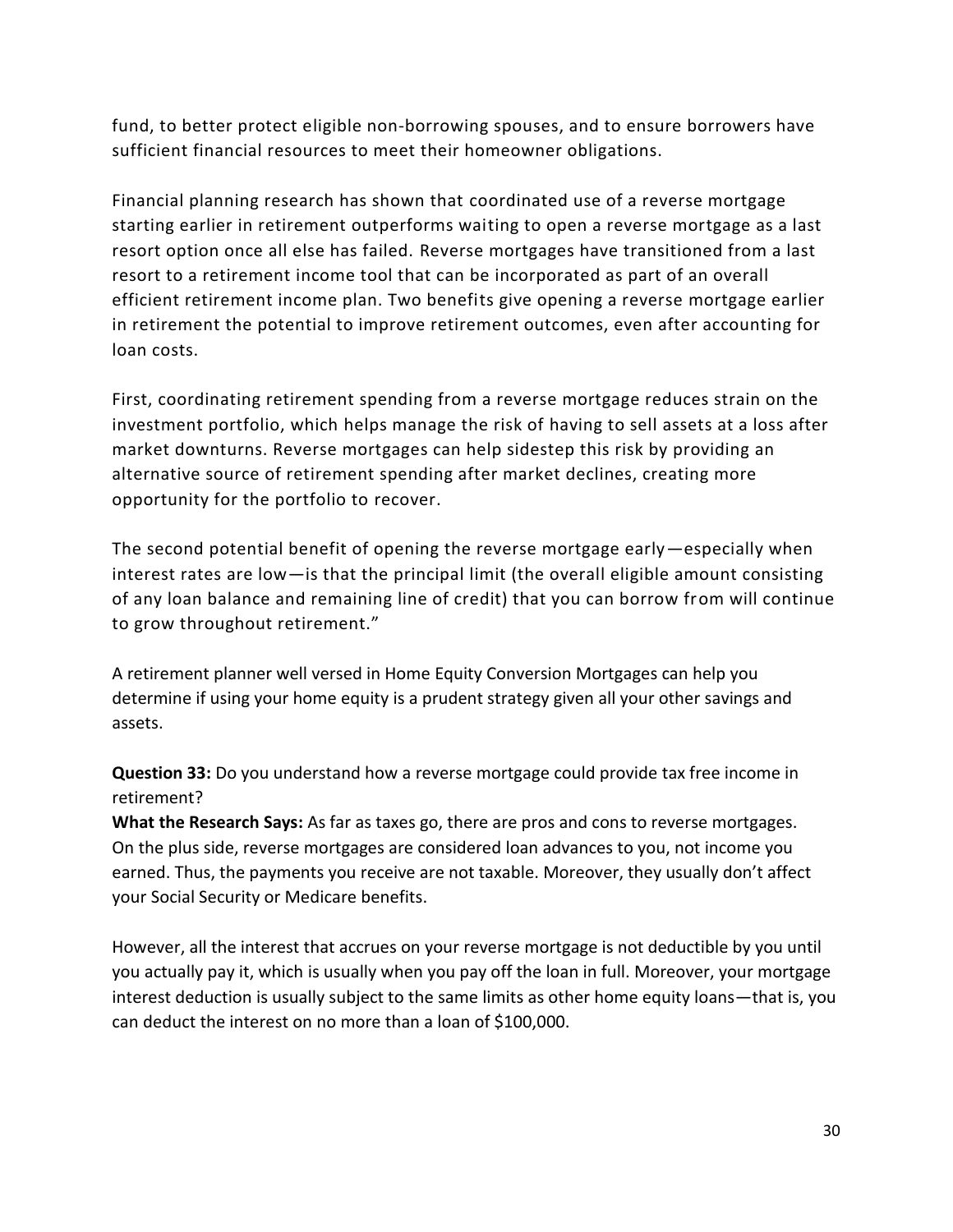fund, to better protect eligible non-borrowing spouses, and to ensure borrowers have sufficient financial resources to meet their homeowner obligations.

Financial planning research has shown that coordinated use of a reverse mortgage starting earlier in retirement outperforms waiting to open a reverse mortgage as a last resort option once all else has failed. Reverse mortgages have transitioned from a last resort to a retirement income tool that can be incorporated as part of an overall efficient retirement income plan. Two benefits give opening a reverse mortgage earlier in retirement the potential to improve retirement outcomes, even after accounting for loan costs.

First, coordinating retirement spending from a reverse mortgage reduces strain on the investment portfolio, which helps manage the risk of having to sell assets at a loss after market downturns. Reverse mortgages can help sidestep this risk by providing an alternative source of retirement spending after market declines, creating more opportunity for the portfolio to recover.

The second potential benefit of opening the reverse mortgage early—especially when interest rates are low—is that the principal limit (the overall eligible amount consisting of any loan balance and remaining line of credit) that you can borrow from will continue to grow throughout retirement."

A retirement planner well versed in Home Equity Conversion Mortgages can help you determine if using your home equity is a prudent strategy given all your other savings and assets.

**Question 33:** Do you understand how a reverse mortgage could provide tax free income in retirement?
**What the Research Says:** As far as taxes go, there are pros and cons to reverse mortgages. On the plus side, reverse mortgages are considered loan advances to you, not income you earned. Thus, the payments you receive are not taxable. Moreover, they usually don't affect your Social Security or Medicare benefits.

However, all the interest that accrues on your reverse mortgage is not deductible by you until you actually pay it, which is usually when you pay off the loan in full. Moreover, your mortgage interest deduction is usually subject to the same limits as other home equity loans—that is, you can deduct the interest on no more than a loan of $100,000.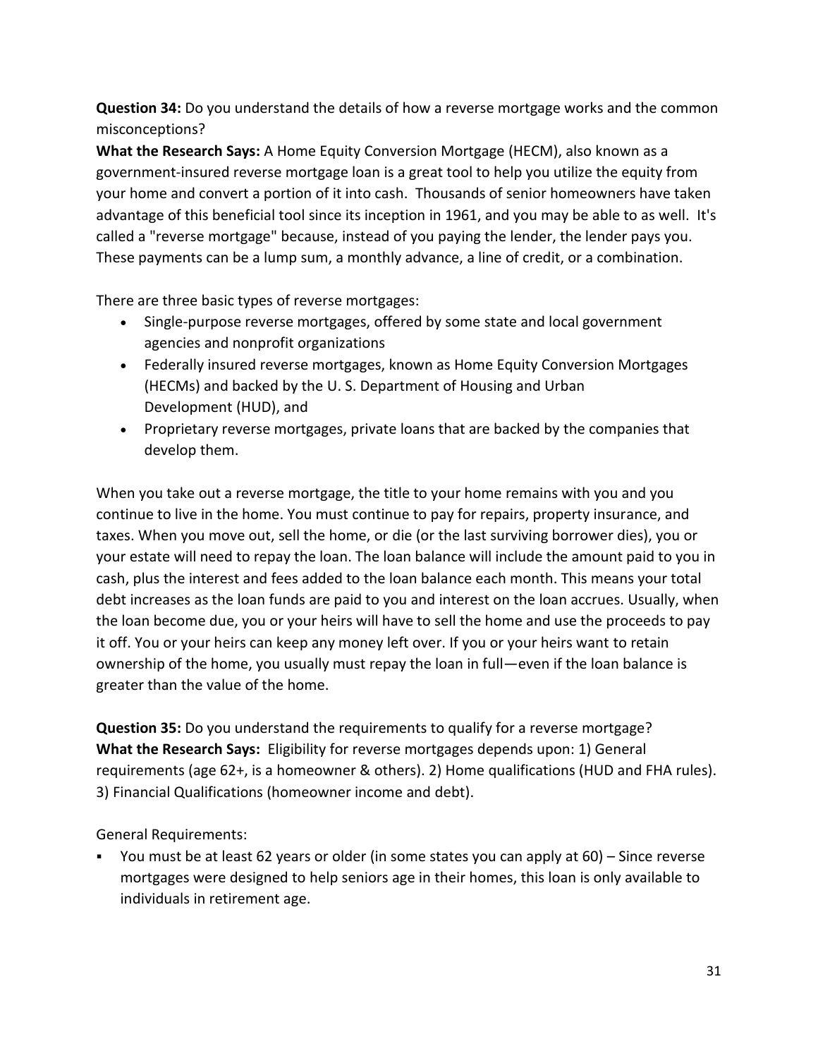**Question 34:** Do you understand the details of how a reverse mortgage works and the common misconceptions?

**What the Research Says:** A Home Equity Conversion Mortgage (HECM), also known as a government-insured reverse mortgage loan is a great tool to help you utilize the equity from your home and convert a portion of it into cash. Thousands of senior homeowners have taken advantage of this beneficial tool since its inception in 1961, and you may be able to as well. It's called a "reverse mortgage" because, instead of you paying the lender, the lender pays you. These payments can be a lump sum, a monthly advance, a line of credit, or a combination.

There are three basic types of reverse mortgages:

- Single-purpose reverse mortgages, offered by some state and local government agencies and nonprofit organizations
- Federally insured reverse mortgages, known as Home Equity Conversion Mortgages (HECMs) and backed by the U. S. Department of Housing and Urban Development (HUD), and
- Proprietary reverse mortgages, private loans that are backed by the companies that develop them.

When you take out a reverse mortgage, the title to your home remains with you and you continue to live in the home. You must continue to pay for repairs, property insurance, and taxes. When you move out, sell the home, or die (or the last surviving borrower dies), you or your estate will need to repay the loan. The loan balance will include the amount paid to you in cash, plus the interest and fees added to the loan balance each month. This means your total debt increases as the loan funds are paid to you and interest on the loan accrues. Usually, when the loan become due, you or your heirs will have to sell the home and use the proceeds to pay it off. You or your heirs can keep any money left over. If you or your heirs want to retain ownership of the home, you usually must repay the loan in full—even if the loan balance is greater than the value of the home.

**Question 35:** Do you understand the requirements to qualify for a reverse mortgage?

**What the Research Says:** Eligibility for reverse mortgages depends upon: 1) General requirements (age 62+, is a homeowner & others). 2) Home qualifications (HUD and FHA rules). 3) Financial Qualifications (homeowner income and debt).

General Requirements:

- You must be at least 62 years or older (in some states you can apply at 60) – Since reverse mortgages were designed to help seniors age in their homes, this loan is only available to individuals in retirement age.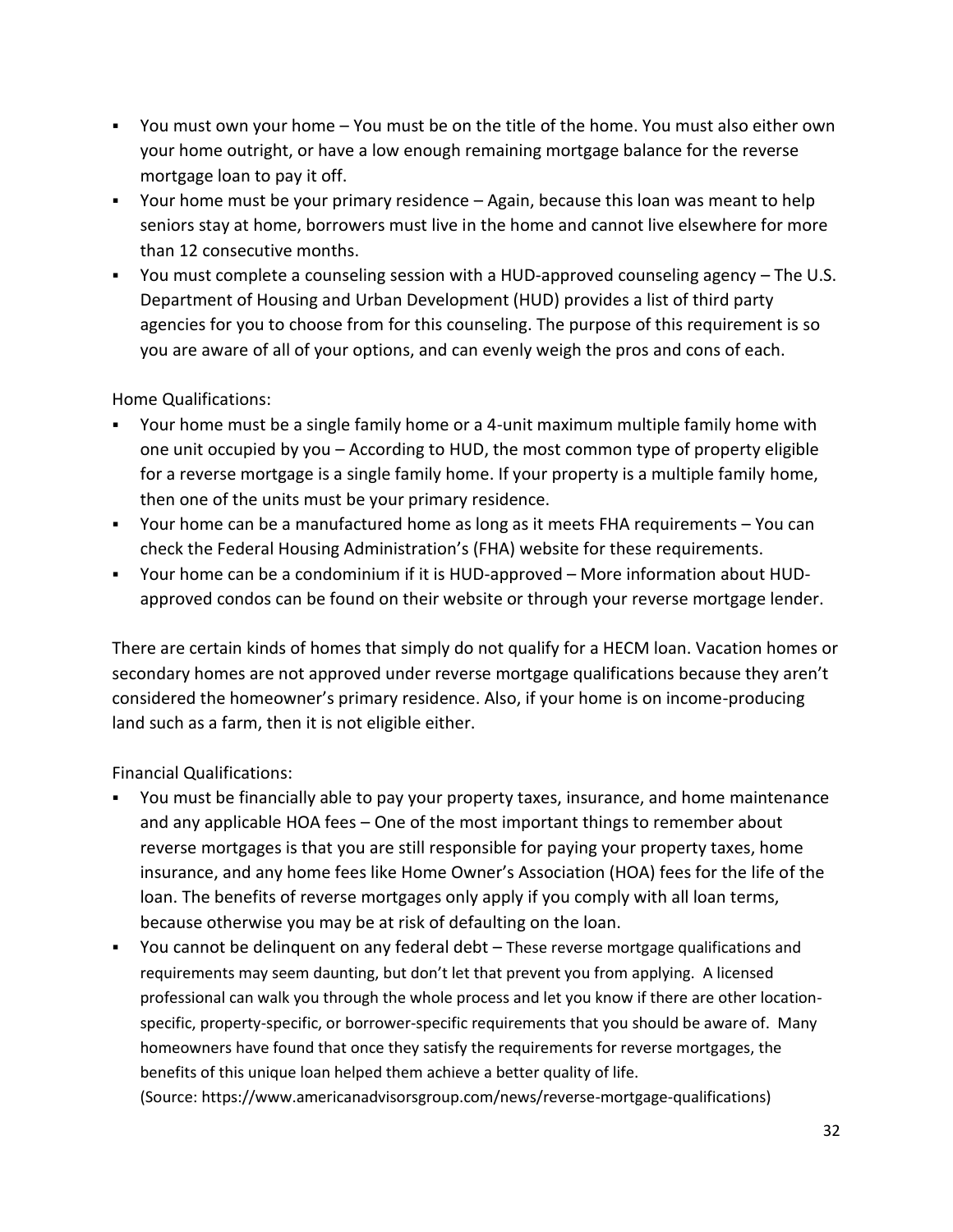- You must own your home – You must be on the title of the home. You must also either own your home outright, or have a low enough remaining mortgage balance for the reverse mortgage loan to pay it off.
- Your home must be your primary residence – Again, because this loan was meant to help seniors stay at home, borrowers must live in the home and cannot live elsewhere for more than 12 consecutive months.
- You must complete a counseling session with a HUD-approved counseling agency – The U.S. Department of Housing and Urban Development (HUD) provides a list of third party agencies for you to choose from for this counseling. The purpose of this requirement is so you are aware of all of your options, and can evenly weigh the pros and cons of each.

Home Qualifications:

- Your home must be a single family home or a 4-unit maximum multiple family home with one unit occupied by you – According to HUD, the most common type of property eligible for a reverse mortgage is a single family home. If your property is a multiple family home, then one of the units must be your primary residence.
- Your home can be a manufactured home as long as it meets FHA requirements – You can check the Federal Housing Administration's (FHA) website for these requirements.
- Your home can be a condominium if it is HUD-approved – More information about HUD-approved condos can be found on their website or through your reverse mortgage lender.

There are certain kinds of homes that simply do not qualify for a HECM loan. Vacation homes or secondary homes are not approved under reverse mortgage qualifications because they aren't considered the homeowner's primary residence. Also, if your home is on income-producing land such as a farm, then it is not eligible either.

Financial Qualifications:

- You must be financially able to pay your property taxes, insurance, and home maintenance and any applicable HOA fees – One of the most important things to remember about reverse mortgages is that you are still responsible for paying your property taxes, home insurance, and any home fees like Home Owner's Association (HOA) fees for the life of the loan. The benefits of reverse mortgages only apply if you comply with all loan terms, because otherwise you may be at risk of defaulting on the loan.
- You cannot be delinquent on any federal debt – These reverse mortgage qualifications and requirements may seem daunting, but don't let that prevent you from applying. A licensed professional can walk you through the whole process and let you know if there are other location-specific, property-specific, or borrower-specific requirements that you should be aware of. Many homeowners have found that once they satisfy the requirements for reverse mortgages, the benefits of this unique loan helped them achieve a better quality of life.

(Source: https://www.americanadvisorsgroup.com/news/reverse-mortgage-qualifications)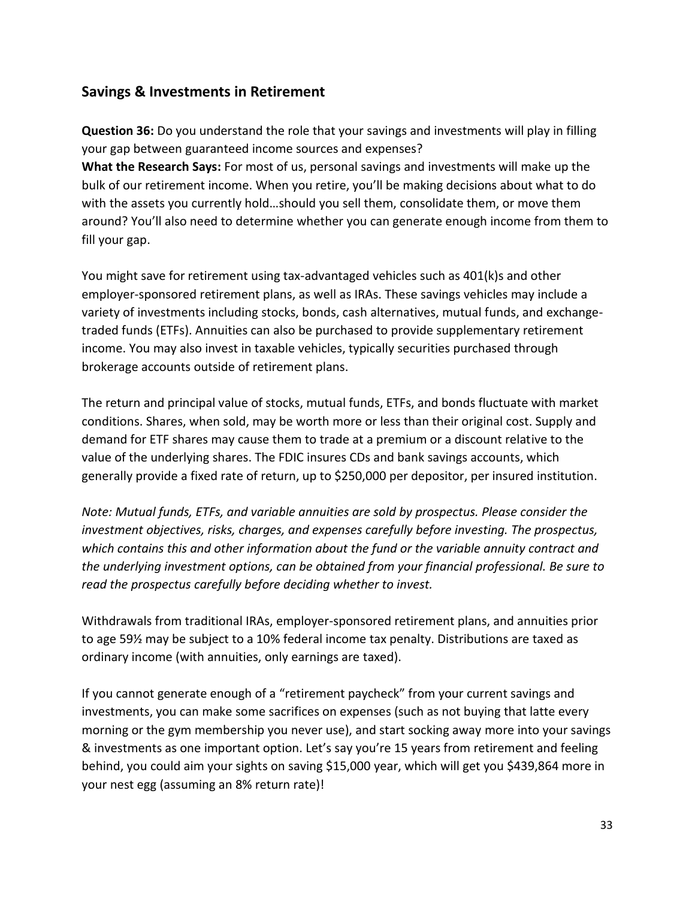## Savings & Investments in Retirement

**Question 36:** Do you understand the role that your savings and investments will play in filling your gap between guaranteed income sources and expenses?
**What the Research Says:** For most of us, personal savings and investments will make up the bulk of our retirement income. When you retire, you'll be making decisions about what to do with the assets you currently hold…should you sell them, consolidate them, or move them around? You'll also need to determine whether you can generate enough income from them to fill your gap.

You might save for retirement using tax-advantaged vehicles such as 401(k)s and other employer-sponsored retirement plans, as well as IRAs. These savings vehicles may include a variety of investments including stocks, bonds, cash alternatives, mutual funds, and exchange-traded funds (ETFs). Annuities can also be purchased to provide supplementary retirement income. You may also invest in taxable vehicles, typically securities purchased through brokerage accounts outside of retirement plans.

The return and principal value of stocks, mutual funds, ETFs, and bonds fluctuate with market conditions. Shares, when sold, may be worth more or less than their original cost. Supply and demand for ETF shares may cause them to trade at a premium or a discount relative to the value of the underlying shares. The FDIC insures CDs and bank savings accounts, which generally provide a fixed rate of return, up to $250,000 per depositor, per insured institution.

*Note: Mutual funds, ETFs, and variable annuities are sold by prospectus. Please consider the investment objectives, risks, charges, and expenses carefully before investing. The prospectus, which contains this and other information about the fund or the variable annuity contract and the underlying investment options, can be obtained from your financial professional. Be sure to read the prospectus carefully before deciding whether to invest.*

Withdrawals from traditional IRAs, employer-sponsored retirement plans, and annuities prior to age 59½ may be subject to a 10% federal income tax penalty. Distributions are taxed as ordinary income (with annuities, only earnings are taxed).

If you cannot generate enough of a "retirement paycheck" from your current savings and investments, you can make some sacrifices on expenses (such as not buying that latte every morning or the gym membership you never use), and start socking away more into your savings & investments as one important option. Let's say you're 15 years from retirement and feeling behind, you could aim your sights on saving $15,000 year, which will get you $439,864 more in your nest egg (assuming an 8% return rate)!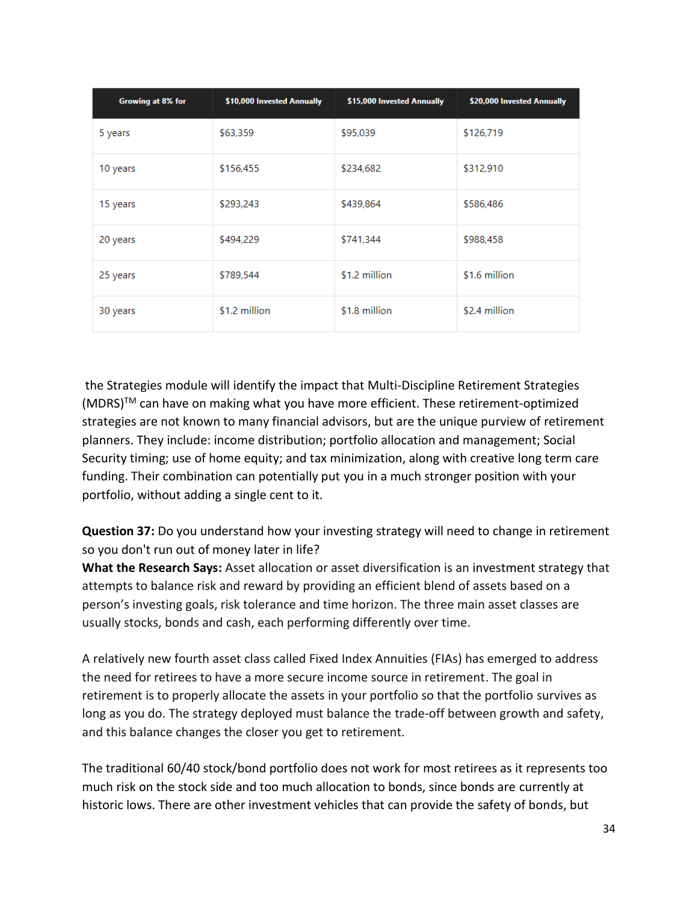| Growing at 8% for | $10,000 Invested Annually | $15,000 Invested Annually | $20,000 Invested Annually |
|---|---|---|---|
| 5 years | $63,359 | $95,039 | $126,719 |
| 10 years | $156,455 | $234,682 | $312,910 |
| 15 years | $293,243 | $439,864 | $586,486 |
| 20 years | $494,229 | $741,344 | $988,458 |
| 25 years | $789,544 | $1.2 million | $1.6 million |
| 30 years | $1.2 million | $1.8 million | $2.4 million |

the Strategies module will identify the impact that Multi-Discipline Retirement Strategies (MDRS)™ can have on making what you have more efficient. These retirement-optimized strategies are not known to many financial advisors, but are the unique purview of retirement planners. They include: income distribution; portfolio allocation and management; Social Security timing; use of home equity; and tax minimization, along with creative long term care funding. Their combination can potentially put you in a much stronger position with your portfolio, without adding a single cent to it.

**Question 37:** Do you understand how your investing strategy will need to change in retirement so you don't run out of money later in life?
**What the Research Says:** Asset allocation or asset diversification is an investment strategy that attempts to balance risk and reward by providing an efficient blend of assets based on a person's investing goals, risk tolerance and time horizon. The three main asset classes are usually stocks, bonds and cash, each performing differently over time.

A relatively new fourth asset class called Fixed Index Annuities (FIAs) has emerged to address the need for retirees to have a more secure income source in retirement. The goal in retirement is to properly allocate the assets in your portfolio so that the portfolio survives as long as you do. The strategy deployed must balance the trade-off between growth and safety, and this balance changes the closer you get to retirement.

The traditional 60/40 stock/bond portfolio does not work for most retirees as it represents too much risk on the stock side and too much allocation to bonds, since bonds are currently at historic lows. There are other investment vehicles that can provide the safety of bonds, but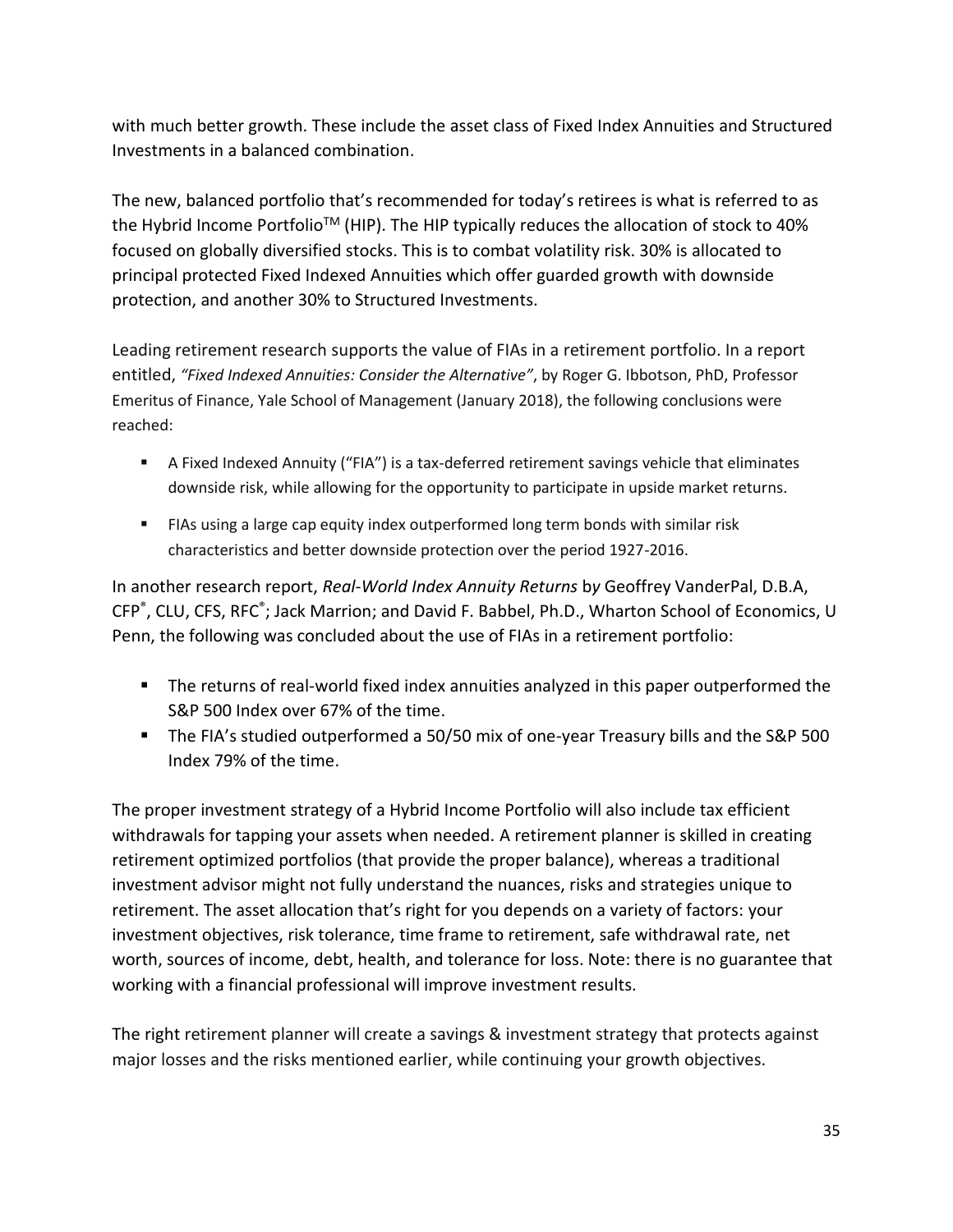with much better growth. These include the asset class of Fixed Index Annuities and Structured Investments in a balanced combination.

The new, balanced portfolio that's recommended for today's retirees is what is referred to as the Hybrid Income Portfolio™ (HIP). The HIP typically reduces the allocation of stock to 40% focused on globally diversified stocks. This is to combat volatility risk. 30% is allocated to principal protected Fixed Indexed Annuities which offer guarded growth with downside protection, and another 30% to Structured Investments.

Leading retirement research supports the value of FIAs in a retirement portfolio. In a report entitled, *"Fixed Indexed Annuities: Consider the Alternative"*, by Roger G. Ibbotson, PhD, Professor Emeritus of Finance, Yale School of Management (January 2018), the following conclusions were reached:

- A Fixed Indexed Annuity ("FIA") is a tax-deferred retirement savings vehicle that eliminates downside risk, while allowing for the opportunity to participate in upside market returns.
- FIAs using a large cap equity index outperformed long term bonds with similar risk characteristics and better downside protection over the period 1927-2016.

In another research report, *Real-World Index Annuity Returns* by Geoffrey VanderPal, D.B.A, CFP®, CLU, CFS, RFC®; Jack Marrion; and David F. Babbel, Ph.D., Wharton School of Economics, U Penn, the following was concluded about the use of FIAs in a retirement portfolio:

- The returns of real-world fixed index annuities analyzed in this paper outperformed the S&P 500 Index over 67% of the time.
- The FIA's studied outperformed a 50/50 mix of one-year Treasury bills and the S&P 500 Index 79% of the time.

The proper investment strategy of a Hybrid Income Portfolio will also include tax efficient withdrawals for tapping your assets when needed. A retirement planner is skilled in creating retirement optimized portfolios (that provide the proper balance), whereas a traditional investment advisor might not fully understand the nuances, risks and strategies unique to retirement. The asset allocation that's right for you depends on a variety of factors: your investment objectives, risk tolerance, time frame to retirement, safe withdrawal rate, net worth, sources of income, debt, health, and tolerance for loss. Note: there is no guarantee that working with a financial professional will improve investment results.

The right retirement planner will create a savings & investment strategy that protects against major losses and the risks mentioned earlier, while continuing your growth objectives.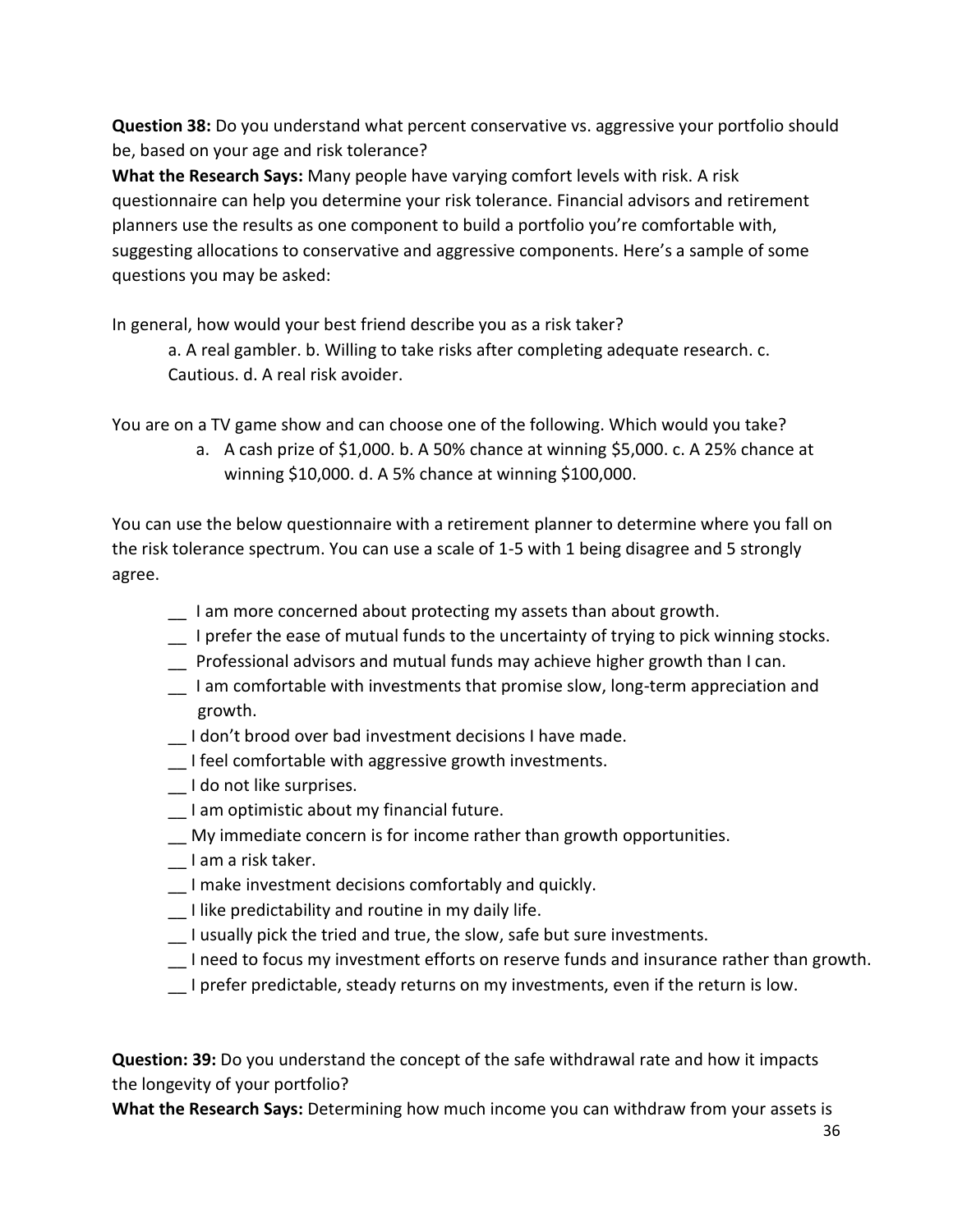**Question 38:** Do you understand what percent conservative vs. aggressive your portfolio should be, based on your age and risk tolerance?

**What the Research Says:** Many people have varying comfort levels with risk. A risk questionnaire can help you determine your risk tolerance. Financial advisors and retirement planners use the results as one component to build a portfolio you're comfortable with, suggesting allocations to conservative and aggressive components. Here's a sample of some questions you may be asked:

In general, how would your best friend describe you as a risk taker?

> a. A real gambler. b. Willing to take risks after completing adequate research. c. Cautious. d. A real risk avoider.

You are on a TV game show and can choose one of the following. Which would you take?

> a. A cash prize of $1,000. b. A 50% chance at winning $5,000. c. A 25% chance at winning $10,000. d. A 5% chance at winning $100,000.

You can use the below questionnaire with a retirement planner to determine where you fall on the risk tolerance spectrum. You can use a scale of 1-5 with 1 being disagree and 5 strongly agree.

- __ I am more concerned about protecting my assets than about growth.
- __ I prefer the ease of mutual funds to the uncertainty of trying to pick winning stocks.
- __ Professional advisors and mutual funds may achieve higher growth than I can.
- __ I am comfortable with investments that promise slow, long-term appreciation and growth.
- __ I don't brood over bad investment decisions I have made.
- __ I feel comfortable with aggressive growth investments.
- __ I do not like surprises.
- __ I am optimistic about my financial future.
- __ My immediate concern is for income rather than growth opportunities.
- __ I am a risk taker.
- __ I make investment decisions comfortably and quickly.
- __ I like predictability and routine in my daily life.
- __ I usually pick the tried and true, the slow, safe but sure investments.
- __ I need to focus my investment efforts on reserve funds and insurance rather than growth.
- __ I prefer predictable, steady returns on my investments, even if the return is low.

**Question: 39:** Do you understand the concept of the safe withdrawal rate and how it impacts the longevity of your portfolio?

**What the Research Says:** Determining how much income you can withdraw from your assets is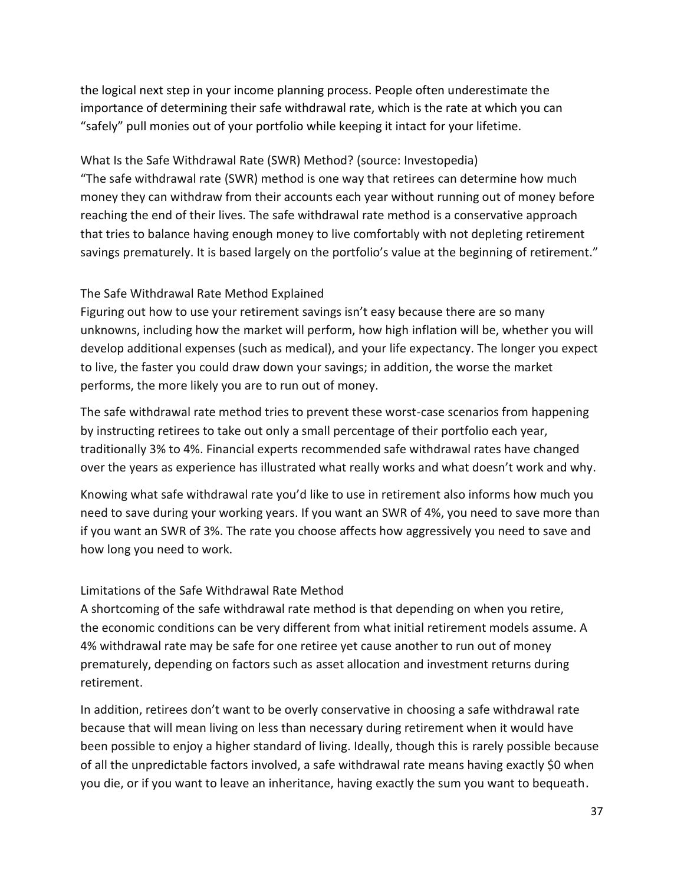the logical next step in your income planning process. People often underestimate the importance of determining their safe withdrawal rate, which is the rate at which you can "safely" pull monies out of your portfolio while keeping it intact for your lifetime.

### What Is the Safe Withdrawal Rate (SWR) Method? (source: Investopedia)

"The safe withdrawal rate (SWR) method is one way that retirees can determine how much money they can withdraw from their accounts each year without running out of money before reaching the end of their lives. The safe withdrawal rate method is a conservative approach that tries to balance having enough money to live comfortably with not depleting retirement savings prematurely. It is based largely on the portfolio's value at the beginning of retirement."

### The Safe Withdrawal Rate Method Explained

Figuring out how to use your retirement savings isn't easy because there are so many unknowns, including how the market will perform, how high inflation will be, whether you will develop additional expenses (such as medical), and your life expectancy. The longer you expect to live, the faster you could draw down your savings; in addition, the worse the market performs, the more likely you are to run out of money.

The safe withdrawal rate method tries to prevent these worst-case scenarios from happening by instructing retirees to take out only a small percentage of their portfolio each year, traditionally 3% to 4%. Financial experts recommended safe withdrawal rates have changed over the years as experience has illustrated what really works and what doesn't work and why.

Knowing what safe withdrawal rate you'd like to use in retirement also informs how much you need to save during your working years. If you want an SWR of 4%, you need to save more than if you want an SWR of 3%. The rate you choose affects how aggressively you need to save and how long you need to work.

### Limitations of the Safe Withdrawal Rate Method

A shortcoming of the safe withdrawal rate method is that depending on when you retire, the economic conditions can be very different from what initial retirement models assume. A 4% withdrawal rate may be safe for one retiree yet cause another to run out of money prematurely, depending on factors such as asset allocation and investment returns during retirement.

In addition, retirees don't want to be overly conservative in choosing a safe withdrawal rate because that will mean living on less than necessary during retirement when it would have been possible to enjoy a higher standard of living. Ideally, though this is rarely possible because of all the unpredictable factors involved, a safe withdrawal rate means having exactly $0 when you die, or if you want to leave an inheritance, having exactly the sum you want to bequeath.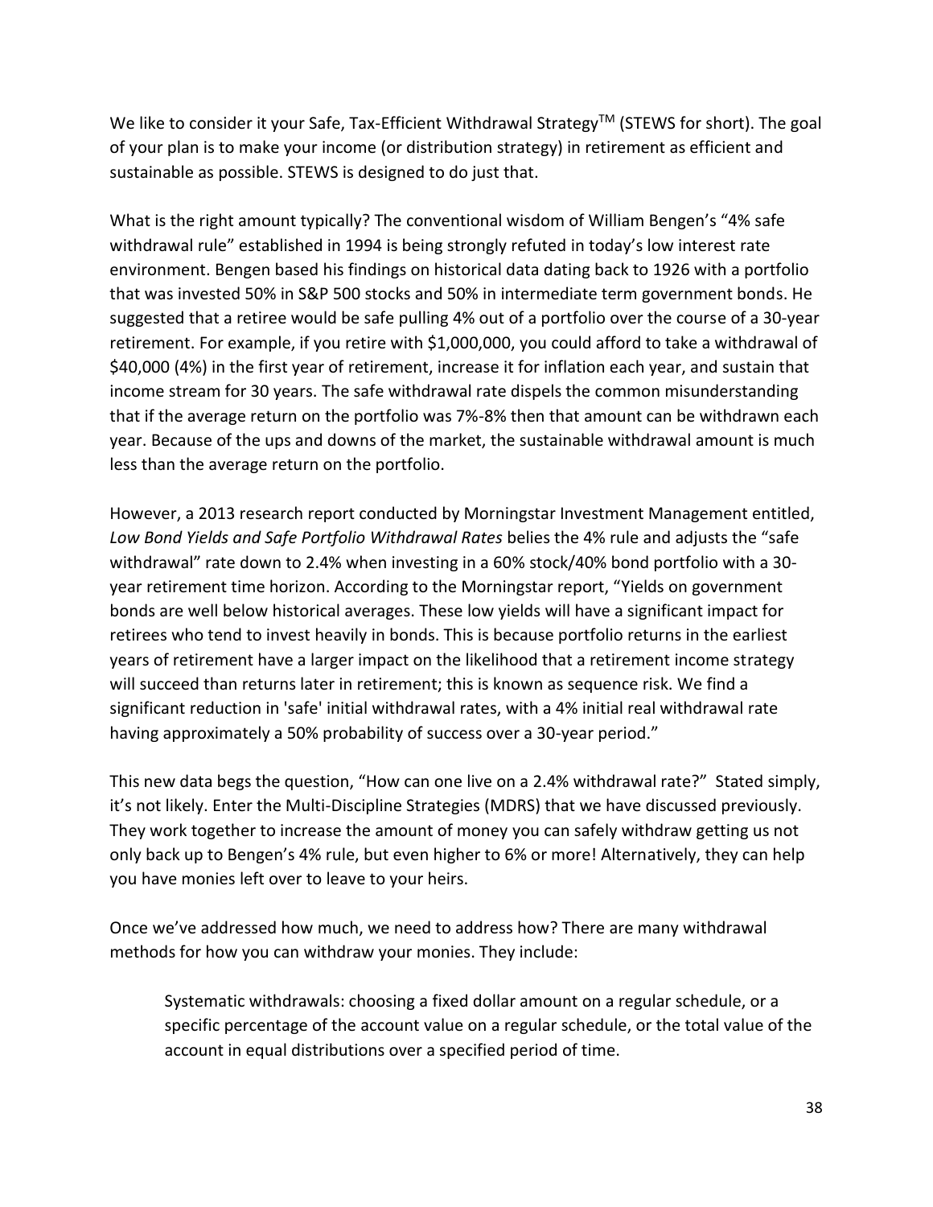We like to consider it your Safe, Tax-Efficient Withdrawal Strategy™ (STEWS for short). The goal of your plan is to make your income (or distribution strategy) in retirement as efficient and sustainable as possible. STEWS is designed to do just that.

What is the right amount typically? The conventional wisdom of William Bengen's "4% safe withdrawal rule" established in 1994 is being strongly refuted in today's low interest rate environment. Bengen based his findings on historical data dating back to 1926 with a portfolio that was invested 50% in S&P 500 stocks and 50% in intermediate term government bonds. He suggested that a retiree would be safe pulling 4% out of a portfolio over the course of a 30-year retirement. For example, if you retire with $1,000,000, you could afford to take a withdrawal of $40,000 (4%) in the first year of retirement, increase it for inflation each year, and sustain that income stream for 30 years. The safe withdrawal rate dispels the common misunderstanding that if the average return on the portfolio was 7%-8% then that amount can be withdrawn each year. Because of the ups and downs of the market, the sustainable withdrawal amount is much less than the average return on the portfolio.

However, a 2013 research report conducted by Morningstar Investment Management entitled, *Low Bond Yields and Safe Portfolio Withdrawal Rates* belies the 4% rule and adjusts the "safe withdrawal" rate down to 2.4% when investing in a 60% stock/40% bond portfolio with a 30-year retirement time horizon. According to the Morningstar report, "Yields on government bonds are well below historical averages. These low yields will have a significant impact for retirees who tend to invest heavily in bonds. This is because portfolio returns in the earliest years of retirement have a larger impact on the likelihood that a retirement income strategy will succeed than returns later in retirement; this is known as sequence risk. We find a significant reduction in 'safe' initial withdrawal rates, with a 4% initial real withdrawal rate having approximately a 50% probability of success over a 30-year period."

This new data begs the question, "How can one live on a 2.4% withdrawal rate?" Stated simply, it's not likely. Enter the Multi-Discipline Strategies (MDRS) that we have discussed previously. They work together to increase the amount of money you can safely withdraw getting us not only back up to Bengen's 4% rule, but even higher to 6% or more! Alternatively, they can help you have monies left over to leave to your heirs.

Once we've addressed how much, we need to address how? There are many withdrawal methods for how you can withdraw your monies. They include:

> Systematic withdrawals: choosing a fixed dollar amount on a regular schedule, or a specific percentage of the account value on a regular schedule, or the total value of the account in equal distributions over a specified period of time.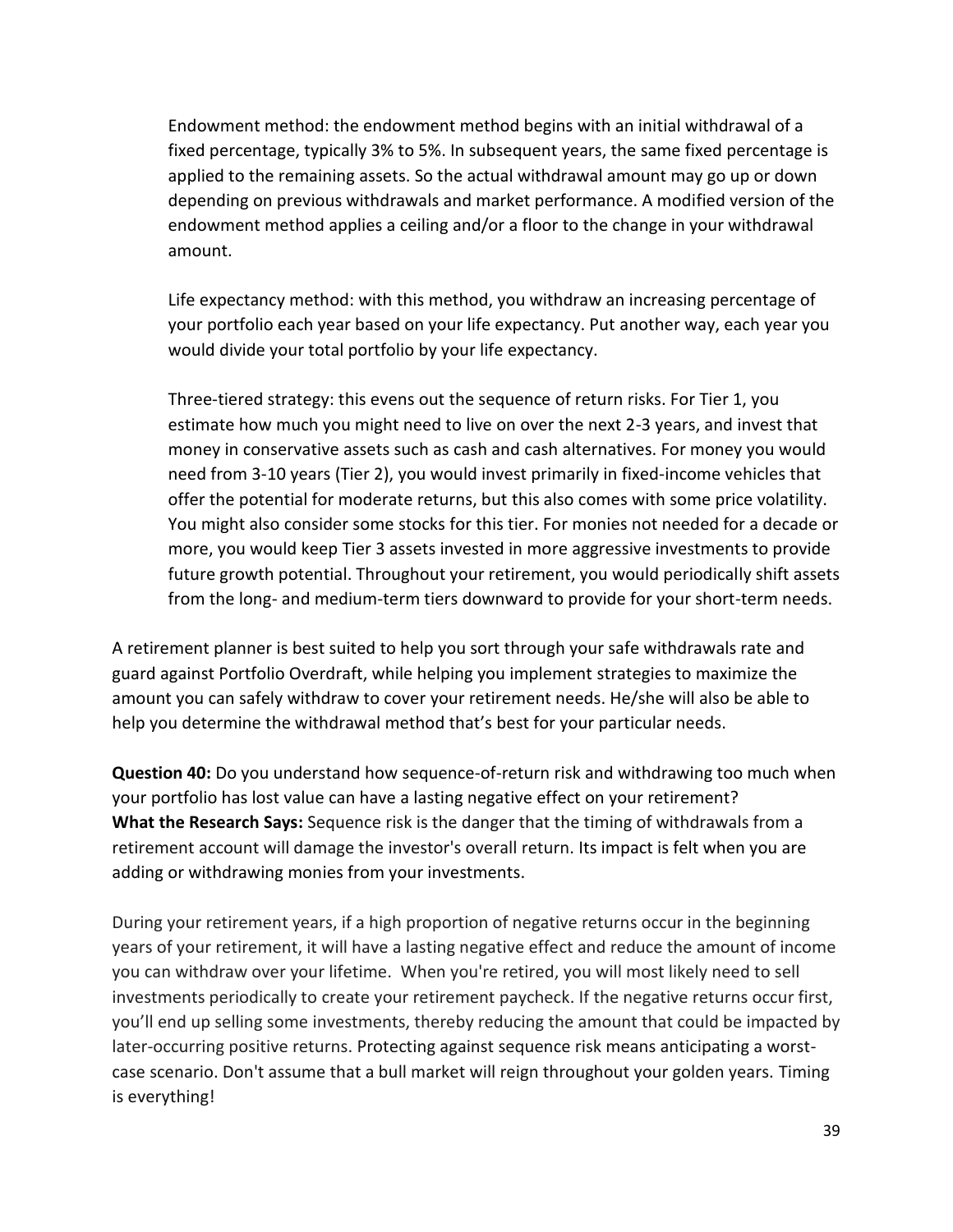Endowment method: the endowment method begins with an initial withdrawal of a fixed percentage, typically 3% to 5%. In subsequent years, the same fixed percentage is applied to the remaining assets. So the actual withdrawal amount may go up or down depending on previous withdrawals and market performance. A modified version of the endowment method applies a ceiling and/or a floor to the change in your withdrawal amount.

Life expectancy method: with this method, you withdraw an increasing percentage of your portfolio each year based on your life expectancy. Put another way, each year you would divide your total portfolio by your life expectancy.

Three-tiered strategy: this evens out the sequence of return risks. For Tier 1, you estimate how much you might need to live on over the next 2-3 years, and invest that money in conservative assets such as cash and cash alternatives. For money you would need from 3-10 years (Tier 2), you would invest primarily in fixed-income vehicles that offer the potential for moderate returns, but this also comes with some price volatility. You might also consider some stocks for this tier. For monies not needed for a decade or more, you would keep Tier 3 assets invested in more aggressive investments to provide future growth potential. Throughout your retirement, you would periodically shift assets from the long- and medium-term tiers downward to provide for your short-term needs.

A retirement planner is best suited to help you sort through your safe withdrawals rate and guard against Portfolio Overdraft, while helping you implement strategies to maximize the amount you can safely withdraw to cover your retirement needs. He/she will also be able to help you determine the withdrawal method that's best for your particular needs.

**Question 40:** Do you understand how sequence-of-return risk and withdrawing too much when your portfolio has lost value can have a lasting negative effect on your retirement?
**What the Research Says:** Sequence risk is the danger that the timing of withdrawals from a retirement account will damage the investor's overall return. Its impact is felt when you are adding or withdrawing monies from your investments.

During your retirement years, if a high proportion of negative returns occur in the beginning years of your retirement, it will have a lasting negative effect and reduce the amount of income you can withdraw over your lifetime. When you're retired, you will most likely need to sell investments periodically to create your retirement paycheck. If the negative returns occur first, you'll end up selling some investments, thereby reducing the amount that could be impacted by later-occurring positive returns. Protecting against sequence risk means anticipating a worst-case scenario. Don't assume that a bull market will reign throughout your golden years. Timing is everything!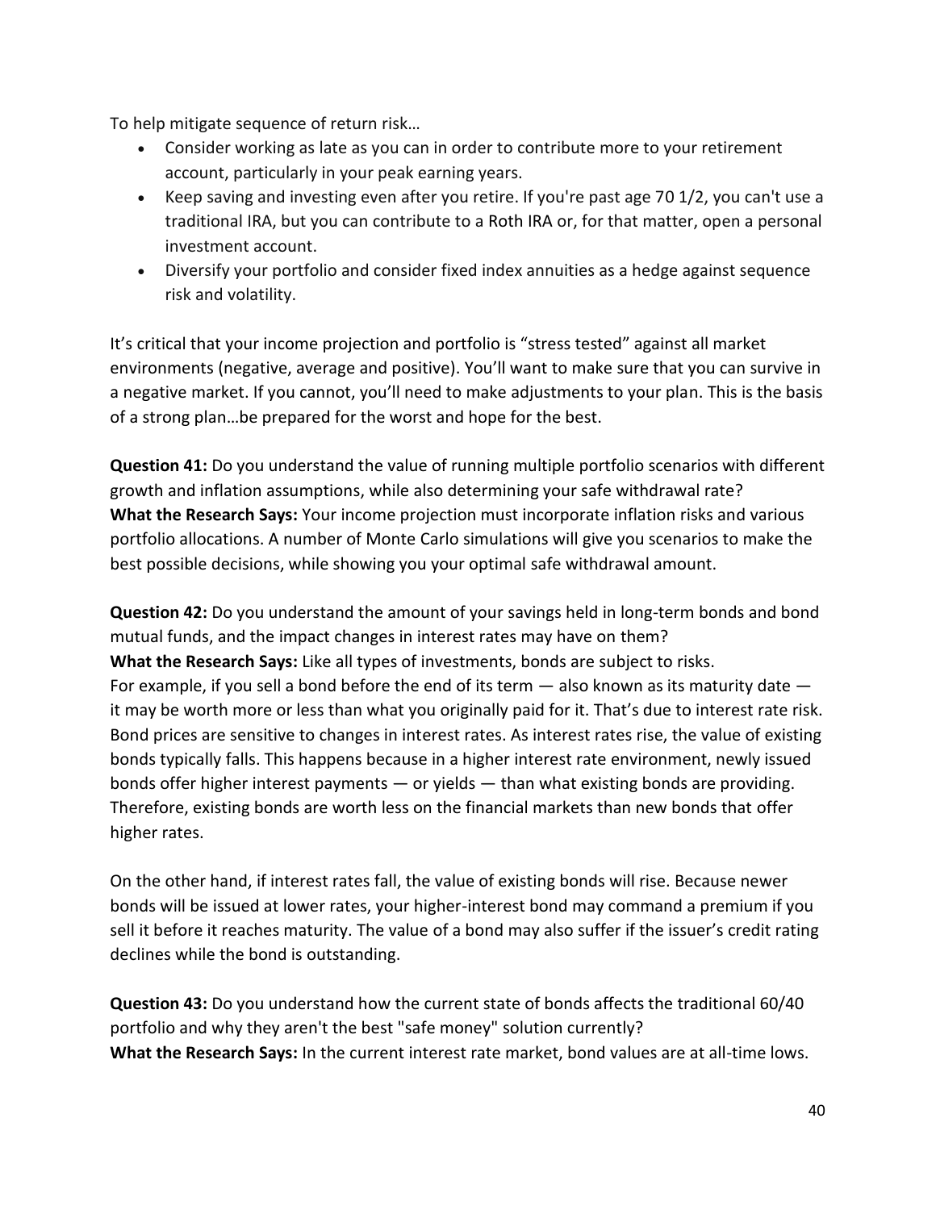To help mitigate sequence of return risk…

- Consider working as late as you can in order to contribute more to your retirement account, particularly in your peak earning years.
- Keep saving and investing even after you retire. If you're past age 70 1/2, you can't use a traditional IRA, but you can contribute to a Roth IRA or, for that matter, open a personal investment account.
- Diversify your portfolio and consider fixed index annuities as a hedge against sequence risk and volatility.

It's critical that your income projection and portfolio is "stress tested" against all market environments (negative, average and positive). You'll want to make sure that you can survive in a negative market. If you cannot, you'll need to make adjustments to your plan. This is the basis of a strong plan…be prepared for the worst and hope for the best.

**Question 41:** Do you understand the value of running multiple portfolio scenarios with different growth and inflation assumptions, while also determining your safe withdrawal rate?
**What the Research Says:** Your income projection must incorporate inflation risks and various portfolio allocations. A number of Monte Carlo simulations will give you scenarios to make the best possible decisions, while showing you your optimal safe withdrawal amount.

**Question 42:** Do you understand the amount of your savings held in long-term bonds and bond mutual funds, and the impact changes in interest rates may have on them?
**What the Research Says:** Like all types of investments, bonds are subject to risks.
For example, if you sell a bond before the end of its term — also known as its maturity date — it may be worth more or less than what you originally paid for it. That's due to interest rate risk. Bond prices are sensitive to changes in interest rates. As interest rates rise, the value of existing bonds typically falls. This happens because in a higher interest rate environment, newly issued bonds offer higher interest payments — or yields — than what existing bonds are providing. Therefore, existing bonds are worth less on the financial markets than new bonds that offer higher rates.

On the other hand, if interest rates fall, the value of existing bonds will rise. Because newer bonds will be issued at lower rates, your higher-interest bond may command a premium if you sell it before it reaches maturity. The value of a bond may also suffer if the issuer's credit rating declines while the bond is outstanding.

**Question 43:** Do you understand how the current state of bonds affects the traditional 60/40 portfolio and why they aren't the best "safe money" solution currently?
**What the Research Says:** In the current interest rate market, bond values are at all-time lows.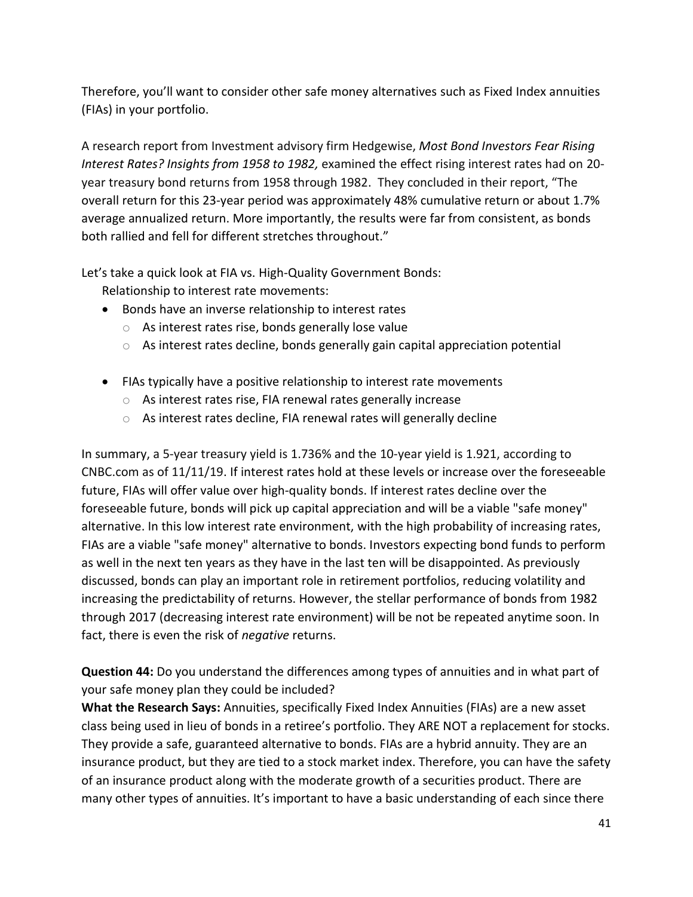Therefore, you'll want to consider other safe money alternatives such as Fixed Index annuities (FIAs) in your portfolio.

A research report from Investment advisory firm Hedgewise, *Most Bond Investors Fear Rising Interest Rates? Insights from 1958 to 1982,* examined the effect rising interest rates had on 20-year treasury bond returns from 1958 through 1982. They concluded in their report, "The overall return for this 23-year period was approximately 48% cumulative return or about 1.7% average annualized return. More importantly, the results were far from consistent, as bonds both rallied and fell for different stretches throughout."

Let's take a quick look at FIA vs. High-Quality Government Bonds:

Relationship to interest rate movements:

- Bonds have an inverse relationship to interest rates
  - As interest rates rise, bonds generally lose value
  - As interest rates decline, bonds generally gain capital appreciation potential

- FIAs typically have a positive relationship to interest rate movements
  - As interest rates rise, FIA renewal rates generally increase
  - As interest rates decline, FIA renewal rates will generally decline

In summary, a 5-year treasury yield is 1.736% and the 10-year yield is 1.921, according to CNBC.com as of 11/11/19. If interest rates hold at these levels or increase over the foreseeable future, FIAs will offer value over high-quality bonds. If interest rates decline over the foreseeable future, bonds will pick up capital appreciation and will be a viable "safe money" alternative. In this low interest rate environment, with the high probability of increasing rates, FIAs are a viable "safe money" alternative to bonds. Investors expecting bond funds to perform as well in the next ten years as they have in the last ten will be disappointed. As previously discussed, bonds can play an important role in retirement portfolios, reducing volatility and increasing the predictability of returns. However, the stellar performance of bonds from 1982 through 2017 (decreasing interest rate environment) will be not be repeated anytime soon. In fact, there is even the risk of *negative* returns.

**Question 44:** Do you understand the differences among types of annuities and in what part of your safe money plan they could be included?

**What the Research Says:** Annuities, specifically Fixed Index Annuities (FIAs) are a new asset class being used in lieu of bonds in a retiree's portfolio. They ARE NOT a replacement for stocks. They provide a safe, guaranteed alternative to bonds. FIAs are a hybrid annuity. They are an insurance product, but they are tied to a stock market index. Therefore, you can have the safety of an insurance product along with the moderate growth of a securities product. There are many other types of annuities. It's important to have a basic understanding of each since there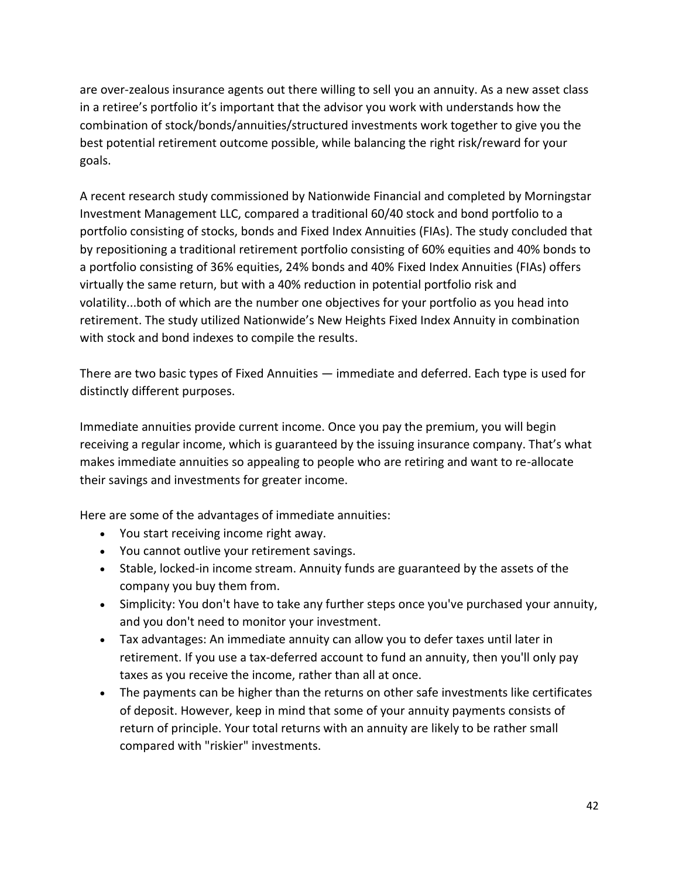are over-zealous insurance agents out there willing to sell you an annuity. As a new asset class in a retiree's portfolio it's important that the advisor you work with understands how the combination of stock/bonds/annuities/structured investments work together to give you the best potential retirement outcome possible, while balancing the right risk/reward for your goals.

A recent research study commissioned by Nationwide Financial and completed by Morningstar Investment Management LLC, compared a traditional 60/40 stock and bond portfolio to a portfolio consisting of stocks, bonds and Fixed Index Annuities (FIAs). The study concluded that by repositioning a traditional retirement portfolio consisting of 60% equities and 40% bonds to a portfolio consisting of 36% equities, 24% bonds and 40% Fixed Index Annuities (FIAs) offers virtually the same return, but with a 40% reduction in potential portfolio risk and volatility...both of which are the number one objectives for your portfolio as you head into retirement. The study utilized Nationwide's New Heights Fixed Index Annuity in combination with stock and bond indexes to compile the results.

There are two basic types of Fixed Annuities — immediate and deferred. Each type is used for distinctly different purposes.

Immediate annuities provide current income. Once you pay the premium, you will begin receiving a regular income, which is guaranteed by the issuing insurance company. That's what makes immediate annuities so appealing to people who are retiring and want to re-allocate their savings and investments for greater income.

Here are some of the advantages of immediate annuities:

- You start receiving income right away.
- You cannot outlive your retirement savings.
- Stable, locked-in income stream. Annuity funds are guaranteed by the assets of the company you buy them from.
- Simplicity: You don't have to take any further steps once you've purchased your annuity, and you don't need to monitor your investment.
- Tax advantages: An immediate annuity can allow you to defer taxes until later in retirement. If you use a tax-deferred account to fund an annuity, then you'll only pay taxes as you receive the income, rather than all at once.
- The payments can be higher than the returns on other safe investments like certificates of deposit. However, keep in mind that some of your annuity payments consists of return of principle. Your total returns with an annuity are likely to be rather small compared with "riskier" investments.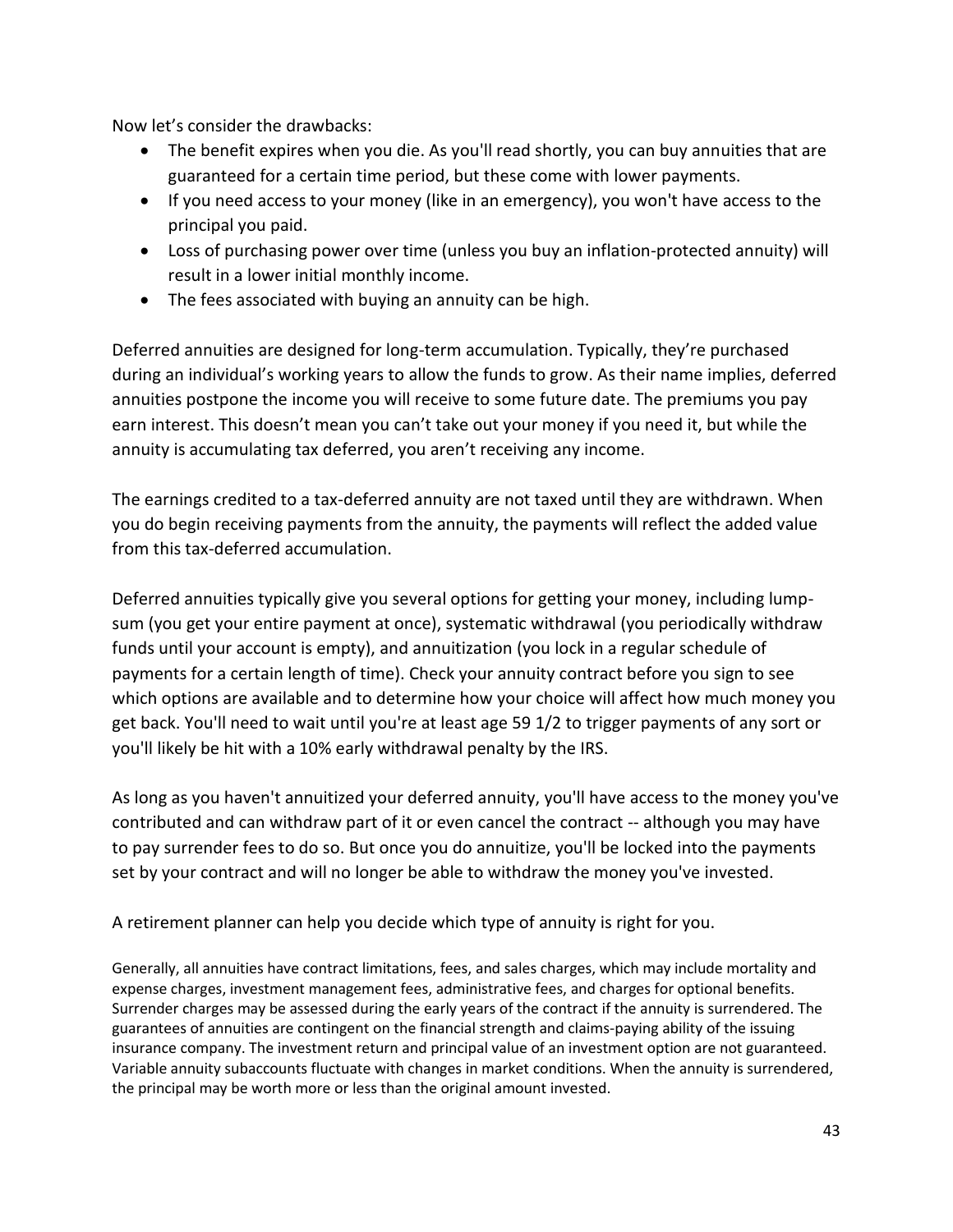Now let's consider the drawbacks:

- The benefit expires when you die. As you'll read shortly, you can buy annuities that are guaranteed for a certain time period, but these come with lower payments.
- If you need access to your money (like in an emergency), you won't have access to the principal you paid.
- Loss of purchasing power over time (unless you buy an inflation-protected annuity) will result in a lower initial monthly income.
- The fees associated with buying an annuity can be high.

Deferred annuities are designed for long-term accumulation. Typically, they're purchased during an individual's working years to allow the funds to grow. As their name implies, deferred annuities postpone the income you will receive to some future date. The premiums you pay earn interest. This doesn't mean you can't take out your money if you need it, but while the annuity is accumulating tax deferred, you aren't receiving any income.

The earnings credited to a tax-deferred annuity are not taxed until they are withdrawn. When you do begin receiving payments from the annuity, the payments will reflect the added value from this tax-deferred accumulation.

Deferred annuities typically give you several options for getting your money, including lump-sum (you get your entire payment at once), systematic withdrawal (you periodically withdraw funds until your account is empty), and annuitization (you lock in a regular schedule of payments for a certain length of time). Check your annuity contract before you sign to see which options are available and to determine how your choice will affect how much money you get back. You'll need to wait until you're at least age 59 1/2 to trigger payments of any sort or you'll likely be hit with a 10% early withdrawal penalty by the IRS.

As long as you haven't annuitized your deferred annuity, you'll have access to the money you've contributed and can withdraw part of it or even cancel the contract -- although you may have to pay surrender fees to do so. But once you do annuitize, you'll be locked into the payments set by your contract and will no longer be able to withdraw the money you've invested.

A retirement planner can help you decide which type of annuity is right for you.

Generally, all annuities have contract limitations, fees, and sales charges, which may include mortality and expense charges, investment management fees, administrative fees, and charges for optional benefits. Surrender charges may be assessed during the early years of the contract if the annuity is surrendered. The guarantees of annuities are contingent on the financial strength and claims-paying ability of the issuing insurance company. The investment return and principal value of an investment option are not guaranteed. Variable annuity subaccounts fluctuate with changes in market conditions. When the annuity is surrendered, the principal may be worth more or less than the original amount invested.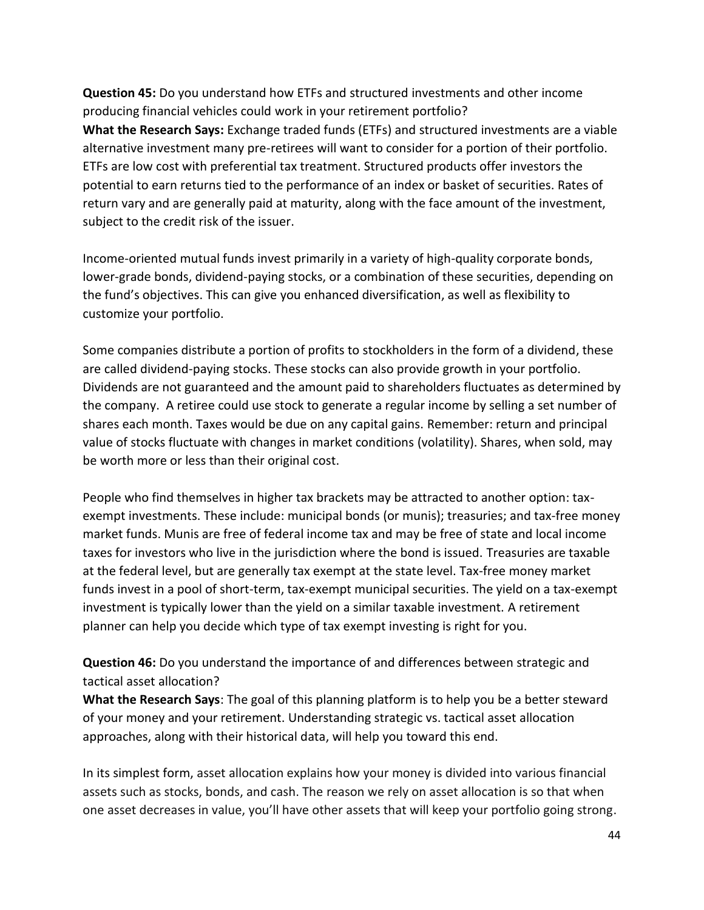**Question 45:** Do you understand how ETFs and structured investments and other income producing financial vehicles could work in your retirement portfolio?
**What the Research Says:** Exchange traded funds (ETFs) and structured investments are a viable alternative investment many pre-retirees will want to consider for a portion of their portfolio. ETFs are low cost with preferential tax treatment. Structured products offer investors the potential to earn returns tied to the performance of an index or basket of securities. Rates of return vary and are generally paid at maturity, along with the face amount of the investment, subject to the credit risk of the issuer.

Income-oriented mutual funds invest primarily in a variety of high-quality corporate bonds, lower-grade bonds, dividend-paying stocks, or a combination of these securities, depending on the fund's objectives. This can give you enhanced diversification, as well as flexibility to customize your portfolio.

Some companies distribute a portion of profits to stockholders in the form of a dividend, these are called dividend-paying stocks. These stocks can also provide growth in your portfolio. Dividends are not guaranteed and the amount paid to shareholders fluctuates as determined by the company. A retiree could use stock to generate a regular income by selling a set number of shares each month. Taxes would be due on any capital gains. Remember: return and principal value of stocks fluctuate with changes in market conditions (volatility). Shares, when sold, may be worth more or less than their original cost.

People who find themselves in higher tax brackets may be attracted to another option: tax-exempt investments. These include: municipal bonds (or munis); treasuries; and tax-free money market funds. Munis are free of federal income tax and may be free of state and local income taxes for investors who live in the jurisdiction where the bond is issued. Treasuries are taxable at the federal level, but are generally tax exempt at the state level. Tax-free money market funds invest in a pool of short-term, tax-exempt municipal securities. The yield on a tax-exempt investment is typically lower than the yield on a similar taxable investment. A retirement planner can help you decide which type of tax exempt investing is right for you.

**Question 46:** Do you understand the importance of and differences between strategic and tactical asset allocation?
**What the Research Says**: The goal of this planning platform is to help you be a better steward of your money and your retirement. Understanding strategic vs. tactical asset allocation approaches, along with their historical data, will help you toward this end.

In its simplest form, asset allocation explains how your money is divided into various financial assets such as stocks, bonds, and cash. The reason we rely on asset allocation is so that when one asset decreases in value, you'll have other assets that will keep your portfolio going strong.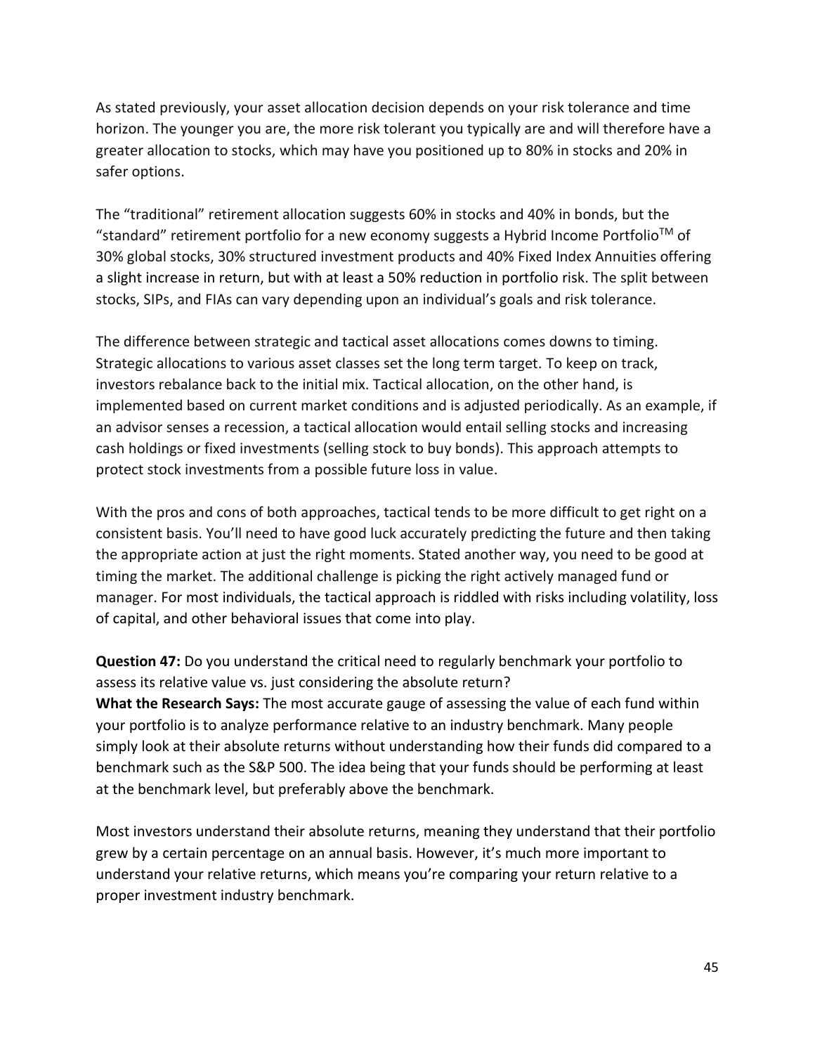As stated previously, your asset allocation decision depends on your risk tolerance and time horizon. The younger you are, the more risk tolerant you typically are and will therefore have a greater allocation to stocks, which may have you positioned up to 80% in stocks and 20% in safer options.

The "traditional" retirement allocation suggests 60% in stocks and 40% in bonds, but the "standard" retirement portfolio for a new economy suggests a Hybrid Income Portfolio™ of 30% global stocks, 30% structured investment products and 40% Fixed Index Annuities offering a slight increase in return, but with at least a 50% reduction in portfolio risk. The split between stocks, SIPs, and FIAs can vary depending upon an individual's goals and risk tolerance.

The difference between strategic and tactical asset allocations comes downs to timing. Strategic allocations to various asset classes set the long term target. To keep on track, investors rebalance back to the initial mix. Tactical allocation, on the other hand, is implemented based on current market conditions and is adjusted periodically. As an example, if an advisor senses a recession, a tactical allocation would entail selling stocks and increasing cash holdings or fixed investments (selling stock to buy bonds). This approach attempts to protect stock investments from a possible future loss in value.

With the pros and cons of both approaches, tactical tends to be more difficult to get right on a consistent basis. You'll need to have good luck accurately predicting the future and then taking the appropriate action at just the right moments. Stated another way, you need to be good at timing the market. The additional challenge is picking the right actively managed fund or manager. For most individuals, the tactical approach is riddled with risks including volatility, loss of capital, and other behavioral issues that come into play.

**Question 47:** Do you understand the critical need to regularly benchmark your portfolio to assess its relative value vs. just considering the absolute return?
**What the Research Says:** The most accurate gauge of assessing the value of each fund within your portfolio is to analyze performance relative to an industry benchmark. Many people simply look at their absolute returns without understanding how their funds did compared to a benchmark such as the S&P 500. The idea being that your funds should be performing at least at the benchmark level, but preferably above the benchmark.

Most investors understand their absolute returns, meaning they understand that their portfolio grew by a certain percentage on an annual basis. However, it's much more important to understand your relative returns, which means you're comparing your return relative to a proper investment industry benchmark.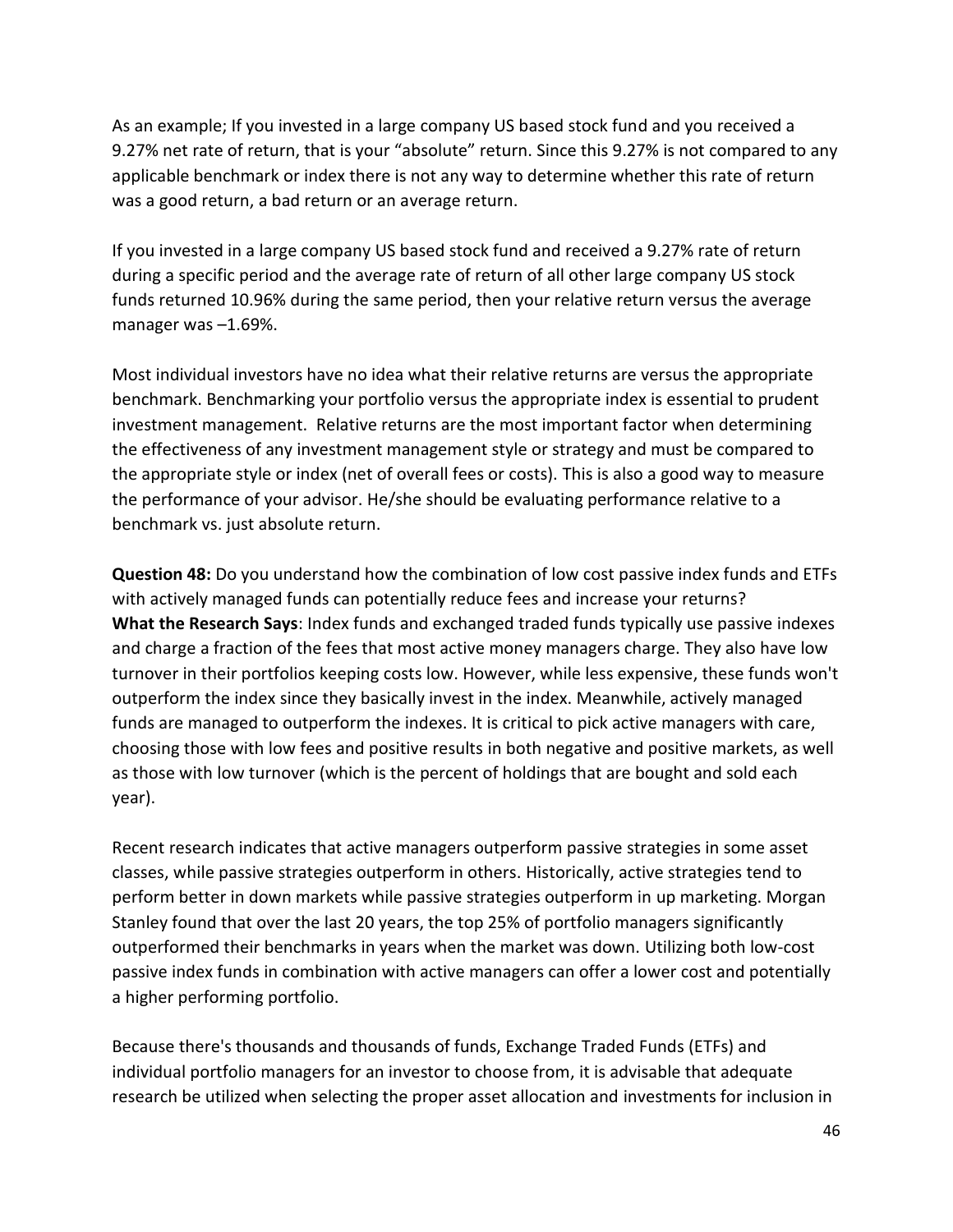As an example; If you invested in a large company US based stock fund and you received a 9.27% net rate of return, that is your "absolute" return. Since this 9.27% is not compared to any applicable benchmark or index there is not any way to determine whether this rate of return was a good return, a bad return or an average return.

If you invested in a large company US based stock fund and received a 9.27% rate of return during a specific period and the average rate of return of all other large company US stock funds returned 10.96% during the same period, then your relative return versus the average manager was –1.69%.

Most individual investors have no idea what their relative returns are versus the appropriate benchmark. Benchmarking your portfolio versus the appropriate index is essential to prudent investment management. Relative returns are the most important factor when determining the effectiveness of any investment management style or strategy and must be compared to the appropriate style or index (net of overall fees or costs). This is also a good way to measure the performance of your advisor. He/she should be evaluating performance relative to a benchmark vs. just absolute return.

**Question 48:** Do you understand how the combination of low cost passive index funds and ETFs with actively managed funds can potentially reduce fees and increase your returns?
**What the Research Says**: Index funds and exchanged traded funds typically use passive indexes and charge a fraction of the fees that most active money managers charge. They also have low turnover in their portfolios keeping costs low. However, while less expensive, these funds won't outperform the index since they basically invest in the index. Meanwhile, actively managed funds are managed to outperform the indexes. It is critical to pick active managers with care, choosing those with low fees and positive results in both negative and positive markets, as well as those with low turnover (which is the percent of holdings that are bought and sold each year).

Recent research indicates that active managers outperform passive strategies in some asset classes, while passive strategies outperform in others. Historically, active strategies tend to perform better in down markets while passive strategies outperform in up marketing. Morgan Stanley found that over the last 20 years, the top 25% of portfolio managers significantly outperformed their benchmarks in years when the market was down. Utilizing both low-cost passive index funds in combination with active managers can offer a lower cost and potentially a higher performing portfolio.

Because there's thousands and thousands of funds, Exchange Traded Funds (ETFs) and individual portfolio managers for an investor to choose from, it is advisable that adequate research be utilized when selecting the proper asset allocation and investments for inclusion in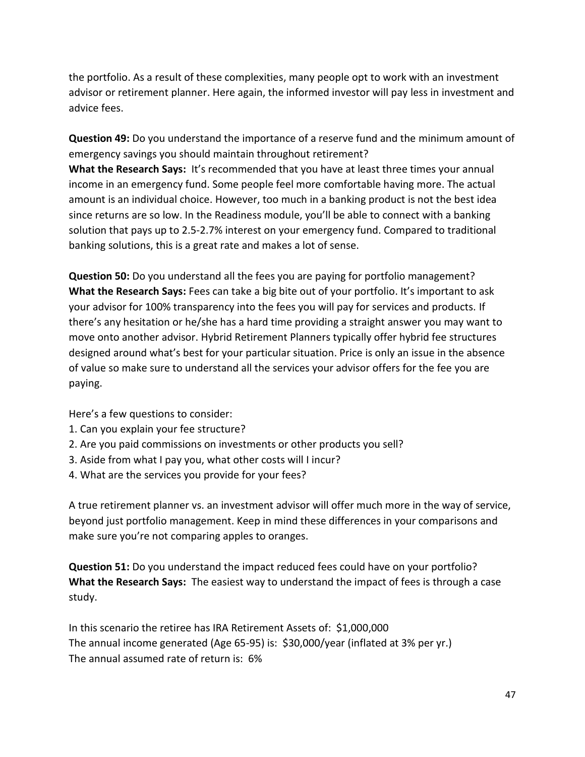the portfolio. As a result of these complexities, many people opt to work with an investment advisor or retirement planner. Here again, the informed investor will pay less in investment and advice fees.

**Question 49:** Do you understand the importance of a reserve fund and the minimum amount of emergency savings you should maintain throughout retirement?
**What the Research Says:** It's recommended that you have at least three times your annual income in an emergency fund. Some people feel more comfortable having more. The actual amount is an individual choice. However, too much in a banking product is not the best idea since returns are so low. In the Readiness module, you'll be able to connect with a banking solution that pays up to 2.5-2.7% interest on your emergency fund. Compared to traditional banking solutions, this is a great rate and makes a lot of sense.

**Question 50:** Do you understand all the fees you are paying for portfolio management?
**What the Research Says:** Fees can take a big bite out of your portfolio. It's important to ask your advisor for 100% transparency into the fees you will pay for services and products. If there's any hesitation or he/she has a hard time providing a straight answer you may want to move onto another advisor. Hybrid Retirement Planners typically offer hybrid fee structures designed around what's best for your particular situation. Price is only an issue in the absence of value so make sure to understand all the services your advisor offers for the fee you are paying.

Here's a few questions to consider:
1. Can you explain your fee structure?
2. Are you paid commissions on investments or other products you sell?
3. Aside from what I pay you, what other costs will I incur?
4. What are the services you provide for your fees?

A true retirement planner vs. an investment advisor will offer much more in the way of service, beyond just portfolio management. Keep in mind these differences in your comparisons and make sure you're not comparing apples to oranges.

**Question 51:** Do you understand the impact reduced fees could have on your portfolio?
**What the Research Says:** The easiest way to understand the impact of fees is through a case study.

In this scenario the retiree has IRA Retirement Assets of: $1,000,000
The annual income generated (Age 65-95) is: $30,000/year (inflated at 3% per yr.)
The annual assumed rate of return is: 6%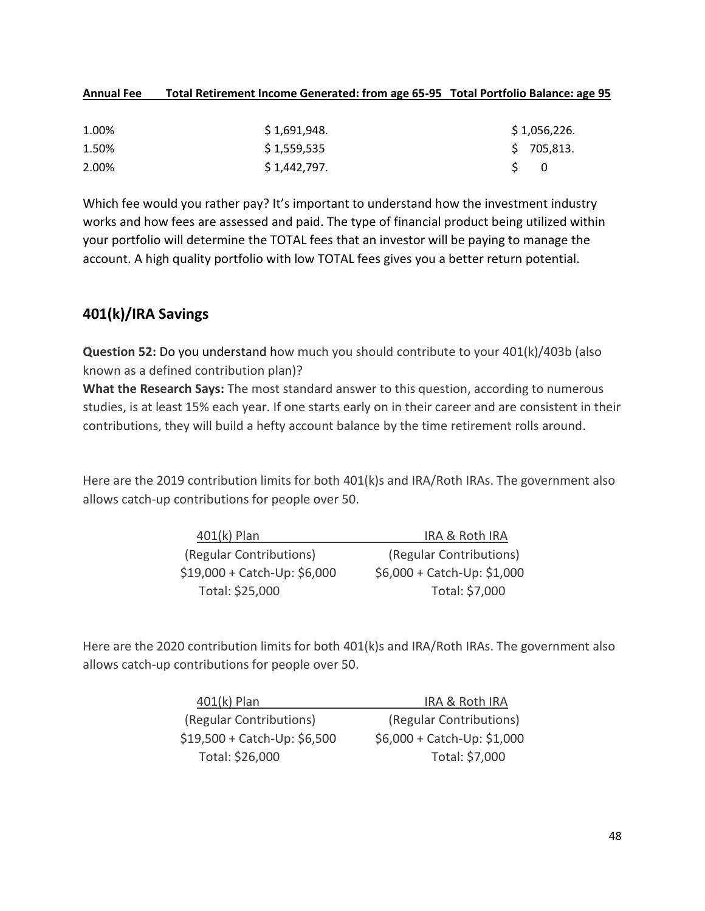| Annual Fee | Total Retirement Income Generated: from age 65-95 | Total Portfolio Balance: age 95 |
|---|---|---|
| 1.00% | $ 1,691,948. | $ 1,056,226. |
| 1.50% | $ 1,559,535 | $ 705,813. |
| 2.00% | $ 1,442,797. | $ 0 |

Which fee would you rather pay? It's important to understand how the investment industry works and how fees are assessed and paid. The type of financial product being utilized within your portfolio will determine the TOTAL fees that an investor will be paying to manage the account. A high quality portfolio with low TOTAL fees gives you a better return potential.

## 401(k)/IRA Savings

**Question 52:** Do you understand how much you should contribute to your 401(k)/403b (also known as a defined contribution plan)?
**What the Research Says:** The most standard answer to this question, according to numerous studies, is at least 15% each year. If one starts early on in their career and are consistent in their contributions, they will build a hefty account balance by the time retirement rolls around.

Here are the 2019 contribution limits for both 401(k)s and IRA/Roth IRAs. The government also allows catch-up contributions for people over 50.

| 401(k) Plan | IRA & Roth IRA |
|---|---|
| (Regular Contributions) | (Regular Contributions) |
| $19,000 + Catch-Up: $6,000 | $6,000 + Catch-Up: $1,000 |
| Total: $25,000 | Total: $7,000 |

Here are the 2020 contribution limits for both 401(k)s and IRA/Roth IRAs. The government also allows catch-up contributions for people over 50.

| 401(k) Plan | IRA & Roth IRA |
|---|---|
| (Regular Contributions) | (Regular Contributions) |
| $19,500 + Catch-Up: $6,500 | $6,000 + Catch-Up: $1,000 |
| Total: $26,000 | Total: $7,000 |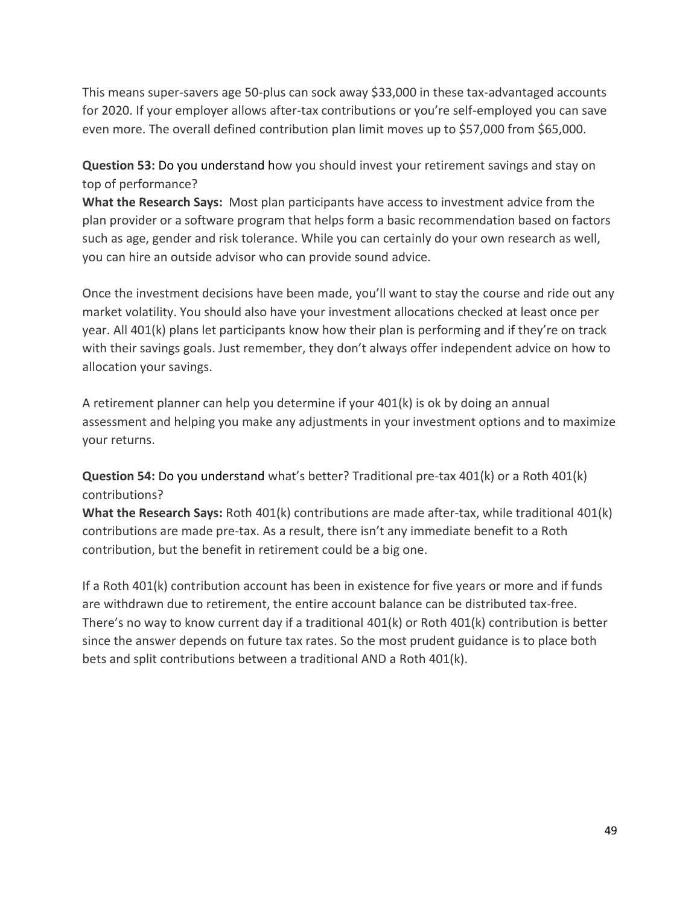This means super-savers age 50-plus can sock away $33,000 in these tax-advantaged accounts for 2020. If your employer allows after-tax contributions or you're self-employed you can save even more. The overall defined contribution plan limit moves up to $57,000 from $65,000.

**Question 53:** Do you understand how you should invest your retirement savings and stay on top of performance?
**What the Research Says:** Most plan participants have access to investment advice from the plan provider or a software program that helps form a basic recommendation based on factors such as age, gender and risk tolerance. While you can certainly do your own research as well, you can hire an outside advisor who can provide sound advice.

Once the investment decisions have been made, you'll want to stay the course and ride out any market volatility. You should also have your investment allocations checked at least once per year. All 401(k) plans let participants know how their plan is performing and if they're on track with their savings goals. Just remember, they don't always offer independent advice on how to allocation your savings.

A retirement planner can help you determine if your 401(k) is ok by doing an annual assessment and helping you make any adjustments in your investment options and to maximize your returns.

**Question 54:** Do you understand what's better? Traditional pre-tax 401(k) or a Roth 401(k) contributions?
**What the Research Says:** Roth 401(k) contributions are made after-tax, while traditional 401(k) contributions are made pre-tax. As a result, there isn't any immediate benefit to a Roth contribution, but the benefit in retirement could be a big one.

If a Roth 401(k) contribution account has been in existence for five years or more and if funds are withdrawn due to retirement, the entire account balance can be distributed tax-free. There's no way to know current day if a traditional 401(k) or Roth 401(k) contribution is better since the answer depends on future tax rates. So the most prudent guidance is to place both bets and split contributions between a traditional AND a Roth 401(k).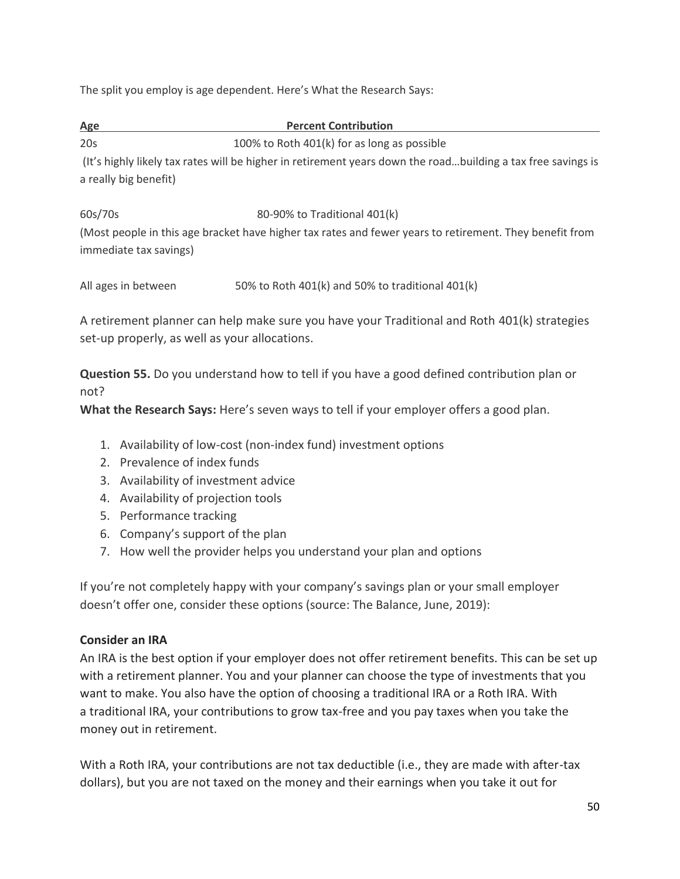The split you employ is age dependent. Here's What the Research Says:

| Age | Percent Contribution |
| --- | --- |
| 20s | 100% to Roth 401(k) for as long as possible |

(It's highly likely tax rates will be higher in retirement years down the road…building a tax free savings is a really big benefit)

| Age | Percent Contribution |
| --- | --- |
| 60s/70s | 80-90% to Traditional 401(k) |

(Most people in this age bracket have higher tax rates and fewer years to retirement. They benefit from immediate tax savings)

| Age | Percent Contribution |
| --- | --- |
| All ages in between | 50% to Roth 401(k) and 50% to traditional 401(k) |

A retirement planner can help make sure you have your Traditional and Roth 401(k) strategies set-up properly, as well as your allocations.

**Question 55.** Do you understand how to tell if you have a good defined contribution plan or not?

**What the Research Says:** Here's seven ways to tell if your employer offers a good plan.

1. Availability of low-cost (non-index fund) investment options
2. Prevalence of index funds
3. Availability of investment advice
4. Availability of projection tools
5. Performance tracking
6. Company's support of the plan
7. How well the provider helps you understand your plan and options

If you're not completely happy with your company's savings plan or your small employer doesn't offer one, consider these options (source: The Balance, June, 2019):

**Consider an IRA**

An IRA is the best option if your employer does not offer retirement benefits. This can be set up with a retirement planner. You and your planner can choose the type of investments that you want to make. You also have the option of choosing a traditional IRA or a Roth IRA. With a traditional IRA, your contributions to grow tax-free and you pay taxes when you take the money out in retirement.

With a Roth IRA, your contributions are not tax deductible (i.e., they are made with after-tax dollars), but you are not taxed on the money and their earnings when you take it out for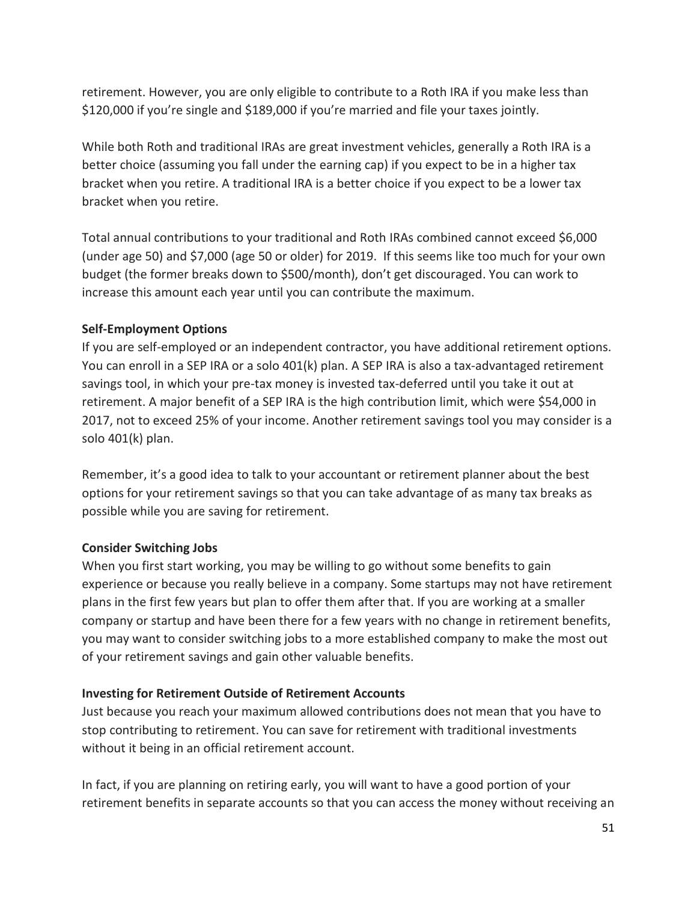retirement. However, you are only eligible to contribute to a Roth IRA if you make less than $120,000 if you're single and $189,000 if you're married and file your taxes jointly.

While both Roth and traditional IRAs are great investment vehicles, generally a Roth IRA is a better choice (assuming you fall under the earning cap) if you expect to be in a higher tax bracket when you retire. A traditional IRA is a better choice if you expect to be a lower tax bracket when you retire.

Total annual contributions to your traditional and Roth IRAs combined cannot exceed $6,000 (under age 50) and $7,000 (age 50 or older) for 2019. If this seems like too much for your own budget (the former breaks down to $500/month), don't get discouraged. You can work to increase this amount each year until you can contribute the maximum.

**Self-Employment Options**

If you are self-employed or an independent contractor, you have additional retirement options. You can enroll in a SEP IRA or a solo 401(k) plan. A SEP IRA is also a tax-advantaged retirement savings tool, in which your pre-tax money is invested tax-deferred until you take it out at retirement. A major benefit of a SEP IRA is the high contribution limit, which were $54,000 in 2017, not to exceed 25% of your income. Another retirement savings tool you may consider is a solo 401(k) plan.

Remember, it's a good idea to talk to your accountant or retirement planner about the best options for your retirement savings so that you can take advantage of as many tax breaks as possible while you are saving for retirement.

**Consider Switching Jobs**

When you first start working, you may be willing to go without some benefits to gain experience or because you really believe in a company. Some startups may not have retirement plans in the first few years but plan to offer them after that. If you are working at a smaller company or startup and have been there for a few years with no change in retirement benefits, you may want to consider switching jobs to a more established company to make the most out of your retirement savings and gain other valuable benefits.

**Investing for Retirement Outside of Retirement Accounts**

Just because you reach your maximum allowed contributions does not mean that you have to stop contributing to retirement. You can save for retirement with traditional investments without it being in an official retirement account.

In fact, if you are planning on retiring early, you will want to have a good portion of your retirement benefits in separate accounts so that you can access the money without receiving an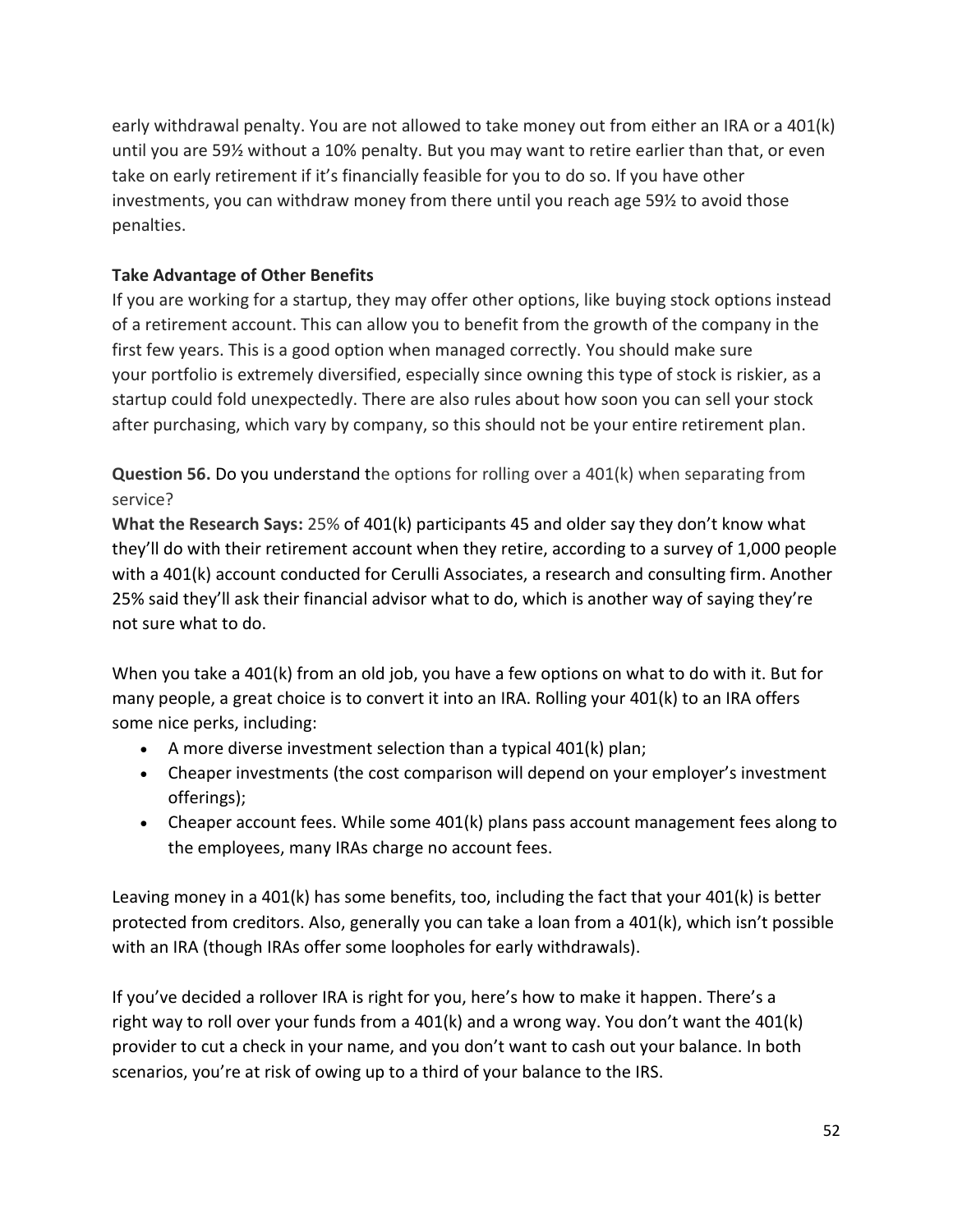early withdrawal penalty. You are not allowed to take money out from either an IRA or a 401(k) until you are 59½ without a 10% penalty. But you may want to retire earlier than that, or even take on early retirement if it's financially feasible for you to do so. If you have other investments, you can withdraw money from there until you reach age 59½ to avoid those penalties.

### Take Advantage of Other Benefits

If you are working for a startup, they may offer other options, like buying stock options instead of a retirement account. This can allow you to benefit from the growth of the company in the first few years. This is a good option when managed correctly. You should make sure your portfolio is extremely diversified, especially since owning this type of stock is riskier, as a startup could fold unexpectedly. There are also rules about how soon you can sell your stock after purchasing, which vary by company, so this should not be your entire retirement plan.

**Question 56.** Do you understand the options for rolling over a 401(k) when separating from service?

**What the Research Says:** 25% of 401(k) participants 45 and older say they don't know what they'll do with their retirement account when they retire, according to a survey of 1,000 people with a 401(k) account conducted for Cerulli Associates, a research and consulting firm. Another 25% said they'll ask their financial advisor what to do, which is another way of saying they're not sure what to do.

When you take a 401(k) from an old job, you have a few options on what to do with it. But for many people, a great choice is to convert it into an IRA. Rolling your 401(k) to an IRA offers some nice perks, including:

- A more diverse investment selection than a typical 401(k) plan;
- Cheaper investments (the cost comparison will depend on your employer's investment offerings);
- Cheaper account fees. While some 401(k) plans pass account management fees along to the employees, many IRAs charge no account fees.

Leaving money in a 401(k) has some benefits, too, including the fact that your 401(k) is better protected from creditors. Also, generally you can take a loan from a 401(k), which isn't possible with an IRA (though IRAs offer some loopholes for early withdrawals).

If you've decided a rollover IRA is right for you, here's how to make it happen. There's a right way to roll over your funds from a 401(k) and a wrong way. You don't want the 401(k) provider to cut a check in your name, and you don't want to cash out your balance. In both scenarios, you're at risk of owing up to a third of your balance to the IRS.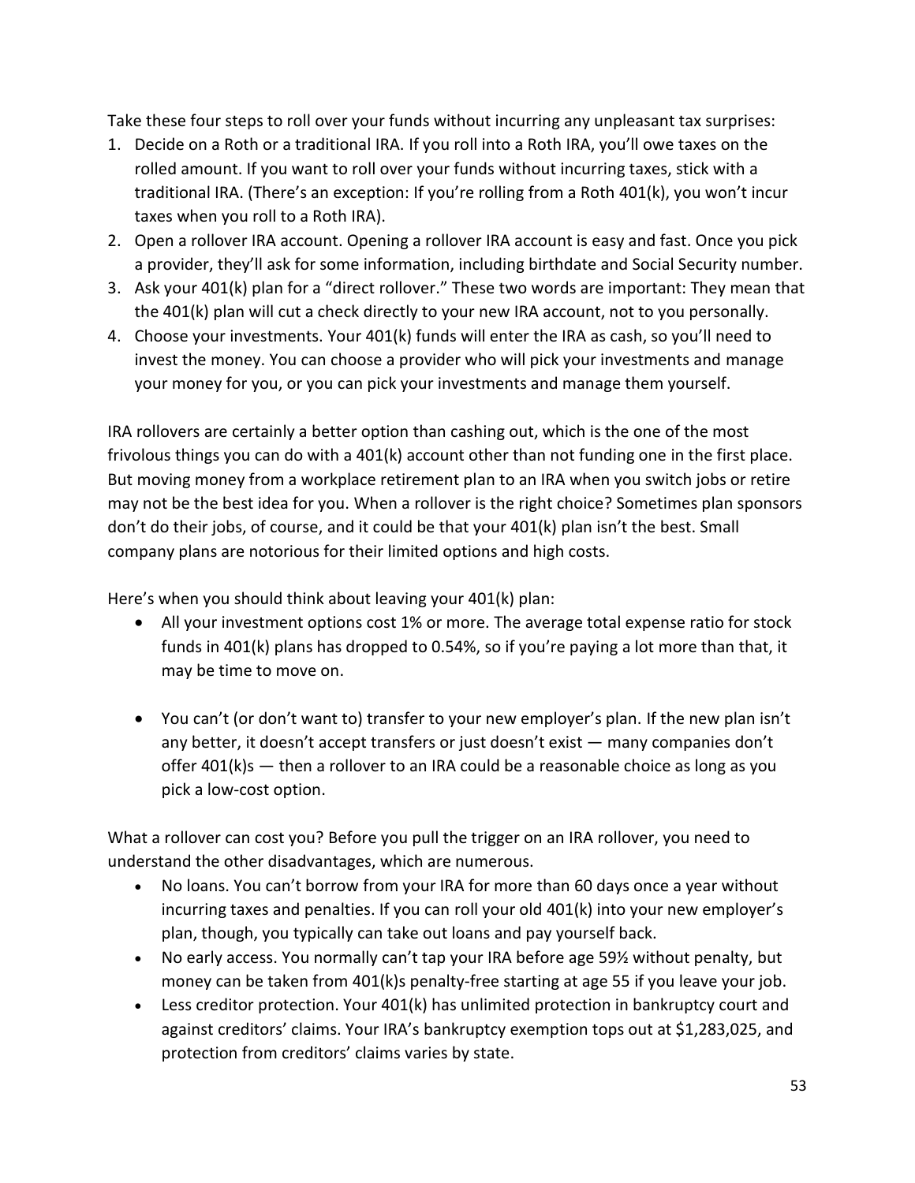Take these four steps to roll over your funds without incurring any unpleasant tax surprises:

1. Decide on a Roth or a traditional IRA. If you roll into a Roth IRA, you'll owe taxes on the rolled amount. If you want to roll over your funds without incurring taxes, stick with a traditional IRA. (There's an exception: If you're rolling from a Roth 401(k), you won't incur taxes when you roll to a Roth IRA).
2. Open a rollover IRA account. Opening a rollover IRA account is easy and fast. Once you pick a provider, they'll ask for some information, including birthdate and Social Security number.
3. Ask your 401(k) plan for a "direct rollover." These two words are important: They mean that the 401(k) plan will cut a check directly to your new IRA account, not to you personally.
4. Choose your investments. Your 401(k) funds will enter the IRA as cash, so you'll need to invest the money. You can choose a provider who will pick your investments and manage your money for you, or you can pick your investments and manage them yourself.

IRA rollovers are certainly a better option than cashing out, which is the one of the most frivolous things you can do with a 401(k) account other than not funding one in the first place. But moving money from a workplace retirement plan to an IRA when you switch jobs or retire may not be the best idea for you. When a rollover is the right choice? Sometimes plan sponsors don't do their jobs, of course, and it could be that your 401(k) plan isn't the best. Small company plans are notorious for their limited options and high costs.

Here's when you should think about leaving your 401(k) plan:

- All your investment options cost 1% or more. The average total expense ratio for stock funds in 401(k) plans has dropped to 0.54%, so if you're paying a lot more than that, it may be time to move on.

- You can't (or don't want to) transfer to your new employer's plan. If the new plan isn't any better, it doesn't accept transfers or just doesn't exist — many companies don't offer 401(k)s — then a rollover to an IRA could be a reasonable choice as long as you pick a low-cost option.

What a rollover can cost you? Before you pull the trigger on an IRA rollover, you need to understand the other disadvantages, which are numerous.

- No loans. You can't borrow from your IRA for more than 60 days once a year without incurring taxes and penalties. If you can roll your old 401(k) into your new employer's plan, though, you typically can take out loans and pay yourself back.
- No early access. You normally can't tap your IRA before age 59½ without penalty, but money can be taken from 401(k)s penalty-free starting at age 55 if you leave your job.
- Less creditor protection. Your 401(k) has unlimited protection in bankruptcy court and against creditors' claims. Your IRA's bankruptcy exemption tops out at $1,283,025, and protection from creditors' claims varies by state.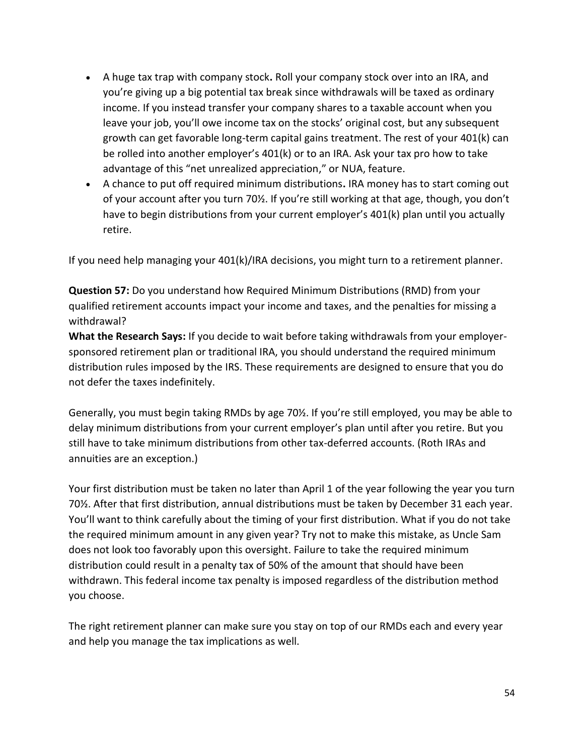- **A huge tax trap with company stock.** Roll your company stock over into an IRA, and you're giving up a big potential tax break since withdrawals will be taxed as ordinary income. If you instead transfer your company shares to a taxable account when you leave your job, you'll owe income tax on the stocks' original cost, but any subsequent growth can get favorable long-term capital gains treatment. The rest of your 401(k) can be rolled into another employer's 401(k) or to an IRA. Ask your tax pro how to take advantage of this "net unrealized appreciation," or NUA, feature.
- **A chance to put off required minimum distributions.** IRA money has to start coming out of your account after you turn 70½. If you're still working at that age, though, you don't have to begin distributions from your current employer's 401(k) plan until you actually retire.

If you need help managing your 401(k)/IRA decisions, you might turn to a retirement planner.

**Question 57:** Do you understand how Required Minimum Distributions (RMD) from your qualified retirement accounts impact your income and taxes, and the penalties for missing a withdrawal?

**What the Research Says:** If you decide to wait before taking withdrawals from your employer-sponsored retirement plan or traditional IRA, you should understand the required minimum distribution rules imposed by the IRS. These requirements are designed to ensure that you do not defer the taxes indefinitely.

Generally, you must begin taking RMDs by age 70½. If you're still employed, you may be able to delay minimum distributions from your current employer's plan until after you retire. But you still have to take minimum distributions from other tax-deferred accounts. (Roth IRAs and annuities are an exception.)

Your first distribution must be taken no later than April 1 of the year following the year you turn 70½. After that first distribution, annual distributions must be taken by December 31 each year. You'll want to think carefully about the timing of your first distribution. What if you do not take the required minimum amount in any given year? Try not to make this mistake, as Uncle Sam does not look too favorably upon this oversight. Failure to take the required minimum distribution could result in a penalty tax of 50% of the amount that should have been withdrawn. This federal income tax penalty is imposed regardless of the distribution method you choose.

The right retirement planner can make sure you stay on top of our RMDs each and every year and help you manage the tax implications as well.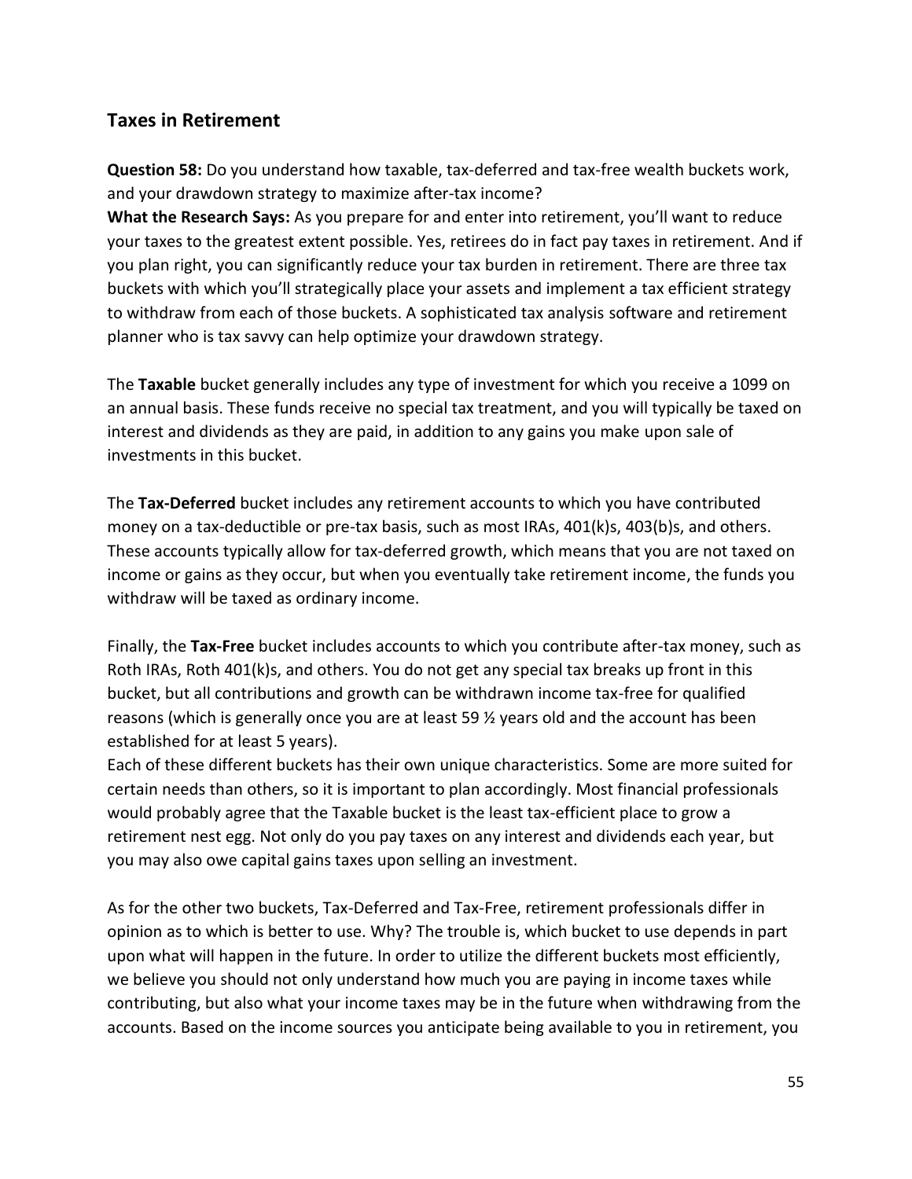## Taxes in Retirement

**Question 58:** Do you understand how taxable, tax-deferred and tax-free wealth buckets work, and your drawdown strategy to maximize after-tax income?
**What the Research Says:** As you prepare for and enter into retirement, you'll want to reduce your taxes to the greatest extent possible. Yes, retirees do in fact pay taxes in retirement. And if you plan right, you can significantly reduce your tax burden in retirement. There are three tax buckets with which you'll strategically place your assets and implement a tax efficient strategy to withdraw from each of those buckets. A sophisticated tax analysis software and retirement planner who is tax savvy can help optimize your drawdown strategy.

The **Taxable** bucket generally includes any type of investment for which you receive a 1099 on an annual basis. These funds receive no special tax treatment, and you will typically be taxed on interest and dividends as they are paid, in addition to any gains you make upon sale of investments in this bucket.

The **Tax-Deferred** bucket includes any retirement accounts to which you have contributed money on a tax-deductible or pre-tax basis, such as most IRAs, 401(k)s, 403(b)s, and others. These accounts typically allow for tax-deferred growth, which means that you are not taxed on income or gains as they occur, but when you eventually take retirement income, the funds you withdraw will be taxed as ordinary income.

Finally, the **Tax-Free** bucket includes accounts to which you contribute after-tax money, such as Roth IRAs, Roth 401(k)s, and others. You do not get any special tax breaks up front in this bucket, but all contributions and growth can be withdrawn income tax-free for qualified reasons (which is generally once you are at least 59 ½ years old and the account has been established for at least 5 years).
Each of these different buckets has their own unique characteristics. Some are more suited for certain needs than others, so it is important to plan accordingly. Most financial professionals would probably agree that the Taxable bucket is the least tax-efficient place to grow a retirement nest egg. Not only do you pay taxes on any interest and dividends each year, but you may also owe capital gains taxes upon selling an investment.

As for the other two buckets, Tax-Deferred and Tax-Free, retirement professionals differ in opinion as to which is better to use. Why? The trouble is, which bucket to use depends in part upon what will happen in the future. In order to utilize the different buckets most efficiently, we believe you should not only understand how much you are paying in income taxes while contributing, but also what your income taxes may be in the future when withdrawing from the accounts. Based on the income sources you anticipate being available to you in retirement, you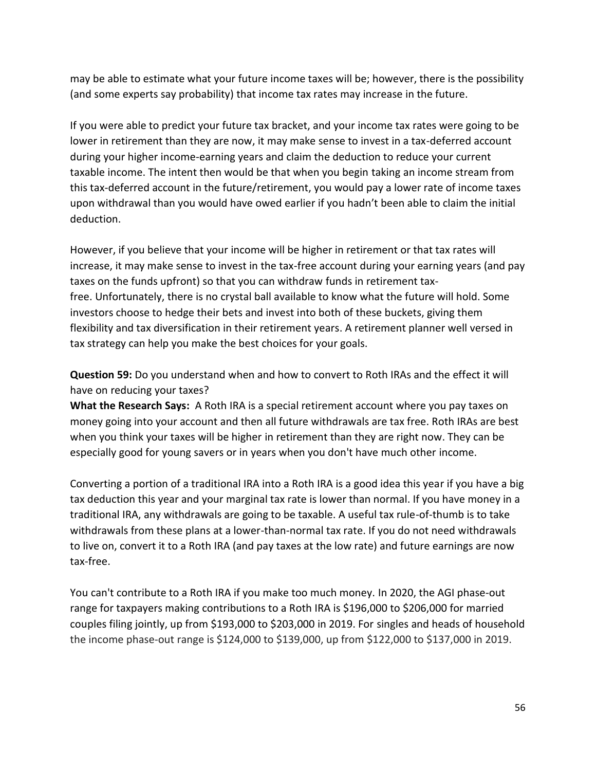may be able to estimate what your future income taxes will be; however, there is the possibility (and some experts say probability) that income tax rates may increase in the future.

If you were able to predict your future tax bracket, and your income tax rates were going to be lower in retirement than they are now, it may make sense to invest in a tax-deferred account during your higher income-earning years and claim the deduction to reduce your current taxable income. The intent then would be that when you begin taking an income stream from this tax-deferred account in the future/retirement, you would pay a lower rate of income taxes upon withdrawal than you would have owed earlier if you hadn't been able to claim the initial deduction.

However, if you believe that your income will be higher in retirement or that tax rates will increase, it may make sense to invest in the tax-free account during your earning years (and pay taxes on the funds upfront) so that you can withdraw funds in retirement tax-free. Unfortunately, there is no crystal ball available to know what the future will hold. Some investors choose to hedge their bets and invest into both of these buckets, giving them flexibility and tax diversification in their retirement years. A retirement planner well versed in tax strategy can help you make the best choices for your goals.

**Question 59:** Do you understand when and how to convert to Roth IRAs and the effect it will have on reducing your taxes?
**What the Research Says:** A Roth IRA is a special retirement account where you pay taxes on money going into your account and then all future withdrawals are tax free. Roth IRAs are best when you think your taxes will be higher in retirement than they are right now. They can be especially good for young savers or in years when you don't have much other income.

Converting a portion of a traditional IRA into a Roth IRA is a good idea this year if you have a big tax deduction this year and your marginal tax rate is lower than normal. If you have money in a traditional IRA, any withdrawals are going to be taxable. A useful tax rule-of-thumb is to take withdrawals from these plans at a lower-than-normal tax rate. If you do not need withdrawals to live on, convert it to a Roth IRA (and pay taxes at the low rate) and future earnings are now tax-free.

You can't contribute to a Roth IRA if you make too much money. In 2020, the AGI phase-out range for taxpayers making contributions to a Roth IRA is $196,000 to $206,000 for married couples filing jointly, up from $193,000 to $203,000 in 2019. For singles and heads of household the income phase-out range is $124,000 to $139,000, up from $122,000 to $137,000 in 2019.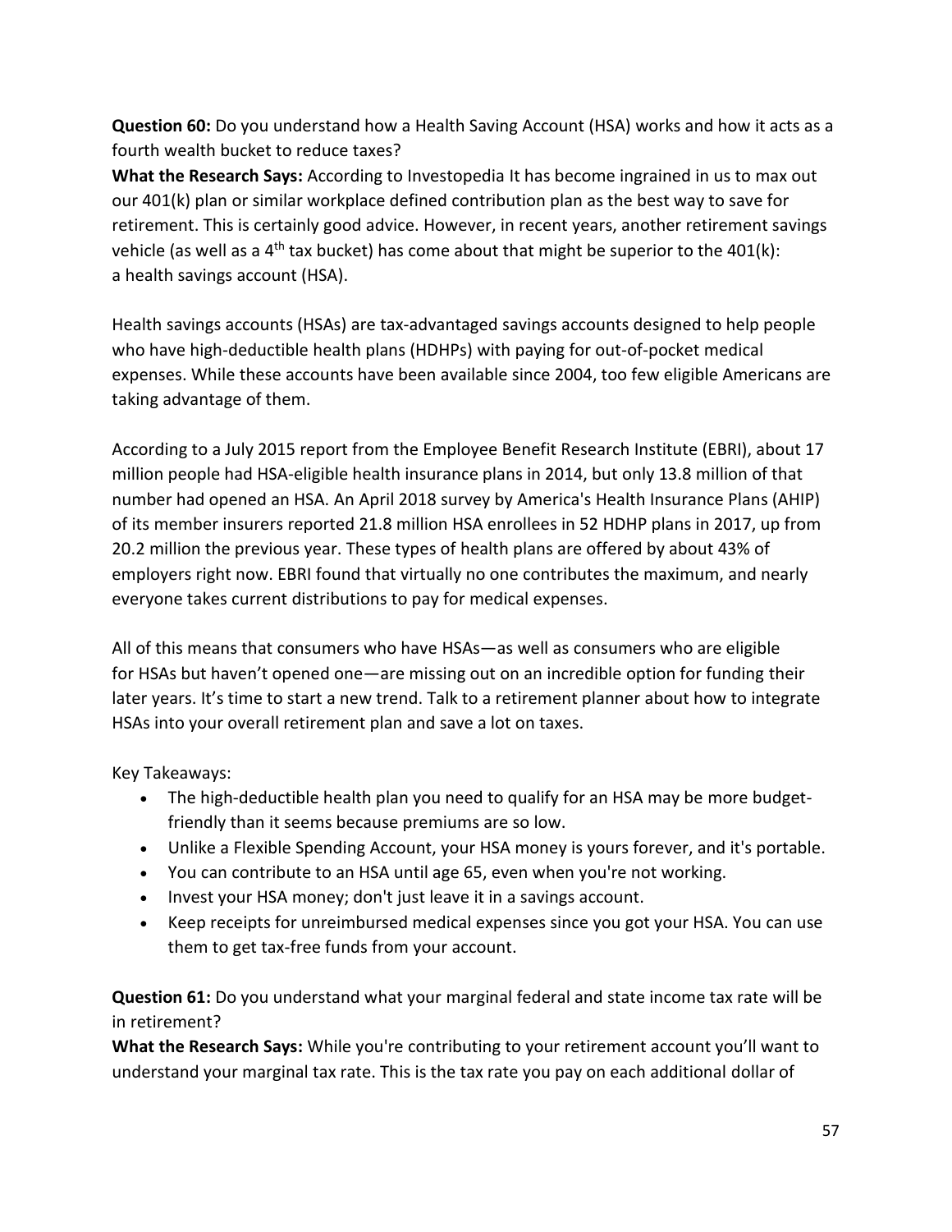**Question 60:** Do you understand how a Health Saving Account (HSA) works and how it acts as a fourth wealth bucket to reduce taxes?

**What the Research Says:** According to Investopedia It has become ingrained in us to max out our 401(k) plan or similar workplace defined contribution plan as the best way to save for retirement. This is certainly good advice. However, in recent years, another retirement savings vehicle (as well as a 4th tax bucket) has come about that might be superior to the 401(k): a health savings account (HSA).

Health savings accounts (HSAs) are tax-advantaged savings accounts designed to help people who have high-deductible health plans (HDHPs) with paying for out-of-pocket medical expenses. While these accounts have been available since 2004, too few eligible Americans are taking advantage of them.

According to a July 2015 report from the Employee Benefit Research Institute (EBRI), about 17 million people had HSA-eligible health insurance plans in 2014, but only 13.8 million of that number had opened an HSA. An April 2018 survey by America's Health Insurance Plans (AHIP) of its member insurers reported 21.8 million HSA enrollees in 52 HDHP plans in 2017, up from 20.2 million the previous year. These types of health plans are offered by about 43% of employers right now. EBRI found that virtually no one contributes the maximum, and nearly everyone takes current distributions to pay for medical expenses.

All of this means that consumers who have HSAs—as well as consumers who are eligible for HSAs but haven't opened one—are missing out on an incredible option for funding their later years. It's time to start a new trend. Talk to a retirement planner about how to integrate HSAs into your overall retirement plan and save a lot on taxes.

Key Takeaways:

- The high-deductible health plan you need to qualify for an HSA may be more budget-friendly than it seems because premiums are so low.
- Unlike a Flexible Spending Account, your HSA money is yours forever, and it's portable.
- You can contribute to an HSA until age 65, even when you're not working.
- Invest your HSA money; don't just leave it in a savings account.
- Keep receipts for unreimbursed medical expenses since you got your HSA. You can use them to get tax-free funds from your account.

**Question 61:** Do you understand what your marginal federal and state income tax rate will be in retirement?

**What the Research Says:** While you're contributing to your retirement account you'll want to understand your marginal tax rate. This is the tax rate you pay on each additional dollar of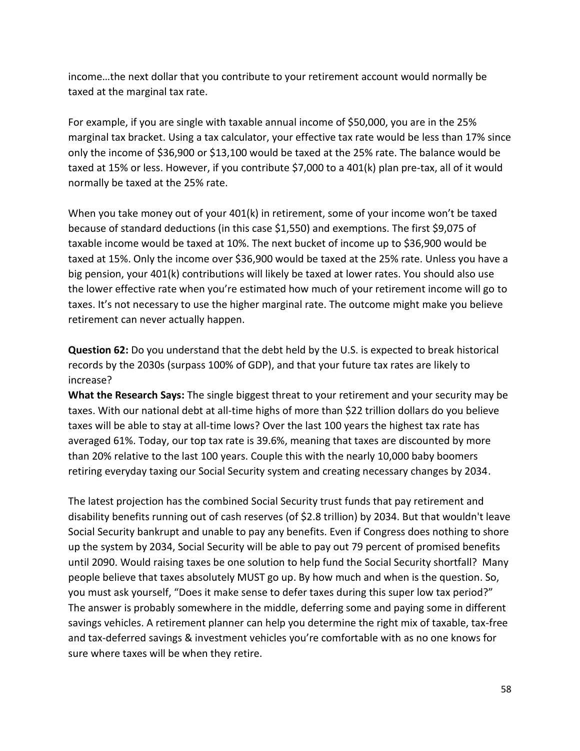income…the next dollar that you contribute to your retirement account would normally be taxed at the marginal tax rate.

For example, if you are single with taxable annual income of $50,000, you are in the 25% marginal tax bracket. Using a tax calculator, your effective tax rate would be less than 17% since only the income of $36,900 or $13,100 would be taxed at the 25% rate. The balance would be taxed at 15% or less. However, if you contribute $7,000 to a 401(k) plan pre-tax, all of it would normally be taxed at the 25% rate.

When you take money out of your 401(k) in retirement, some of your income won't be taxed because of standard deductions (in this case $1,550) and exemptions. The first $9,075 of taxable income would be taxed at 10%. The next bucket of income up to $36,900 would be taxed at 15%. Only the income over $36,900 would be taxed at the 25% rate. Unless you have a big pension, your 401(k) contributions will likely be taxed at lower rates. You should also use the lower effective rate when you're estimated how much of your retirement income will go to taxes. It's not necessary to use the higher marginal rate. The outcome might make you believe retirement can never actually happen.

**Question 62:** Do you understand that the debt held by the U.S. is expected to break historical records by the 2030s (surpass 100% of GDP), and that your future tax rates are likely to increase?
**What the Research Says:** The single biggest threat to your retirement and your security may be taxes. With our national debt at all-time highs of more than $22 trillion dollars do you believe taxes will be able to stay at all-time lows? Over the last 100 years the highest tax rate has averaged 61%. Today, our top tax rate is 39.6%, meaning that taxes are discounted by more than 20% relative to the last 100 years. Couple this with the nearly 10,000 baby boomers retiring everyday taxing our Social Security system and creating necessary changes by 2034.

The latest projection has the combined Social Security trust funds that pay retirement and disability benefits running out of cash reserves (of $2.8 trillion) by 2034. But that wouldn't leave Social Security bankrupt and unable to pay any benefits. Even if Congress does nothing to shore up the system by 2034, Social Security will be able to pay out 79 percent of promised benefits until 2090. Would raising taxes be one solution to help fund the Social Security shortfall? Many people believe that taxes absolutely MUST go up. By how much and when is the question. So, you must ask yourself, "Does it make sense to defer taxes during this super low tax period?" The answer is probably somewhere in the middle, deferring some and paying some in different savings vehicles. A retirement planner can help you determine the right mix of taxable, tax-free and tax-deferred savings & investment vehicles you're comfortable with as no one knows for sure where taxes will be when they retire.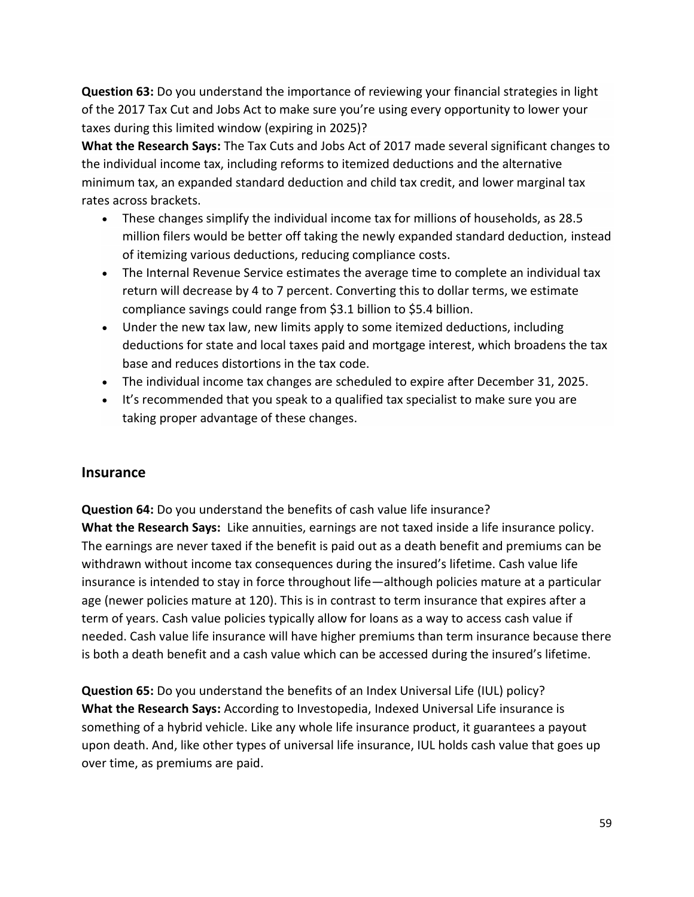**Question 63:** Do you understand the importance of reviewing your financial strategies in light of the 2017 Tax Cut and Jobs Act to make sure you're using every opportunity to lower your taxes during this limited window (expiring in 2025)?
**What the Research Says:** The Tax Cuts and Jobs Act of 2017 made several significant changes to the individual income tax, including reforms to itemized deductions and the alternative minimum tax, an expanded standard deduction and child tax credit, and lower marginal tax rates across brackets.

- These changes simplify the individual income tax for millions of households, as 28.5 million filers would be better off taking the newly expanded standard deduction, instead of itemizing various deductions, reducing compliance costs.
- The Internal Revenue Service estimates the average time to complete an individual tax return will decrease by 4 to 7 percent. Converting this to dollar terms, we estimate compliance savings could range from $3.1 billion to $5.4 billion.
- Under the new tax law, new limits apply to some itemized deductions, including deductions for state and local taxes paid and mortgage interest, which broadens the tax base and reduces distortions in the tax code.
- The individual income tax changes are scheduled to expire after December 31, 2025.
- It's recommended that you speak to a qualified tax specialist to make sure you are taking proper advantage of these changes.

## Insurance

**Question 64:** Do you understand the benefits of cash value life insurance?
**What the Research Says:** Like annuities, earnings are not taxed inside a life insurance policy. The earnings are never taxed if the benefit is paid out as a death benefit and premiums can be withdrawn without income tax consequences during the insured's lifetime. Cash value life insurance is intended to stay in force throughout life—although policies mature at a particular age (newer policies mature at 120). This is in contrast to term insurance that expires after a term of years. Cash value policies typically allow for loans as a way to access cash value if needed. Cash value life insurance will have higher premiums than term insurance because there is both a death benefit and a cash value which can be accessed during the insured's lifetime.

**Question 65:** Do you understand the benefits of an Index Universal Life (IUL) policy?
**What the Research Says:** According to Investopedia, Indexed Universal Life insurance is something of a hybrid vehicle. Like any whole life insurance product, it guarantees a payout upon death. And, like other types of universal life insurance, IUL holds cash value that goes up over time, as premiums are paid.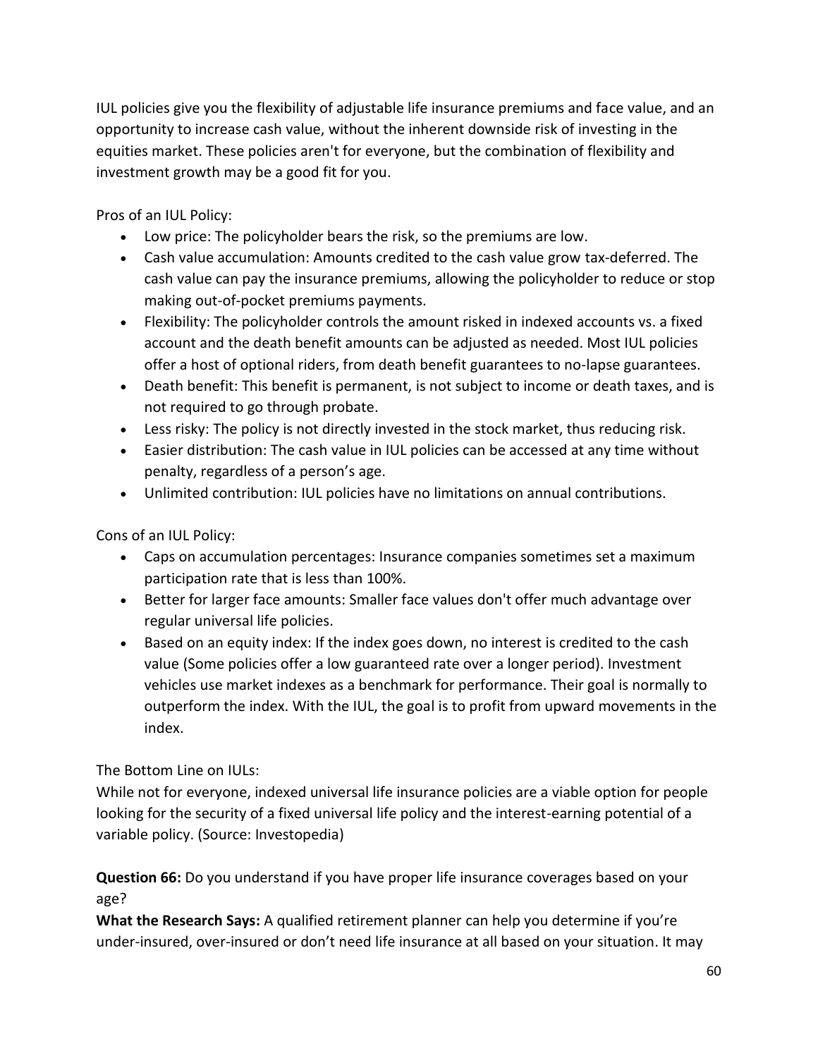IUL policies give you the flexibility of adjustable life insurance premiums and face value, and an opportunity to increase cash value, without the inherent downside risk of investing in the equities market. These policies aren't for everyone, but the combination of flexibility and investment growth may be a good fit for you.

Pros of an IUL Policy:

- Low price: The policyholder bears the risk, so the premiums are low.
- Cash value accumulation: Amounts credited to the cash value grow tax-deferred. The cash value can pay the insurance premiums, allowing the policyholder to reduce or stop making out-of-pocket premiums payments.
- Flexibility: The policyholder controls the amount risked in indexed accounts vs. a fixed account and the death benefit amounts can be adjusted as needed. Most IUL policies offer a host of optional riders, from death benefit guarantees to no-lapse guarantees.
- Death benefit: This benefit is permanent, is not subject to income or death taxes, and is not required to go through probate.
- Less risky: The policy is not directly invested in the stock market, thus reducing risk.
- Easier distribution: The cash value in IUL policies can be accessed at any time without penalty, regardless of a person's age.
- Unlimited contribution: IUL policies have no limitations on annual contributions.

Cons of an IUL Policy:

- Caps on accumulation percentages: Insurance companies sometimes set a maximum participation rate that is less than 100%.
- Better for larger face amounts: Smaller face values don't offer much advantage over regular universal life policies.
- Based on an equity index: If the index goes down, no interest is credited to the cash value (Some policies offer a low guaranteed rate over a longer period). Investment vehicles use market indexes as a benchmark for performance. Their goal is normally to outperform the index. With the IUL, the goal is to profit from upward movements in the index.

The Bottom Line on IULs:
While not for everyone, indexed universal life insurance policies are a viable option for people looking for the security of a fixed universal life policy and the interest-earning potential of a variable policy. (Source: Investopedia)

**Question 66:** Do you understand if you have proper life insurance coverages based on your age?
**What the Research Says:** A qualified retirement planner can help you determine if you're under-insured, over-insured or don't need life insurance at all based on your situation. It may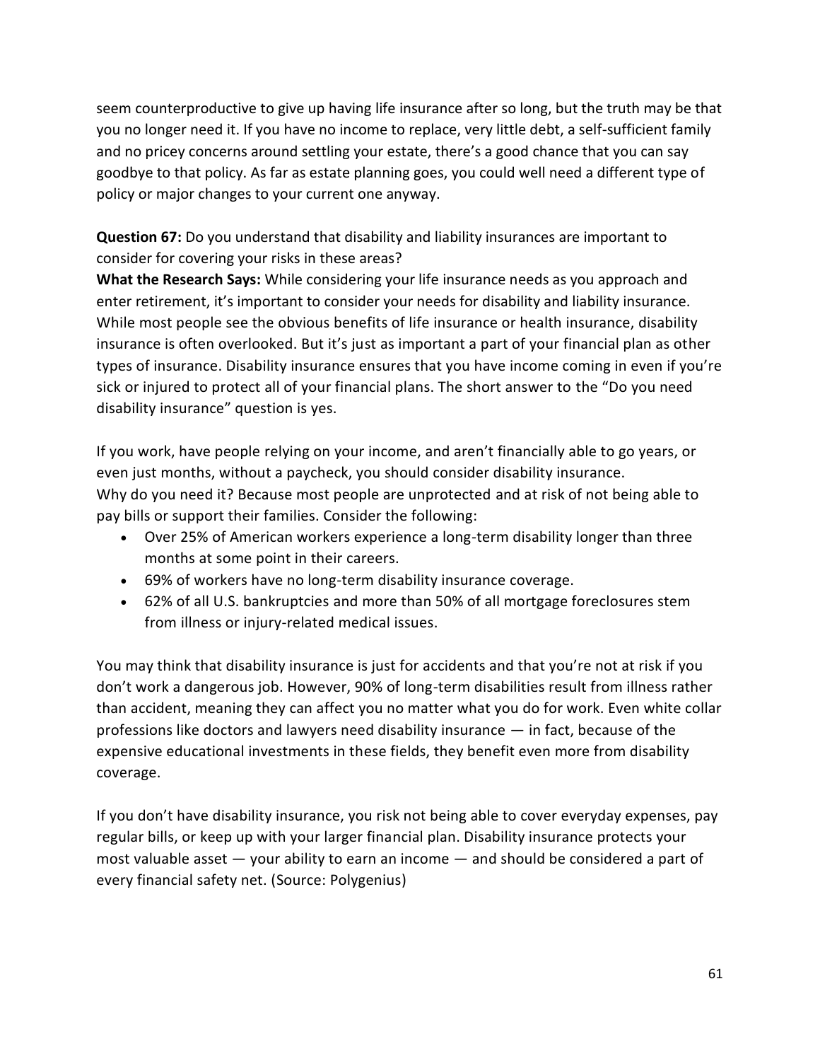seem counterproductive to give up having life insurance after so long, but the truth may be that you no longer need it. If you have no income to replace, very little debt, a self-sufficient family and no pricey concerns around settling your estate, there's a good chance that you can say goodbye to that policy. As far as estate planning goes, you could well need a different type of policy or major changes to your current one anyway.

**Question 67:** Do you understand that disability and liability insurances are important to consider for covering your risks in these areas?

**What the Research Says:** While considering your life insurance needs as you approach and enter retirement, it's important to consider your needs for disability and liability insurance. While most people see the obvious benefits of life insurance or health insurance, disability insurance is often overlooked. But it's just as important a part of your financial plan as other types of insurance. Disability insurance ensures that you have income coming in even if you're sick or injured to protect all of your financial plans. The short answer to the "Do you need disability insurance" question is yes.

If you work, have people relying on your income, and aren't financially able to go years, or even just months, without a paycheck, you should consider disability insurance.
Why do you need it? Because most people are unprotected and at risk of not being able to pay bills or support their families. Consider the following:

- Over 25% of American workers experience a long-term disability longer than three months at some point in their careers.
- 69% of workers have no long-term disability insurance coverage.
- 62% of all U.S. bankruptcies and more than 50% of all mortgage foreclosures stem from illness or injury-related medical issues.

You may think that disability insurance is just for accidents and that you're not at risk if you don't work a dangerous job. However, 90% of long-term disabilities result from illness rather than accident, meaning they can affect you no matter what you do for work. Even white collar professions like doctors and lawyers need disability insurance — in fact, because of the expensive educational investments in these fields, they benefit even more from disability coverage.

If you don't have disability insurance, you risk not being able to cover everyday expenses, pay regular bills, or keep up with your larger financial plan. Disability insurance protects your most valuable asset — your ability to earn an income — and should be considered a part of every financial safety net. (Source: Polygenius)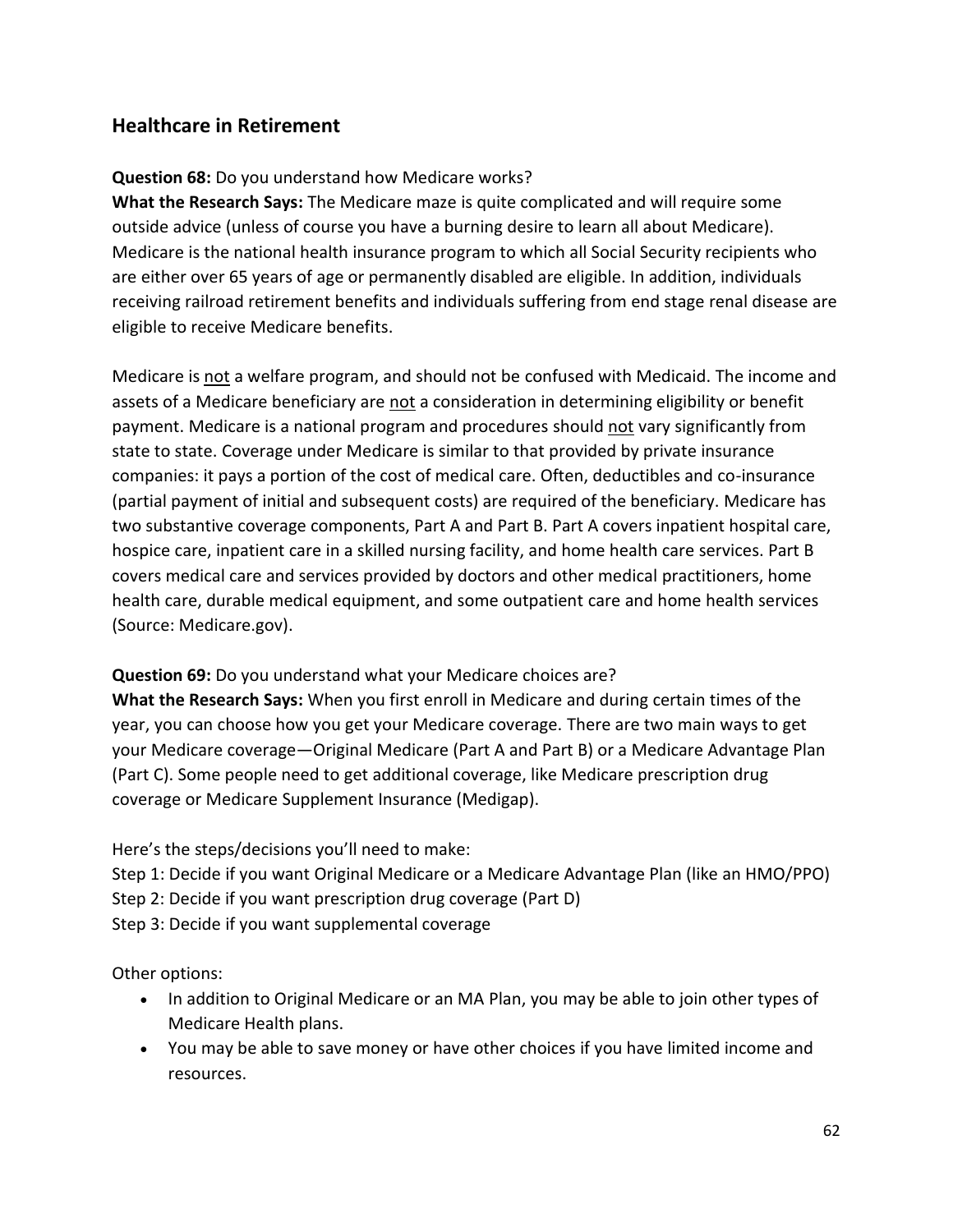## Healthcare in Retirement

**Question 68:** Do you understand how Medicare works?
**What the Research Says:** The Medicare maze is quite complicated and will require some outside advice (unless of course you have a burning desire to learn all about Medicare). Medicare is the national health insurance program to which all Social Security recipients who are either over 65 years of age or permanently disabled are eligible. In addition, individuals receiving railroad retirement benefits and individuals suffering from end stage renal disease are eligible to receive Medicare benefits.

Medicare is not a welfare program, and should not be confused with Medicaid. The income and assets of a Medicare beneficiary are not a consideration in determining eligibility or benefit payment. Medicare is a national program and procedures should not vary significantly from state to state. Coverage under Medicare is similar to that provided by private insurance companies: it pays a portion of the cost of medical care. Often, deductibles and co-insurance (partial payment of initial and subsequent costs) are required of the beneficiary. Medicare has two substantive coverage components, Part A and Part B. Part A covers inpatient hospital care, hospice care, inpatient care in a skilled nursing facility, and home health care services. Part B covers medical care and services provided by doctors and other medical practitioners, home health care, durable medical equipment, and some outpatient care and home health services (Source: Medicare.gov).

**Question 69:** Do you understand what your Medicare choices are?
**What the Research Says:** When you first enroll in Medicare and during certain times of the year, you can choose how you get your Medicare coverage. There are two main ways to get your Medicare coverage—Original Medicare (Part A and Part B) or a Medicare Advantage Plan (Part C). Some people need to get additional coverage, like Medicare prescription drug coverage or Medicare Supplement Insurance (Medigap).

Here's the steps/decisions you'll need to make:
Step 1: Decide if you want Original Medicare or a Medicare Advantage Plan (like an HMO/PPO)
Step 2: Decide if you want prescription drug coverage (Part D)
Step 3: Decide if you want supplemental coverage

Other options:

- In addition to Original Medicare or an MA Plan, you may be able to join other types of Medicare Health plans.
- You may be able to save money or have other choices if you have limited income and resources.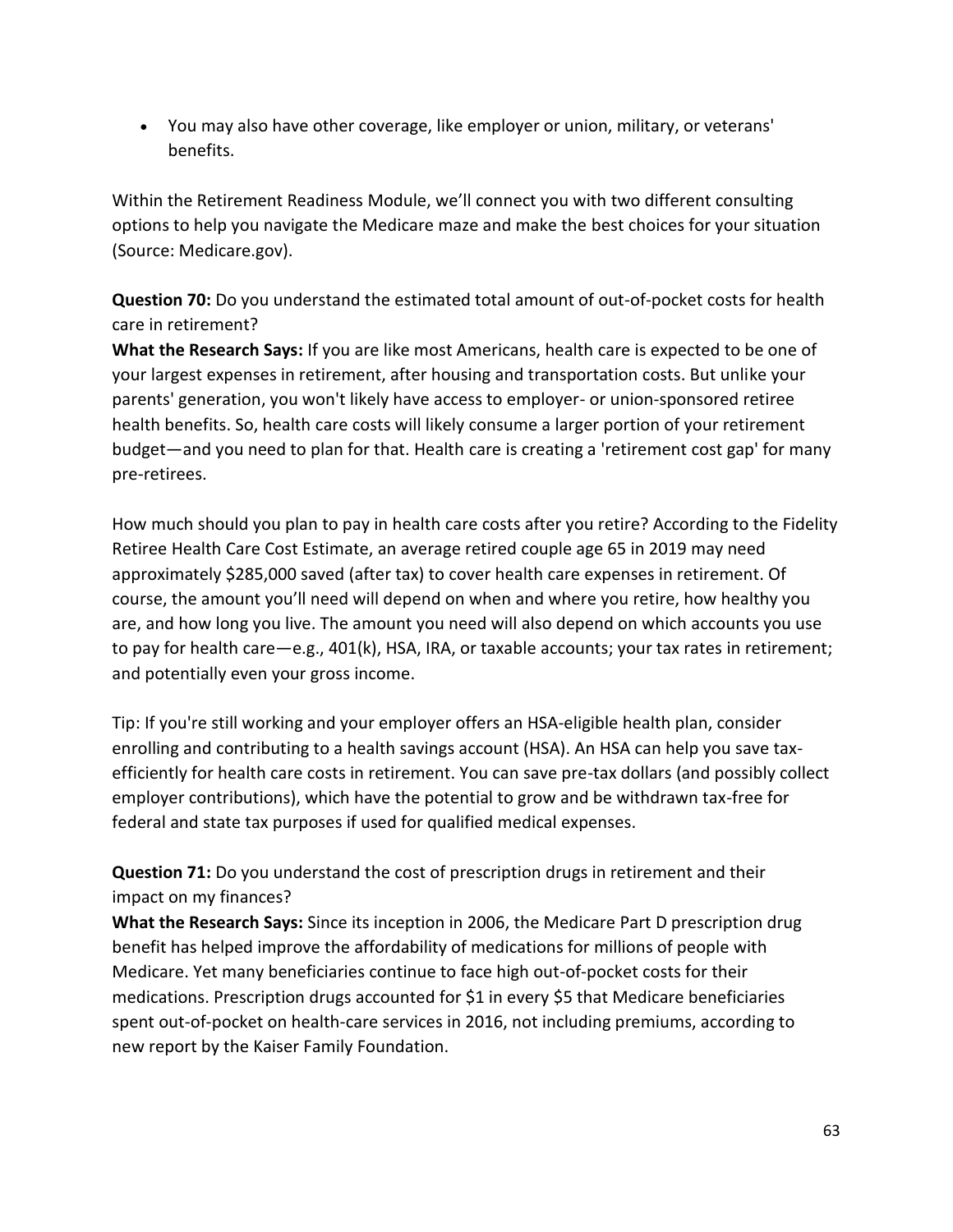- You may also have other coverage, like employer or union, military, or veterans' benefits.

Within the Retirement Readiness Module, we'll connect you with two different consulting options to help you navigate the Medicare maze and make the best choices for your situation (Source: Medicare.gov).

**Question 70:** Do you understand the estimated total amount of out-of-pocket costs for health care in retirement?
**What the Research Says:** If you are like most Americans, health care is expected to be one of your largest expenses in retirement, after housing and transportation costs. But unlike your parents' generation, you won't likely have access to employer- or union-sponsored retiree health benefits. So, health care costs will likely consume a larger portion of your retirement budget—and you need to plan for that. Health care is creating a 'retirement cost gap' for many pre-retirees.

How much should you plan to pay in health care costs after you retire? According to the Fidelity Retiree Health Care Cost Estimate, an average retired couple age 65 in 2019 may need approximately $285,000 saved (after tax) to cover health care expenses in retirement. Of course, the amount you'll need will depend on when and where you retire, how healthy you are, and how long you live. The amount you need will also depend on which accounts you use to pay for health care—e.g., 401(k), HSA, IRA, or taxable accounts; your tax rates in retirement; and potentially even your gross income.

Tip: If you're still working and your employer offers an HSA-eligible health plan, consider enrolling and contributing to a health savings account (HSA). An HSA can help you save tax-efficiently for health care costs in retirement. You can save pre-tax dollars (and possibly collect employer contributions), which have the potential to grow and be withdrawn tax-free for federal and state tax purposes if used for qualified medical expenses.

**Question 71:** Do you understand the cost of prescription drugs in retirement and their impact on my finances?
**What the Research Says:** Since its inception in 2006, the Medicare Part D prescription drug benefit has helped improve the affordability of medications for millions of people with Medicare. Yet many beneficiaries continue to face high out-of-pocket costs for their medications. Prescription drugs accounted for $1 in every $5 that Medicare beneficiaries spent out-of-pocket on health-care services in 2016, not including premiums, according to new report by the Kaiser Family Foundation.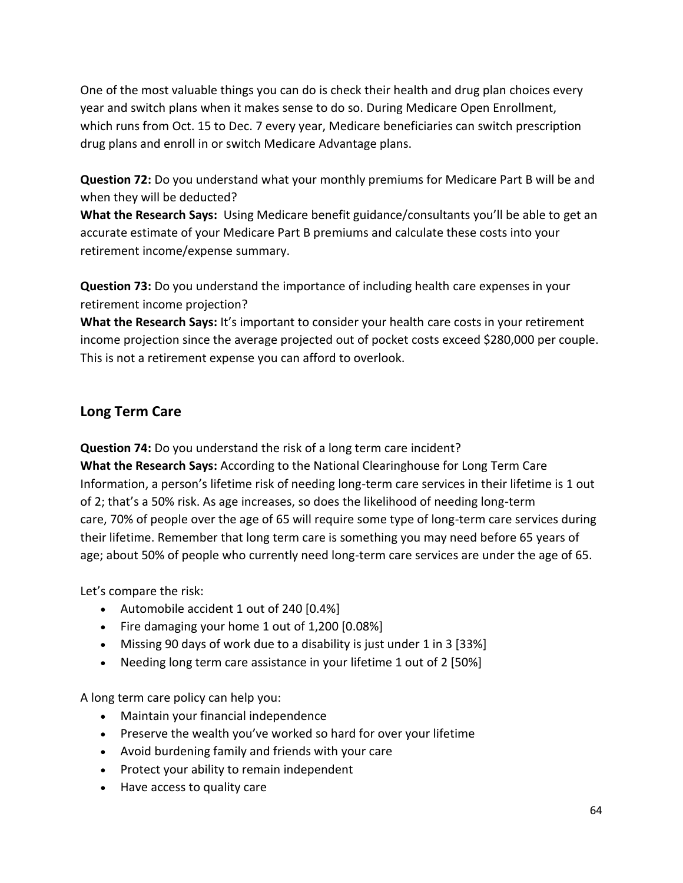One of the most valuable things you can do is check their health and drug plan choices every year and switch plans when it makes sense to do so. During Medicare Open Enrollment, which runs from Oct. 15 to Dec. 7 every year, Medicare beneficiaries can switch prescription drug plans and enroll in or switch Medicare Advantage plans.

**Question 72:** Do you understand what your monthly premiums for Medicare Part B will be and when they will be deducted?
**What the Research Says:** Using Medicare benefit guidance/consultants you'll be able to get an accurate estimate of your Medicare Part B premiums and calculate these costs into your retirement income/expense summary.

**Question 73:** Do you understand the importance of including health care expenses in your retirement income projection?
**What the Research Says:** It's important to consider your health care costs in your retirement income projection since the average projected out of pocket costs exceed $280,000 per couple. This is not a retirement expense you can afford to overlook.

## Long Term Care

**Question 74:** Do you understand the risk of a long term care incident?
**What the Research Says:** According to the National Clearinghouse for Long Term Care Information, a person's lifetime risk of needing long-term care services in their lifetime is 1 out of 2; that's a 50% risk. As age increases, so does the likelihood of needing long-term care, 70% of people over the age of 65 will require some type of long-term care services during their lifetime. Remember that long term care is something you may need before 65 years of age; about 50% of people who currently need long-term care services are under the age of 65.

Let's compare the risk:

- Automobile accident 1 out of 240 [0.4%]
- Fire damaging your home 1 out of 1,200 [0.08%]
- Missing 90 days of work due to a disability is just under 1 in 3 [33%]
- Needing long term care assistance in your lifetime 1 out of 2 [50%]

A long term care policy can help you:

- Maintain your financial independence
- Preserve the wealth you've worked so hard for over your lifetime
- Avoid burdening family and friends with your care
- Protect your ability to remain independent
- Have access to quality care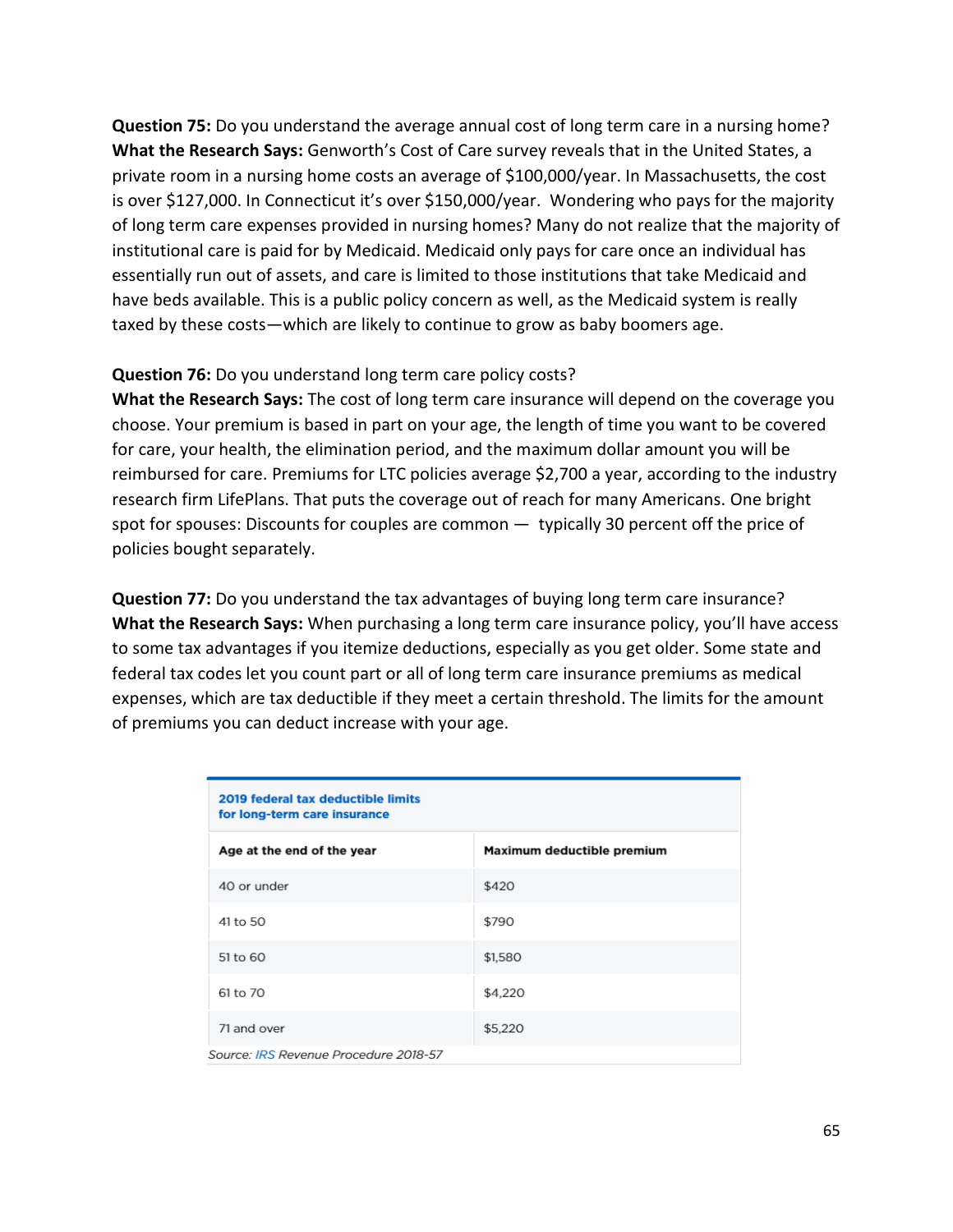**Question 75:** Do you understand the average annual cost of long term care in a nursing home?
**What the Research Says:** Genworth's Cost of Care survey reveals that in the United States, a private room in a nursing home costs an average of $100,000/year. In Massachusetts, the cost is over $127,000. In Connecticut it's over $150,000/year. Wondering who pays for the majority of long term care expenses provided in nursing homes? Many do not realize that the majority of institutional care is paid for by Medicaid. Medicaid only pays for care once an individual has essentially run out of assets, and care is limited to those institutions that take Medicaid and have beds available. This is a public policy concern as well, as the Medicaid system is really taxed by these costs—which are likely to continue to grow as baby boomers age.

**Question 76:** Do you understand long term care policy costs?
**What the Research Says:** The cost of long term care insurance will depend on the coverage you choose. Your premium is based in part on your age, the length of time you want to be covered for care, your health, the elimination period, and the maximum dollar amount you will be reimbursed for care. Premiums for LTC policies average $2,700 a year, according to the industry research firm LifePlans. That puts the coverage out of reach for many Americans. One bright spot for spouses: Discounts for couples are common — typically 30 percent off the price of policies bought separately.

**Question 77:** Do you understand the tax advantages of buying long term care insurance?
**What the Research Says:** When purchasing a long term care insurance policy, you'll have access to some tax advantages if you itemize deductions, especially as you get older. Some state and federal tax codes let you count part or all of long term care insurance premiums as medical expenses, which are tax deductible if they meet a certain threshold. The limits for the amount of premiums you can deduct increase with your age.

**2019 federal tax deductible limits for long-term care insurance**

| Age at the end of the year | Maximum deductible premium |
|---|---|
| 40 or under | $420 |
| 41 to 50 | $790 |
| 51 to 60 | $1,580 |
| 61 to 70 | $4,220 |
| 71 and over | $5,220 |

*Source: IRS Revenue Procedure 2018-57*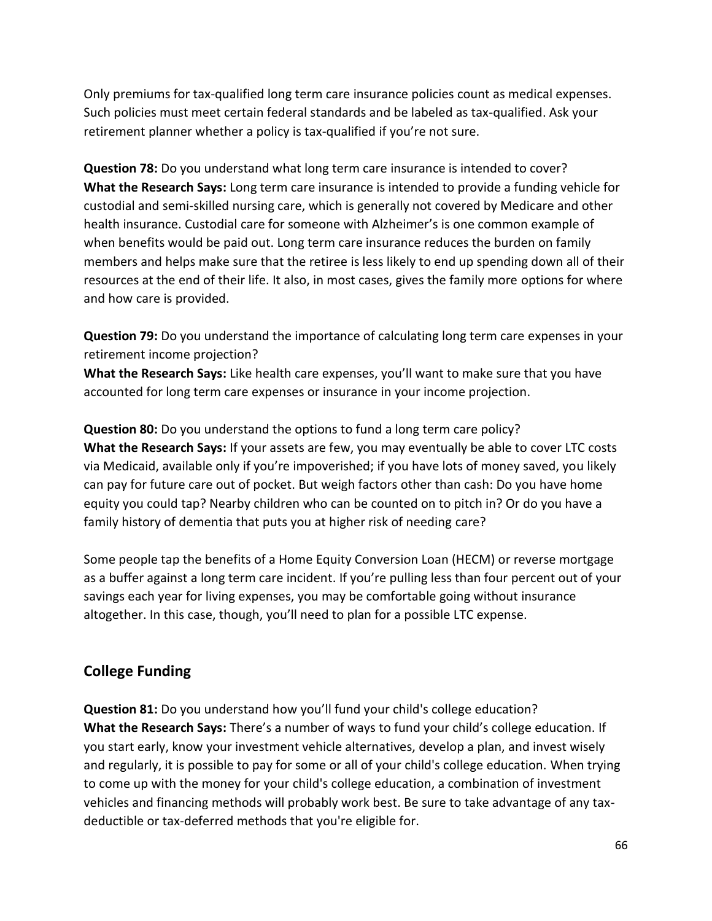Only premiums for tax-qualified long term care insurance policies count as medical expenses. Such policies must meet certain federal standards and be labeled as tax-qualified. Ask your retirement planner whether a policy is tax-qualified if you're not sure.

**Question 78:** Do you understand what long term care insurance is intended to cover?
**What the Research Says:** Long term care insurance is intended to provide a funding vehicle for custodial and semi-skilled nursing care, which is generally not covered by Medicare and other health insurance. Custodial care for someone with Alzheimer's is one common example of when benefits would be paid out. Long term care insurance reduces the burden on family members and helps make sure that the retiree is less likely to end up spending down all of their resources at the end of their life. It also, in most cases, gives the family more options for where and how care is provided.

**Question 79:** Do you understand the importance of calculating long term care expenses in your retirement income projection?
**What the Research Says:** Like health care expenses, you'll want to make sure that you have accounted for long term care expenses or insurance in your income projection.

**Question 80:** Do you understand the options to fund a long term care policy?
**What the Research Says:** If your assets are few, you may eventually be able to cover LTC costs via Medicaid, available only if you're impoverished; if you have lots of money saved, you likely can pay for future care out of pocket. But weigh factors other than cash: Do you have home equity you could tap? Nearby children who can be counted on to pitch in? Or do you have a family history of dementia that puts you at higher risk of needing care?

Some people tap the benefits of a Home Equity Conversion Loan (HECM) or reverse mortgage as a buffer against a long term care incident. If you're pulling less than four percent out of your savings each year for living expenses, you may be comfortable going without insurance altogether. In this case, though, you'll need to plan for a possible LTC expense.

## College Funding

**Question 81:** Do you understand how you'll fund your child's college education?
**What the Research Says:** There's a number of ways to fund your child's college education. If you start early, know your investment vehicle alternatives, develop a plan, and invest wisely and regularly, it is possible to pay for some or all of your child's college education. When trying to come up with the money for your child's college education, a combination of investment vehicles and financing methods will probably work best. Be sure to take advantage of any tax-deductible or tax-deferred methods that you're eligible for.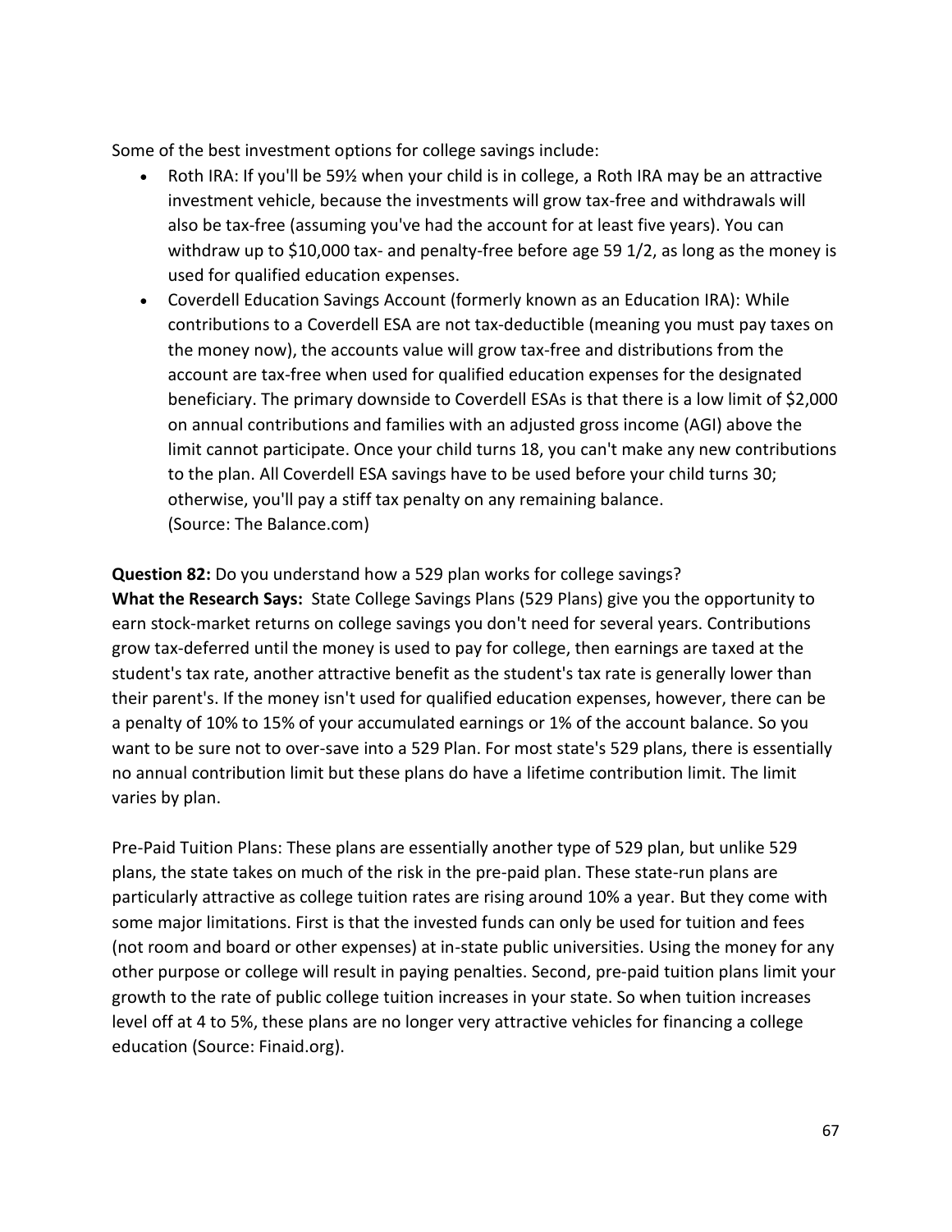Some of the best investment options for college savings include:

- Roth IRA: If you'll be 59½ when your child is in college, a Roth IRA may be an attractive investment vehicle, because the investments will grow tax-free and withdrawals will also be tax-free (assuming you've had the account for at least five years). You can withdraw up to $10,000 tax- and penalty-free before age 59 1/2, as long as the money is used for qualified education expenses.
- Coverdell Education Savings Account (formerly known as an Education IRA): While contributions to a Coverdell ESA are not tax-deductible (meaning you must pay taxes on the money now), the accounts value will grow tax-free and distributions from the account are tax-free when used for qualified education expenses for the designated beneficiary. The primary downside to Coverdell ESAs is that there is a low limit of $2,000 on annual contributions and families with an adjusted gross income (AGI) above the limit cannot participate. Once your child turns 18, you can't make any new contributions to the plan. All Coverdell ESA savings have to be used before your child turns 30; otherwise, you'll pay a stiff tax penalty on any remaining balance.
  (Source: The Balance.com)

**Question 82:** Do you understand how a 529 plan works for college savings?
**What the Research Says:** State College Savings Plans (529 Plans) give you the opportunity to earn stock-market returns on college savings you don't need for several years. Contributions grow tax-deferred until the money is used to pay for college, then earnings are taxed at the student's tax rate, another attractive benefit as the student's tax rate is generally lower than their parent's. If the money isn't used for qualified education expenses, however, there can be a penalty of 10% to 15% of your accumulated earnings or 1% of the account balance. So you want to be sure not to over-save into a 529 Plan. For most state's 529 plans, there is essentially no annual contribution limit but these plans do have a lifetime contribution limit. The limit varies by plan.

Pre-Paid Tuition Plans: These plans are essentially another type of 529 plan, but unlike 529 plans, the state takes on much of the risk in the pre-paid plan. These state-run plans are particularly attractive as college tuition rates are rising around 10% a year. But they come with some major limitations. First is that the invested funds can only be used for tuition and fees (not room and board or other expenses) at in-state public universities. Using the money for any other purpose or college will result in paying penalties. Second, pre-paid tuition plans limit your growth to the rate of public college tuition increases in your state. So when tuition increases level off at 4 to 5%, these plans are no longer very attractive vehicles for financing a college education (Source: Finaid.org).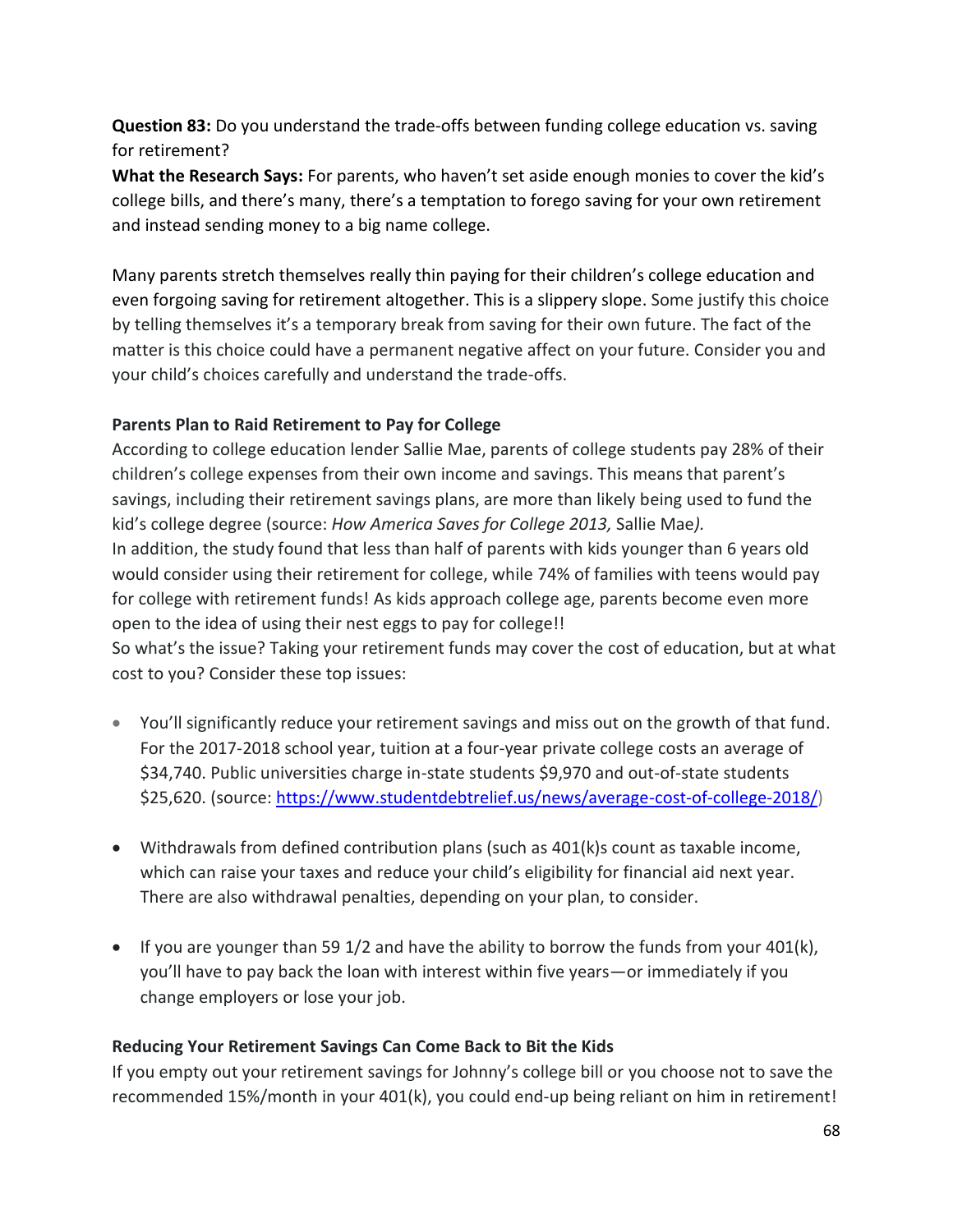**Question 83:** Do you understand the trade-offs between funding college education vs. saving for retirement?

**What the Research Says:** For parents, who haven't set aside enough monies to cover the kid's college bills, and there's many, there's a temptation to forego saving for your own retirement and instead sending money to a big name college.

Many parents stretch themselves really thin paying for their children's college education and even forgoing saving for retirement altogether. This is a slippery slope. Some justify this choice by telling themselves it's a temporary break from saving for their own future. The fact of the matter is this choice could have a permanent negative affect on your future. Consider you and your child's choices carefully and understand the trade-offs.

**Parents Plan to Raid Retirement to Pay for College**

According to college education lender Sallie Mae, parents of college students pay 28% of their children's college expenses from their own income and savings. This means that parent's savings, including their retirement savings plans, are more than likely being used to fund the kid's college degree (source: *How America Saves for College 2013,* Sallie Mae*).*

In addition, the study found that less than half of parents with kids younger than 6 years old would consider using their retirement for college, while 74% of families with teens would pay for college with retirement funds! As kids approach college age, parents become even more open to the idea of using their nest eggs to pay for college!!

So what's the issue? Taking your retirement funds may cover the cost of education, but at what cost to you? Consider these top issues:

- You'll significantly reduce your retirement savings and miss out on the growth of that fund. For the 2017-2018 school year, tuition at a four-year private college costs an average of $34,740. Public universities charge in-state students $9,970 and out-of-state students $25,620. (source: https://www.studentdebtrelief.us/news/average-cost-of-college-2018/)

- Withdrawals from defined contribution plans (such as 401(k)s count as taxable income, which can raise your taxes and reduce your child's eligibility for financial aid next year. There are also withdrawal penalties, depending on your plan, to consider.

- If you are younger than 59 1/2 and have the ability to borrow the funds from your 401(k), you'll have to pay back the loan with interest within five years—or immediately if you change employers or lose your job.

**Reducing Your Retirement Savings Can Come Back to Bit the Kids**

If you empty out your retirement savings for Johnny's college bill or you choose not to save the recommended 15%/month in your 401(k), you could end-up being reliant on him in retirement!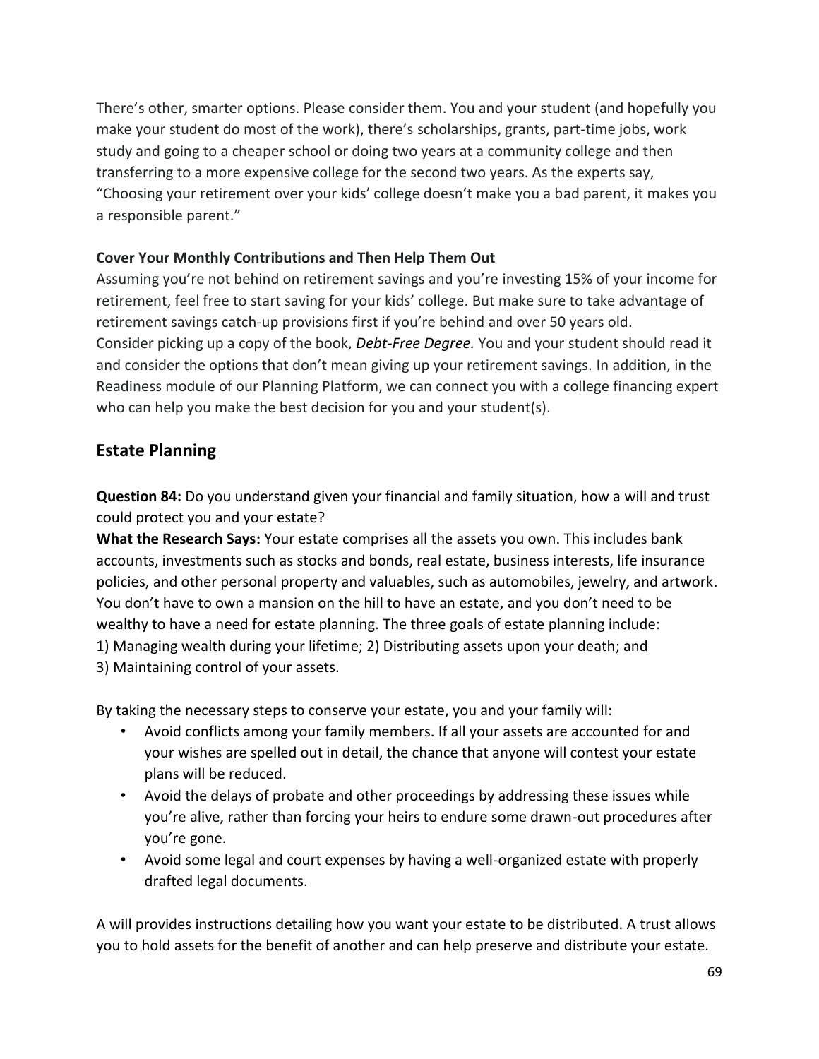There's other, smarter options. Please consider them. You and your student (and hopefully you make your student do most of the work), there's scholarships, grants, part-time jobs, work study and going to a cheaper school or doing two years at a community college and then transferring to a more expensive college for the second two years. As the experts say, "Choosing your retirement over your kids' college doesn't make you a bad parent, it makes you a responsible parent."

**Cover Your Monthly Contributions and Then Help Them Out**

Assuming you're not behind on retirement savings and you're investing 15% of your income for retirement, feel free to start saving for your kids' college. But make sure to take advantage of retirement savings catch-up provisions first if you're behind and over 50 years old.
Consider picking up a copy of the book, *Debt-Free Degree.* You and your student should read it and consider the options that don't mean giving up your retirement savings. In addition, in the Readiness module of our Planning Platform, we can connect you with a college financing expert who can help you make the best decision for you and your student(s).

## Estate Planning

**Question 84:** Do you understand given your financial and family situation, how a will and trust could protect you and your estate?

**What the Research Says:** Your estate comprises all the assets you own. This includes bank accounts, investments such as stocks and bonds, real estate, business interests, life insurance policies, and other personal property and valuables, such as automobiles, jewelry, and artwork. You don't have to own a mansion on the hill to have an estate, and you don't need to be wealthy to have a need for estate planning. The three goals of estate planning include:
1) Managing wealth during your lifetime; 2) Distributing assets upon your death; and
3) Maintaining control of your assets.

By taking the necessary steps to conserve your estate, you and your family will:

- Avoid conflicts among your family members. If all your assets are accounted for and your wishes are spelled out in detail, the chance that anyone will contest your estate plans will be reduced.
- Avoid the delays of probate and other proceedings by addressing these issues while you're alive, rather than forcing your heirs to endure some drawn-out procedures after you're gone.
- Avoid some legal and court expenses by having a well-organized estate with properly drafted legal documents.

A will provides instructions detailing how you want your estate to be distributed. A trust allows you to hold assets for the benefit of another and can help preserve and distribute your estate.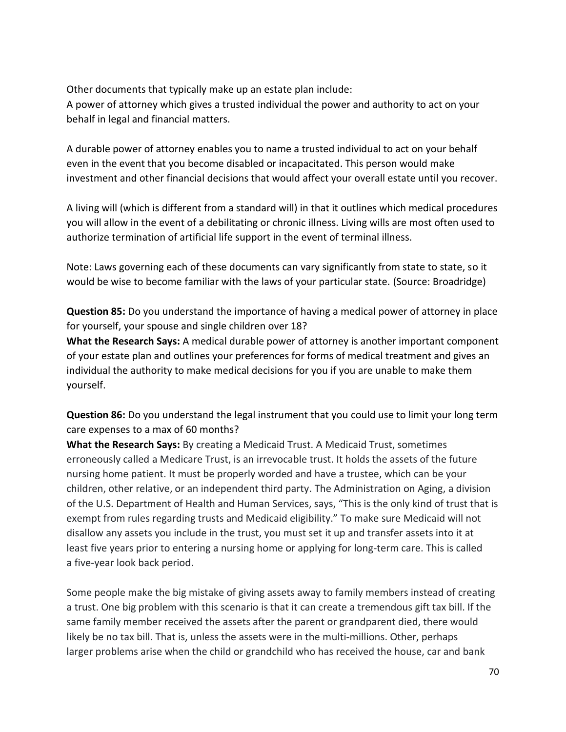Other documents that typically make up an estate plan include:
A power of attorney which gives a trusted individual the power and authority to act on your behalf in legal and financial matters.

A durable power of attorney enables you to name a trusted individual to act on your behalf even in the event that you become disabled or incapacitated. This person would make investment and other financial decisions that would affect your overall estate until you recover.

A living will (which is different from a standard will) in that it outlines which medical procedures you will allow in the event of a debilitating or chronic illness. Living wills are most often used to authorize termination of artificial life support in the event of terminal illness.

Note: Laws governing each of these documents can vary significantly from state to state, so it would be wise to become familiar with the laws of your particular state. (Source: Broadridge)

**Question 85:** Do you understand the importance of having a medical power of attorney in place for yourself, your spouse and single children over 18?
**What the Research Says:** A medical durable power of attorney is another important component of your estate plan and outlines your preferences for forms of medical treatment and gives an individual the authority to make medical decisions for you if you are unable to make them yourself.

**Question 86:** Do you understand the legal instrument that you could use to limit your long term care expenses to a max of 60 months?
**What the Research Says:** By creating a Medicaid Trust. A Medicaid Trust, sometimes erroneously called a Medicare Trust, is an irrevocable trust. It holds the assets of the future nursing home patient. It must be properly worded and have a trustee, which can be your children, other relative, or an independent third party. The Administration on Aging, a division of the U.S. Department of Health and Human Services, says, "This is the only kind of trust that is exempt from rules regarding trusts and Medicaid eligibility." To make sure Medicaid will not disallow any assets you include in the trust, you must set it up and transfer assets into it at least five years prior to entering a nursing home or applying for long-term care. This is called a five-year look back period.

Some people make the big mistake of giving assets away to family members instead of creating a trust. One big problem with this scenario is that it can create a tremendous gift tax bill. If the same family member received the assets after the parent or grandparent died, there would likely be no tax bill. That is, unless the assets were in the multi-millions. Other, perhaps larger problems arise when the child or grandchild who has received the house, car and bank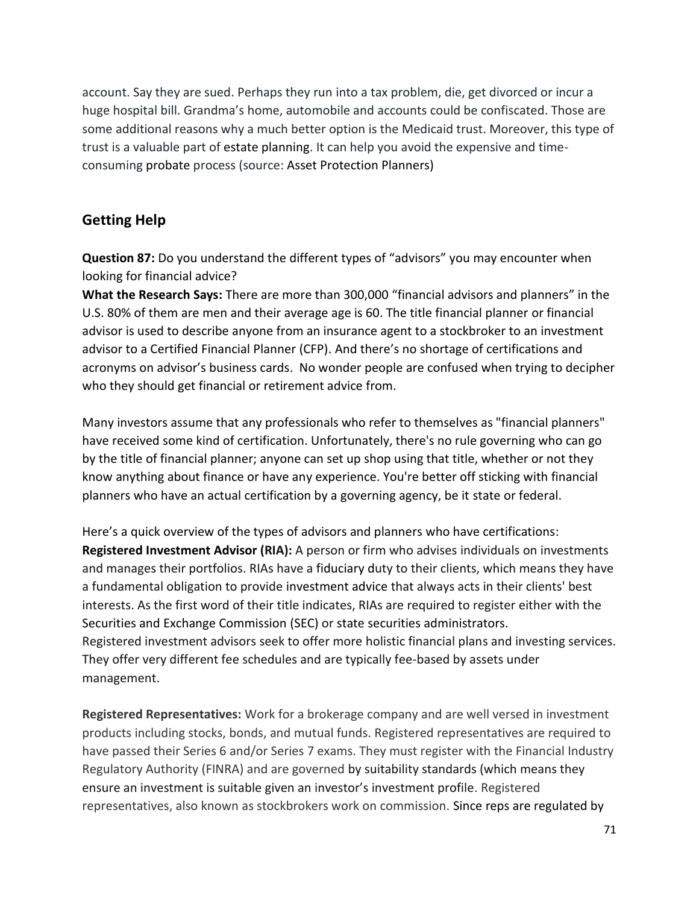account. Say they are sued. Perhaps they run into a tax problem, die, get divorced or incur a huge hospital bill. Grandma's home, automobile and accounts could be confiscated. Those are some additional reasons why a much better option is the Medicaid trust. Moreover, this type of trust is a valuable part of estate planning. It can help you avoid the expensive and time-consuming probate process (source: Asset Protection Planners)

## Getting Help

**Question 87:** Do you understand the different types of "advisors" you may encounter when looking for financial advice?

**What the Research Says:** There are more than 300,000 "financial advisors and planners" in the U.S. 80% of them are men and their average age is 60. The title financial planner or financial advisor is used to describe anyone from an insurance agent to a stockbroker to an investment advisor to a Certified Financial Planner (CFP). And there's no shortage of certifications and acronyms on advisor's business cards. No wonder people are confused when trying to decipher who they should get financial or retirement advice from.

Many investors assume that any professionals who refer to themselves as "financial planners" have received some kind of certification. Unfortunately, there's no rule governing who can go by the title of financial planner; anyone can set up shop using that title, whether or not they know anything about finance or have any experience. You're better off sticking with financial planners who have an actual certification by a governing agency, be it state or federal.

Here's a quick overview of the types of advisors and planners who have certifications:

**Registered Investment Advisor (RIA):** A person or firm who advises individuals on investments and manages their portfolios. RIAs have a fiduciary duty to their clients, which means they have a fundamental obligation to provide investment advice that always acts in their clients' best interests. As the first word of their title indicates, RIAs are required to register either with the Securities and Exchange Commission (SEC) or state securities administrators.
Registered investment advisors seek to offer more holistic financial plans and investing services. They offer very different fee schedules and are typically fee-based by assets under management.

**Registered Representatives:** Work for a brokerage company and are well versed in investment products including stocks, bonds, and mutual funds. Registered representatives are required to have passed their Series 6 and/or Series 7 exams. They must register with the Financial Industry Regulatory Authority (FINRA) and are governed by suitability standards (which means they ensure an investment is suitable given an investor's investment profile. Registered representatives, also known as stockbrokers work on commission. Since reps are regulated by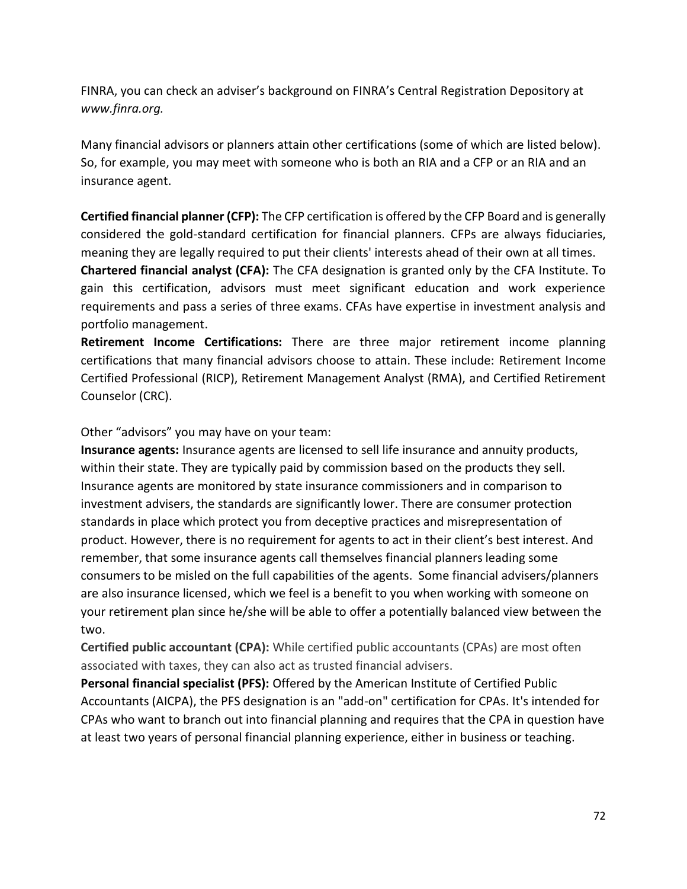FINRA, you can check an adviser's background on FINRA's Central Registration Depository at *www.finra.org.*

Many financial advisors or planners attain other certifications (some of which are listed below). So, for example, you may meet with someone who is both an RIA and a CFP or an RIA and an insurance agent.

**Certified financial planner (CFP):** The CFP certification is offered by the CFP Board and is generally considered the gold-standard certification for financial planners. CFPs are always fiduciaries, meaning they are legally required to put their clients' interests ahead of their own at all times.

**Chartered financial analyst (CFA):** The CFA designation is granted only by the CFA Institute. To gain this certification, advisors must meet significant education and work experience requirements and pass a series of three exams. CFAs have expertise in investment analysis and portfolio management.

**Retirement Income Certifications:** There are three major retirement income planning certifications that many financial advisors choose to attain. These include: Retirement Income Certified Professional (RICP), Retirement Management Analyst (RMA), and Certified Retirement Counselor (CRC).

Other "advisors" you may have on your team:

**Insurance agents:** Insurance agents are licensed to sell life insurance and annuity products, within their state. They are typically paid by commission based on the products they sell. Insurance agents are monitored by state insurance commissioners and in comparison to investment advisers, the standards are significantly lower. There are consumer protection standards in place which protect you from deceptive practices and misrepresentation of product. However, there is no requirement for agents to act in their client's best interest. And remember, that some insurance agents call themselves financial planners leading some consumers to be misled on the full capabilities of the agents. Some financial advisers/planners are also insurance licensed, which we feel is a benefit to you when working with someone on your retirement plan since he/she will be able to offer a potentially balanced view between the two.

**Certified public accountant (CPA):** While certified public accountants (CPAs) are most often associated with taxes, they can also act as trusted financial advisers.

**Personal financial specialist (PFS):** Offered by the American Institute of Certified Public Accountants (AICPA), the PFS designation is an "add-on" certification for CPAs. It's intended for CPAs who want to branch out into financial planning and requires that the CPA in question have at least two years of personal financial planning experience, either in business or teaching.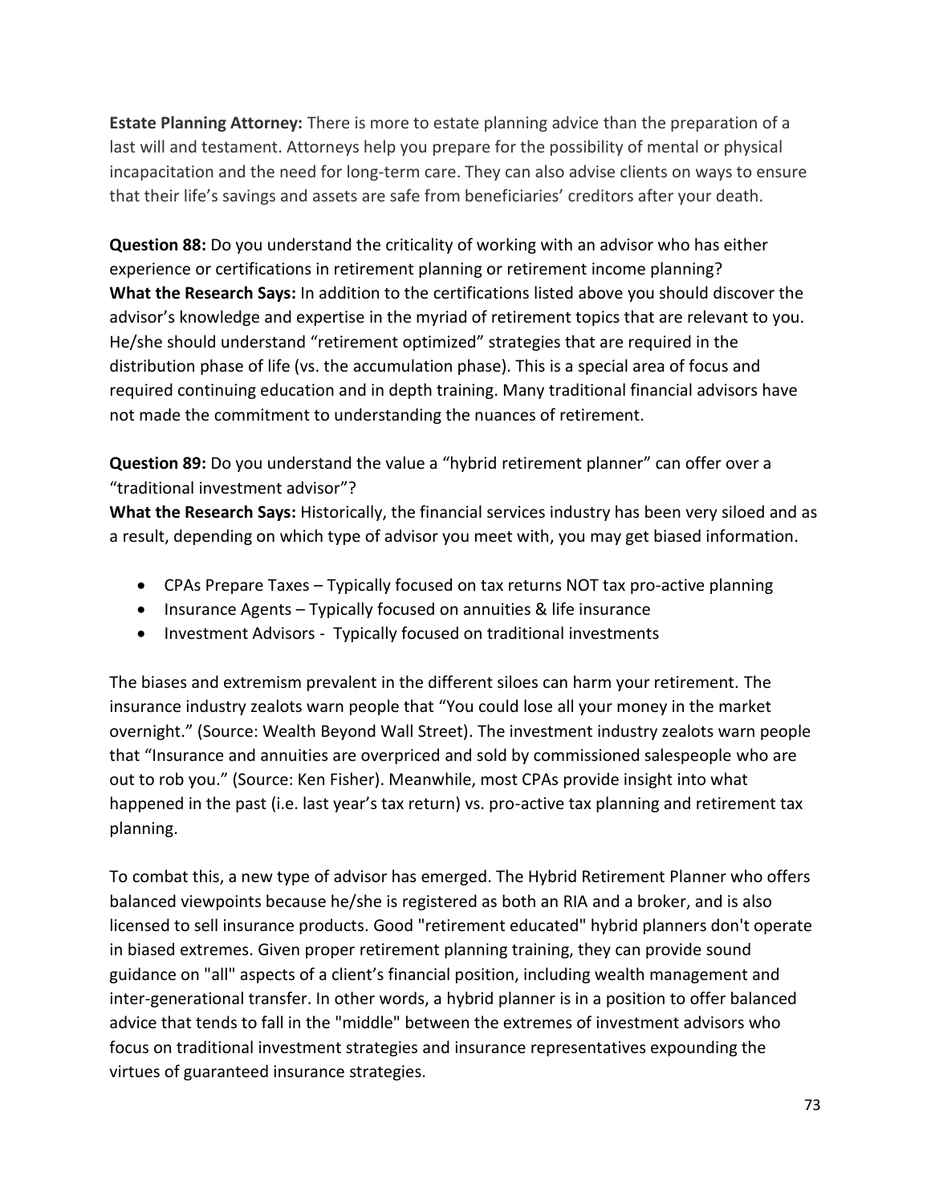**Estate Planning Attorney:** There is more to estate planning advice than the preparation of a last will and testament. Attorneys help you prepare for the possibility of mental or physical incapacitation and the need for long-term care. They can also advise clients on ways to ensure that their life's savings and assets are safe from beneficiaries' creditors after your death.

**Question 88:** Do you understand the criticality of working with an advisor who has either experience or certifications in retirement planning or retirement income planning?
**What the Research Says:** In addition to the certifications listed above you should discover the advisor's knowledge and expertise in the myriad of retirement topics that are relevant to you. He/she should understand "retirement optimized" strategies that are required in the distribution phase of life (vs. the accumulation phase). This is a special area of focus and required continuing education and in depth training. Many traditional financial advisors have not made the commitment to understanding the nuances of retirement.

**Question 89:** Do you understand the value a "hybrid retirement planner" can offer over a "traditional investment advisor"?
**What the Research Says:** Historically, the financial services industry has been very siloed and as a result, depending on which type of advisor you meet with, you may get biased information.

- CPAs Prepare Taxes – Typically focused on tax returns NOT tax pro-active planning
- Insurance Agents – Typically focused on annuities & life insurance
- Investment Advisors - Typically focused on traditional investments

The biases and extremism prevalent in the different siloes can harm your retirement. The insurance industry zealots warn people that "You could lose all your money in the market overnight." (Source: Wealth Beyond Wall Street). The investment industry zealots warn people that "Insurance and annuities are overpriced and sold by commissioned salespeople who are out to rob you." (Source: Ken Fisher). Meanwhile, most CPAs provide insight into what happened in the past (i.e. last year's tax return) vs. pro-active tax planning and retirement tax planning.

To combat this, a new type of advisor has emerged. The Hybrid Retirement Planner who offers balanced viewpoints because he/she is registered as both an RIA and a broker, and is also licensed to sell insurance products. Good "retirement educated" hybrid planners don't operate in biased extremes. Given proper retirement planning training, they can provide sound guidance on "all" aspects of a client's financial position, including wealth management and inter-generational transfer. In other words, a hybrid planner is in a position to offer balanced advice that tends to fall in the "middle" between the extremes of investment advisors who focus on traditional investment strategies and insurance representatives expounding the virtues of guaranteed insurance strategies.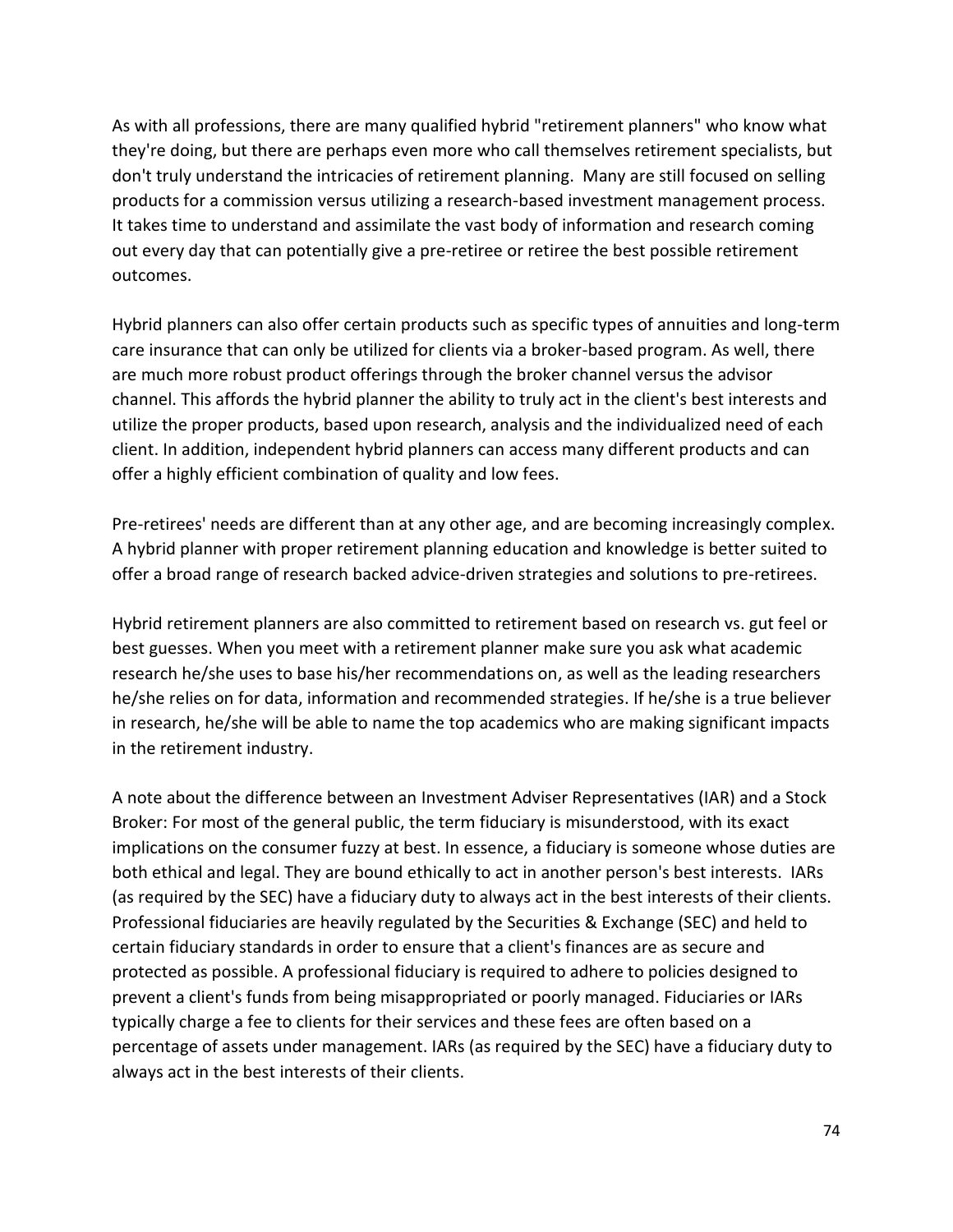As with all professions, there are many qualified hybrid "retirement planners" who know what they're doing, but there are perhaps even more who call themselves retirement specialists, but don't truly understand the intricacies of retirement planning. Many are still focused on selling products for a commission versus utilizing a research-based investment management process. It takes time to understand and assimilate the vast body of information and research coming out every day that can potentially give a pre-retiree or retiree the best possible retirement outcomes.

Hybrid planners can also offer certain products such as specific types of annuities and long-term care insurance that can only be utilized for clients via a broker-based program. As well, there are much more robust product offerings through the broker channel versus the advisor channel. This affords the hybrid planner the ability to truly act in the client's best interests and utilize the proper products, based upon research, analysis and the individualized need of each client. In addition, independent hybrid planners can access many different products and can offer a highly efficient combination of quality and low fees.

Pre-retirees' needs are different than at any other age, and are becoming increasingly complex. A hybrid planner with proper retirement planning education and knowledge is better suited to offer a broad range of research backed advice-driven strategies and solutions to pre-retirees.

Hybrid retirement planners are also committed to retirement based on research vs. gut feel or best guesses. When you meet with a retirement planner make sure you ask what academic research he/she uses to base his/her recommendations on, as well as the leading researchers he/she relies on for data, information and recommended strategies. If he/she is a true believer in research, he/she will be able to name the top academics who are making significant impacts in the retirement industry.

A note about the difference between an Investment Adviser Representatives (IAR) and a Stock Broker: For most of the general public, the term fiduciary is misunderstood, with its exact implications on the consumer fuzzy at best. In essence, a fiduciary is someone whose duties are both ethical and legal. They are bound ethically to act in another person's best interests. IARs (as required by the SEC) have a fiduciary duty to always act in the best interests of their clients. Professional fiduciaries are heavily regulated by the Securities & Exchange (SEC) and held to certain fiduciary standards in order to ensure that a client's finances are as secure and protected as possible. A professional fiduciary is required to adhere to policies designed to prevent a client's funds from being misappropriated or poorly managed. Fiduciaries or IARs typically charge a fee to clients for their services and these fees are often based on a percentage of assets under management. IARs (as required by the SEC) have a fiduciary duty to always act in the best interests of their clients.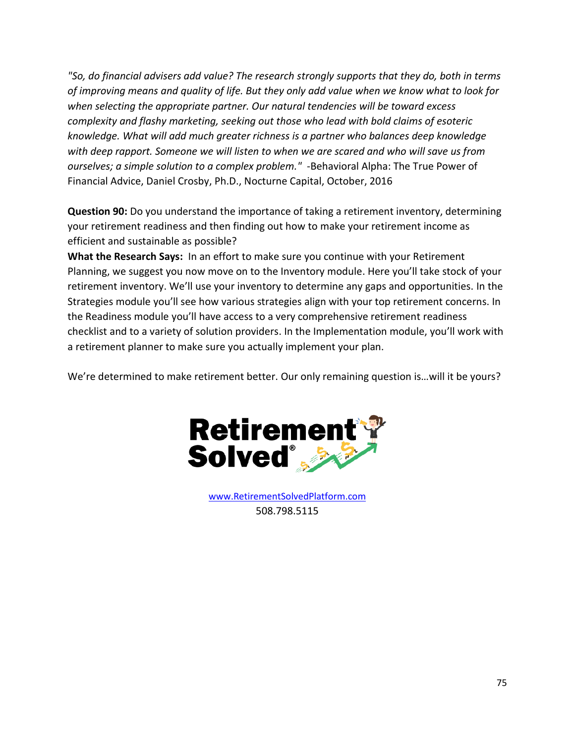*"So, do financial advisers add value? The research strongly supports that they do, both in terms of improving means and quality of life. But they only add value when we know what to look for when selecting the appropriate partner. Our natural tendencies will be toward excess complexity and flashy marketing, seeking out those who lead with bold claims of esoteric knowledge. What will add much greater richness is a partner who balances deep knowledge with deep rapport. Someone we will listen to when we are scared and who will save us from ourselves; a simple solution to a complex problem."* -Behavioral Alpha: The True Power of Financial Advice, Daniel Crosby, Ph.D., Nocturne Capital, October, 2016

**Question 90:** Do you understand the importance of taking a retirement inventory, determining your retirement readiness and then finding out how to make your retirement income as efficient and sustainable as possible?

**What the Research Says:** In an effort to make sure you continue with your Retirement Planning, we suggest you now move on to the Inventory module. Here you'll take stock of your retirement inventory. We'll use your inventory to determine any gaps and opportunities. In the Strategies module you'll see how various strategies align with your top retirement concerns. In the Readiness module you'll have access to a very comprehensive retirement readiness checklist and to a variety of solution providers. In the Implementation module, you'll work with a retirement planner to make sure you actually implement your plan.

We're determined to make retirement better. Our only remaining question is…will it be yours?

Retirement Solved®

www.RetirementSolvedPlatform.com
508.798.5115